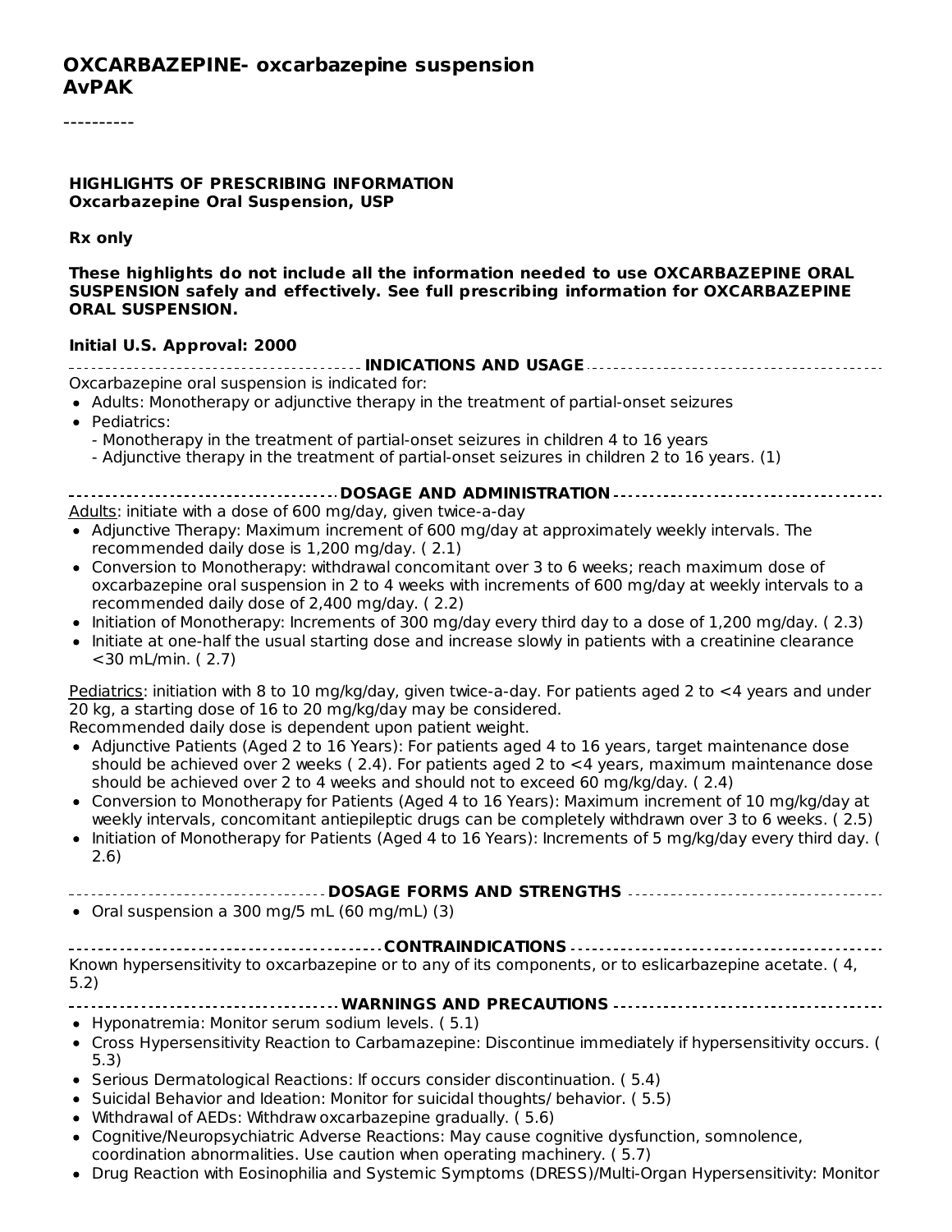# OXCARBAZEPINE- oxcarbazepine suspension
# AvPAK

----------

**HIGHLIGHTS OF PRESCRIBING INFORMATION**
**Oxcarbazepine Oral Suspension, USP**

**Rx only**

**These highlights do not include all the information needed to use OXCARBAZEPINE ORAL SUSPENSION safely and effectively. See full prescribing information for OXCARBAZEPINE ORAL SUSPENSION.**

**Initial U.S. Approval: 2000**

### INDICATIONS AND USAGE

Oxcarbazepine oral suspension is indicated for:

- Adults: Monotherapy or adjunctive therapy in the treatment of partial-onset seizures
- Pediatrics:
  - Monotherapy in the treatment of partial-onset seizures in children 4 to 16 years
  - Adjunctive therapy in the treatment of partial-onset seizures in children 2 to 16 years. (1)

### DOSAGE AND ADMINISTRATION

Adults: initiate with a dose of 600 mg/day, given twice-a-day

- Adjunctive Therapy: Maximum increment of 600 mg/day at approximately weekly intervals. The recommended daily dose is 1,200 mg/day. ( 2.1)
- Conversion to Monotherapy: withdrawal concomitant over 3 to 6 weeks; reach maximum dose of oxcarbazepine oral suspension in 2 to 4 weeks with increments of 600 mg/day at weekly intervals to a recommended daily dose of 2,400 mg/day. ( 2.2)
- Initiation of Monotherapy: Increments of 300 mg/day every third day to a dose of 1,200 mg/day. ( 2.3)
- Initiate at one-half the usual starting dose and increase slowly in patients with a creatinine clearance <30 mL/min. ( 2.7)

Pediatrics: initiation with 8 to 10 mg/kg/day, given twice-a-day. For patients aged 2 to <4 years and under 20 kg, a starting dose of 16 to 20 mg/kg/day may be considered.
Recommended daily dose is dependent upon patient weight.

- Adjunctive Patients (Aged 2 to 16 Years): For patients aged 4 to 16 years, target maintenance dose should be achieved over 2 weeks ( 2.4). For patients aged 2 to <4 years, maximum maintenance dose should be achieved over 2 to 4 weeks and should not to exceed 60 mg/kg/day. ( 2.4)
- Conversion to Monotherapy for Patients (Aged 4 to 16 Years): Maximum increment of 10 mg/kg/day at weekly intervals, concomitant antiepileptic drugs can be completely withdrawn over 3 to 6 weeks. ( 2.5)
- Initiation of Monotherapy for Patients (Aged 4 to 16 Years): Increments of 5 mg/kg/day every third day. ( 2.6)

### DOSAGE FORMS AND STRENGTHS

- Oral suspension a 300 mg/5 mL (60 mg/mL) (3)

### CONTRAINDICATIONS

Known hypersensitivity to oxcarbazepine or to any of its components, or to eslicarbazepine acetate. ( 4, 5.2)

### WARNINGS AND PRECAUTIONS

- Hyponatremia: Monitor serum sodium levels. ( 5.1)
- Cross Hypersensitivity Reaction to Carbamazepine: Discontinue immediately if hypersensitivity occurs. ( 5.3)
- Serious Dermatological Reactions: If occurs consider discontinuation. ( 5.4)
- Suicidal Behavior and Ideation: Monitor for suicidal thoughts/ behavior. ( 5.5)
- Withdrawal of AEDs: Withdraw oxcarbazepine gradually. ( 5.6)
- Cognitive/Neuropsychiatric Adverse Reactions: May cause cognitive dysfunction, somnolence, coordination abnormalities. Use caution when operating machinery. ( 5.7)
- Drug Reaction with Eosinophilia and Systemic Symptoms (DRESS)/Multi-Organ Hypersensitivity: Monitor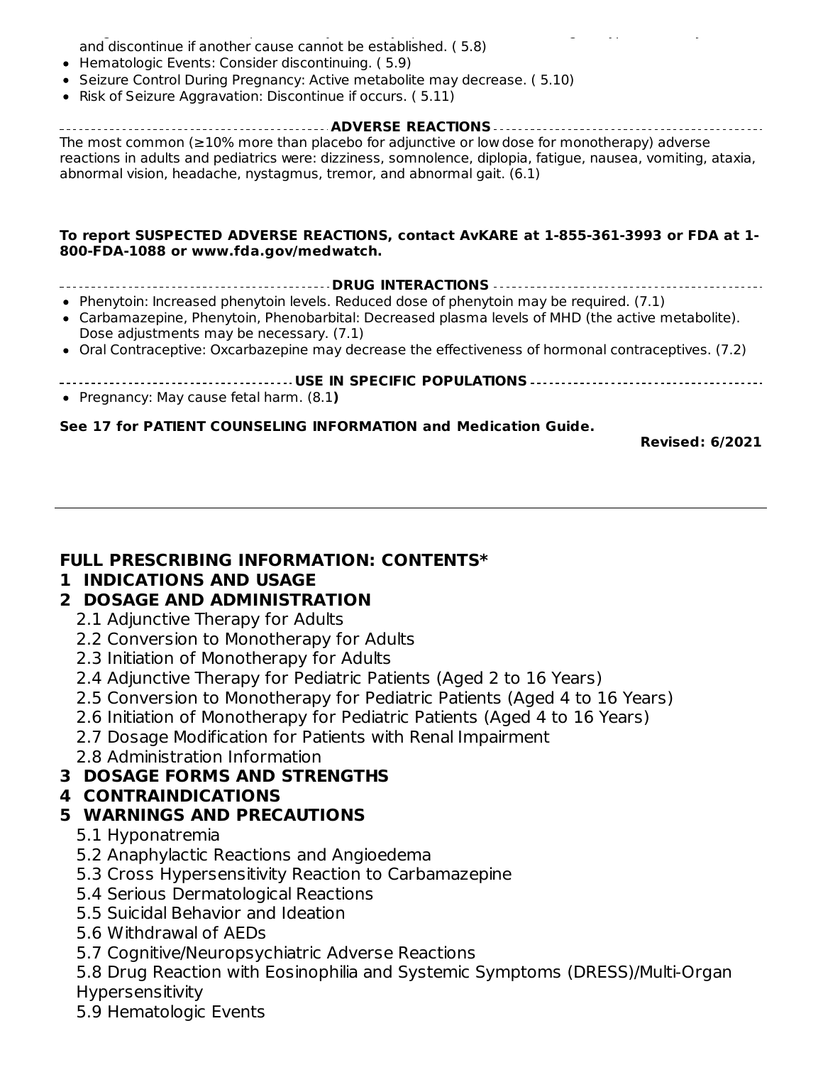and discontinue if another cause cannot be established. ( 5.8)

- Hematologic Events: Consider discontinuing. ( 5.9)
- Seizure Control During Pregnancy: Active metabolite may decrease. ( 5.10)
- Risk of Seizure Aggravation: Discontinue if occurs. ( 5.11)

**ADVERSE REACTIONS**

The most common (≥10% more than placebo for adjunctive or low dose for monotherapy) adverse reactions in adults and pediatrics were: dizziness, somnolence, diplopia, fatigue, nausea, vomiting, ataxia, abnormal vision, headache, nystagmus, tremor, and abnormal gait. (6.1)

**To report SUSPECTED ADVERSE REACTIONS, contact AvKARE at 1-855-361-3993 or FDA at 1-800-FDA-1088 or www.fda.gov/medwatch.**

**DRUG INTERACTIONS**

- Phenytoin: Increased phenytoin levels. Reduced dose of phenytoin may be required. (7.1)
- Carbamazepine, Phenytoin, Phenobarbital: Decreased plasma levels of MHD (the active metabolite). Dose adjustments may be necessary. (7.1)
- Oral Contraceptive: Oxcarbazepine may decrease the effectiveness of hormonal contraceptives. (7.2)

**USE IN SPECIFIC POPULATIONS**

- Pregnancy: May cause fetal harm. (8.1**)**

**See 17 for PATIENT COUNSELING INFORMATION and Medication Guide.**

**Revised: 6/2021**

---

## FULL PRESCRIBING INFORMATION: CONTENTS*

**1 INDICATIONS AND USAGE**

**2 DOSAGE AND ADMINISTRATION**

- 2.1 Adjunctive Therapy for Adults
- 2.2 Conversion to Monotherapy for Adults
- 2.3 Initiation of Monotherapy for Adults
- 2.4 Adjunctive Therapy for Pediatric Patients (Aged 2 to 16 Years)
- 2.5 Conversion to Monotherapy for Pediatric Patients (Aged 4 to 16 Years)
- 2.6 Initiation of Monotherapy for Pediatric Patients (Aged 4 to 16 Years)
- 2.7 Dosage Modification for Patients with Renal Impairment
- 2.8 Administration Information

**3 DOSAGE FORMS AND STRENGTHS**

**4 CONTRAINDICATIONS**

**5 WARNINGS AND PRECAUTIONS**

- 5.1 Hyponatremia
- 5.2 Anaphylactic Reactions and Angioedema
- 5.3 Cross Hypersensitivity Reaction to Carbamazepine
- 5.4 Serious Dermatological Reactions
- 5.5 Suicidal Behavior and Ideation
- 5.6 Withdrawal of AEDs
- 5.7 Cognitive/Neuropsychiatric Adverse Reactions
- 5.8 Drug Reaction with Eosinophilia and Systemic Symptoms (DRESS)/Multi-Organ Hypersensitivity
- 5.9 Hematologic Events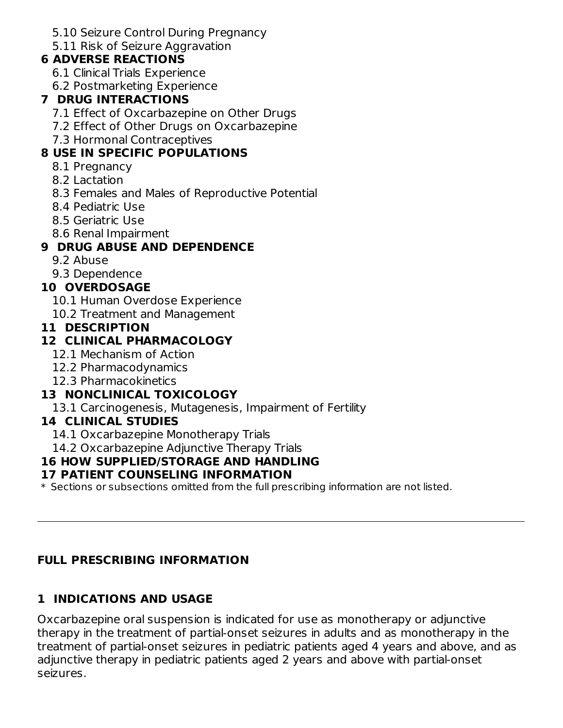5.10 Seizure Control During Pregnancy
5.11 Risk of Seizure Aggravation

**6 ADVERSE REACTIONS**

6.1 Clinical Trials Experience
6.2 Postmarketing Experience

**7 DRUG INTERACTIONS**

7.1 Effect of Oxcarbazepine on Other Drugs
7.2 Effect of Other Drugs on Oxcarbazepine
7.3 Hormonal Contraceptives

**8 USE IN SPECIFIC POPULATIONS**

8.1 Pregnancy
8.2 Lactation
8.3 Females and Males of Reproductive Potential
8.4 Pediatric Use
8.5 Geriatric Use
8.6 Renal Impairment

**9 DRUG ABUSE AND DEPENDENCE**

9.2 Abuse
9.3 Dependence

**10 OVERDOSAGE**

10.1 Human Overdose Experience
10.2 Treatment and Management

**11 DESCRIPTION**

**12 CLINICAL PHARMACOLOGY**

12.1 Mechanism of Action
12.2 Pharmacodynamics
12.3 Pharmacokinetics

**13 NONCLINICAL TOXICOLOGY**

13.1 Carcinogenesis, Mutagenesis, Impairment of Fertility

**14 CLINICAL STUDIES**

14.1 Oxcarbazepine Monotherapy Trials
14.2 Oxcarbazepine Adjunctive Therapy Trials

**16 HOW SUPPLIED/STORAGE AND HANDLING**

**17 PATIENT COUNSELING INFORMATION**

* Sections or subsections omitted from the full prescribing information are not listed.

---

## FULL PRESCRIBING INFORMATION

## 1 INDICATIONS AND USAGE

Oxcarbazepine oral suspension is indicated for use as monotherapy or adjunctive therapy in the treatment of partial-onset seizures in adults and as monotherapy in the treatment of partial-onset seizures in pediatric patients aged 4 years and above, and as adjunctive therapy in pediatric patients aged 2 years and above with partial-onset seizures.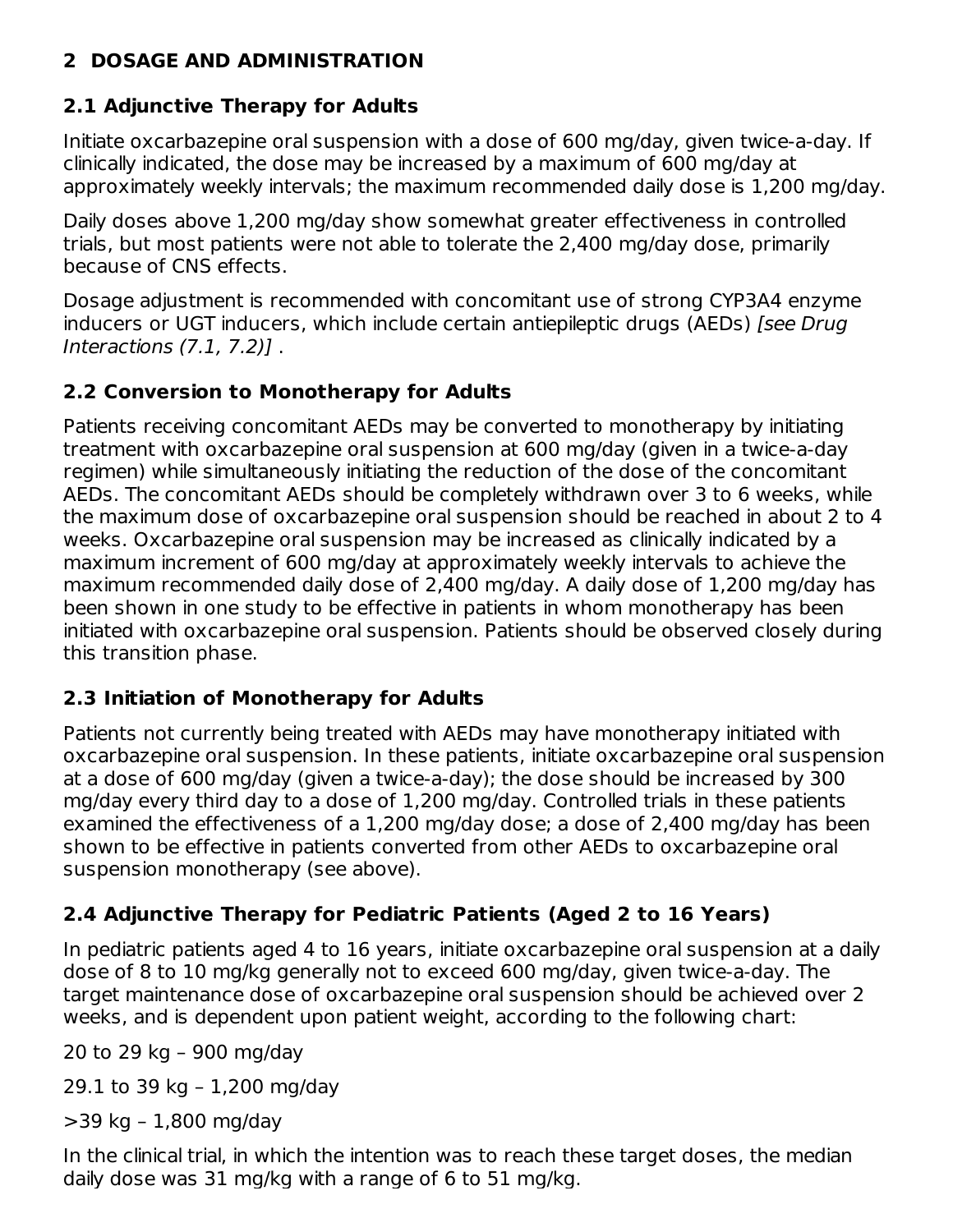## 2 DOSAGE AND ADMINISTRATION

### 2.1 Adjunctive Therapy for Adults

Initiate oxcarbazepine oral suspension with a dose of 600 mg/day, given twice-a-day. If clinically indicated, the dose may be increased by a maximum of 600 mg/day at approximately weekly intervals; the maximum recommended daily dose is 1,200 mg/day.

Daily doses above 1,200 mg/day show somewhat greater effectiveness in controlled trials, but most patients were not able to tolerate the 2,400 mg/day dose, primarily because of CNS effects.

Dosage adjustment is recommended with concomitant use of strong CYP3A4 enzyme inducers or UGT inducers, which include certain antiepileptic drugs (AEDs) *[see Drug Interactions (7.1, 7.2)]* .

### 2.2 Conversion to Monotherapy for Adults

Patients receiving concomitant AEDs may be converted to monotherapy by initiating treatment with oxcarbazepine oral suspension at 600 mg/day (given in a twice-a-day regimen) while simultaneously initiating the reduction of the dose of the concomitant AEDs. The concomitant AEDs should be completely withdrawn over 3 to 6 weeks, while the maximum dose of oxcarbazepine oral suspension should be reached in about 2 to 4 weeks. Oxcarbazepine oral suspension may be increased as clinically indicated by a maximum increment of 600 mg/day at approximately weekly intervals to achieve the maximum recommended daily dose of 2,400 mg/day. A daily dose of 1,200 mg/day has been shown in one study to be effective in patients in whom monotherapy has been initiated with oxcarbazepine oral suspension. Patients should be observed closely during this transition phase.

### 2.3 Initiation of Monotherapy for Adults

Patients not currently being treated with AEDs may have monotherapy initiated with oxcarbazepine oral suspension. In these patients, initiate oxcarbazepine oral suspension at a dose of 600 mg/day (given a twice-a-day); the dose should be increased by 300 mg/day every third day to a dose of 1,200 mg/day. Controlled trials in these patients examined the effectiveness of a 1,200 mg/day dose; a dose of 2,400 mg/day has been shown to be effective in patients converted from other AEDs to oxcarbazepine oral suspension monotherapy (see above).

### 2.4 Adjunctive Therapy for Pediatric Patients (Aged 2 to 16 Years)

In pediatric patients aged 4 to 16 years, initiate oxcarbazepine oral suspension at a daily dose of 8 to 10 mg/kg generally not to exceed 600 mg/day, given twice-a-day. The target maintenance dose of oxcarbazepine oral suspension should be achieved over 2 weeks, and is dependent upon patient weight, according to the following chart:

20 to 29 kg – 900 mg/day

29.1 to 39 kg – 1,200 mg/day

>39 kg – 1,800 mg/day

In the clinical trial, in which the intention was to reach these target doses, the median daily dose was 31 mg/kg with a range of 6 to 51 mg/kg.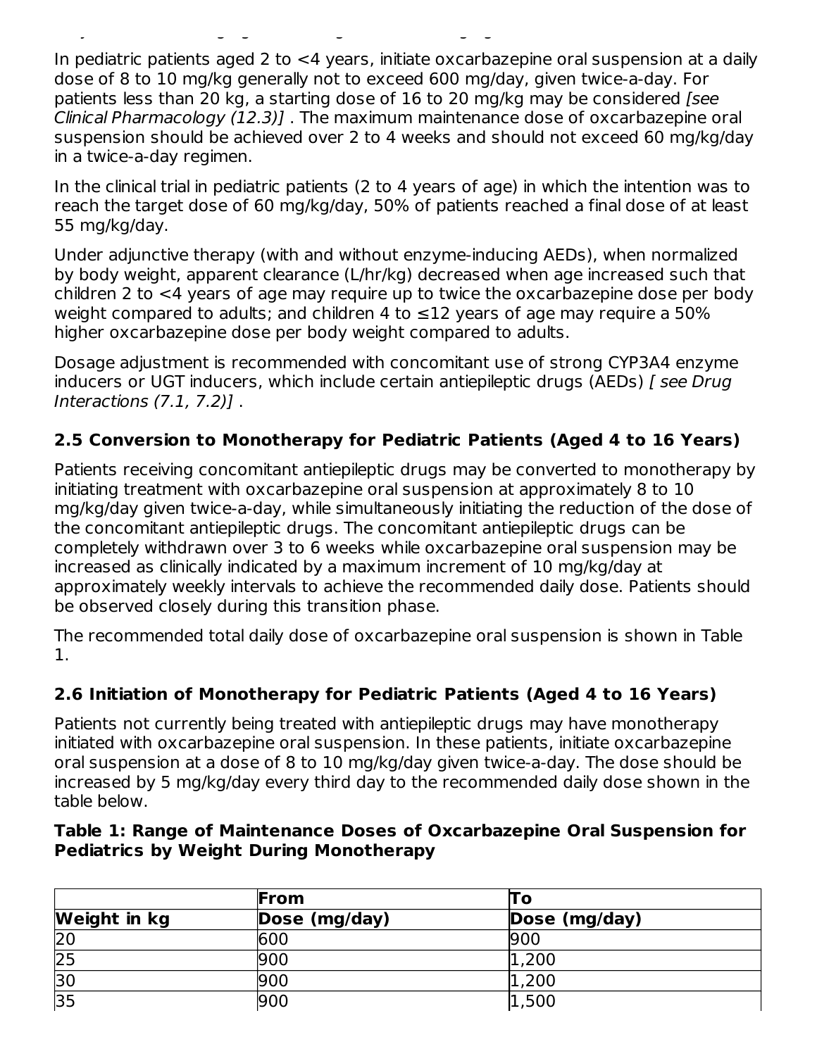In pediatric patients aged 2 to <4 years, initiate oxcarbazepine oral suspension at a daily dose of 8 to 10 mg/kg generally not to exceed 600 mg/day, given twice-a-day. For patients less than 20 kg, a starting dose of 16 to 20 mg/kg may be considered *[see Clinical Pharmacology (12.3)]* . The maximum maintenance dose of oxcarbazepine oral suspension should be achieved over 2 to 4 weeks and should not exceed 60 mg/kg/day in a twice-a-day regimen.

In the clinical trial in pediatric patients (2 to 4 years of age) in which the intention was to reach the target dose of 60 mg/kg/day, 50% of patients reached a final dose of at least 55 mg/kg/day.

Under adjunctive therapy (with and without enzyme-inducing AEDs), when normalized by body weight, apparent clearance (L/hr/kg) decreased when age increased such that children 2 to <4 years of age may require up to twice the oxcarbazepine dose per body weight compared to adults; and children 4 to ≤12 years of age may require a 50% higher oxcarbazepine dose per body weight compared to adults.

Dosage adjustment is recommended with concomitant use of strong CYP3A4 enzyme inducers or UGT inducers, which include certain antiepileptic drugs (AEDs) *[ see Drug Interactions (7.1, 7.2)]* .

## 2.5 Conversion to Monotherapy for Pediatric Patients (Aged 4 to 16 Years)

Patients receiving concomitant antiepileptic drugs may be converted to monotherapy by initiating treatment with oxcarbazepine oral suspension at approximately 8 to 10 mg/kg/day given twice-a-day, while simultaneously initiating the reduction of the dose of the concomitant antiepileptic drugs. The concomitant antiepileptic drugs can be completely withdrawn over 3 to 6 weeks while oxcarbazepine oral suspension may be increased as clinically indicated by a maximum increment of 10 mg/kg/day at approximately weekly intervals to achieve the recommended daily dose. Patients should be observed closely during this transition phase.

The recommended total daily dose of oxcarbazepine oral suspension is shown in Table 1.

## 2.6 Initiation of Monotherapy for Pediatric Patients (Aged 4 to 16 Years)

Patients not currently being treated with antiepileptic drugs may have monotherapy initiated with oxcarbazepine oral suspension. In these patients, initiate oxcarbazepine oral suspension at a dose of 8 to 10 mg/kg/day given twice-a-day. The dose should be increased by 5 mg/kg/day every third day to the recommended daily dose shown in the table below.

**Table 1: Range of Maintenance Doses of Oxcarbazepine Oral Suspension for Pediatrics by Weight During Monotherapy**

| | **From** | **To** |
|---|---|---|
| **Weight in kg** | **Dose (mg/day)** | **Dose (mg/day)** |
| 20 | 600 | 900 |
| 25 | 900 | 1,200 |
| 30 | 900 | 1,200 |
| 35 | 900 | 1,500 |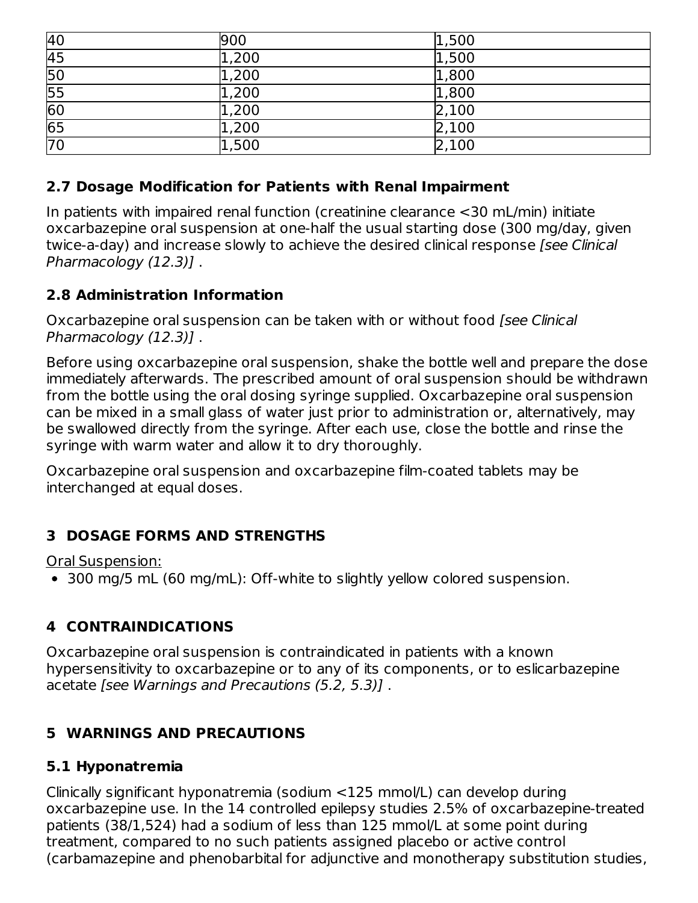| | | |
|---|---|---|
| 40 | 900 | 1,500 |
| 45 | 1,200 | 1,500 |
| 50 | 1,200 | 1,800 |
| 55 | 1,200 | 1,800 |
| 60 | 1,200 | 2,100 |
| 65 | 1,200 | 2,100 |
| 70 | 1,500 | 2,100 |

### 2.7 Dosage Modification for Patients with Renal Impairment

In patients with impaired renal function (creatinine clearance <30 mL/min) initiate oxcarbazepine oral suspension at one-half the usual starting dose (300 mg/day, given twice-a-day) and increase slowly to achieve the desired clinical response *[see Clinical Pharmacology (12.3)]* .

### 2.8 Administration Information

Oxcarbazepine oral suspension can be taken with or without food *[see Clinical Pharmacology (12.3)]* .

Before using oxcarbazepine oral suspension, shake the bottle well and prepare the dose immediately afterwards. The prescribed amount of oral suspension should be withdrawn from the bottle using the oral dosing syringe supplied. Oxcarbazepine oral suspension can be mixed in a small glass of water just prior to administration or, alternatively, may be swallowed directly from the syringe. After each use, close the bottle and rinse the syringe with warm water and allow it to dry thoroughly.

Oxcarbazepine oral suspension and oxcarbazepine film-coated tablets may be interchanged at equal doses.

## 3 DOSAGE FORMS AND STRENGTHS

Oral Suspension:

- 300 mg/5 mL (60 mg/mL): Off-white to slightly yellow colored suspension.

## 4 CONTRAINDICATIONS

Oxcarbazepine oral suspension is contraindicated in patients with a known hypersensitivity to oxcarbazepine or to any of its components, or to eslicarbazepine acetate *[see Warnings and Precautions (5.2, 5.3)]* .

## 5 WARNINGS AND PRECAUTIONS

### 5.1 Hyponatremia

Clinically significant hyponatremia (sodium <125 mmol/L) can develop during oxcarbazepine use. In the 14 controlled epilepsy studies 2.5% of oxcarbazepine-treated patients (38/1,524) had a sodium of less than 125 mmol/L at some point during treatment, compared to no such patients assigned placebo or active control (carbamazepine and phenobarbital for adjunctive and monotherapy substitution studies,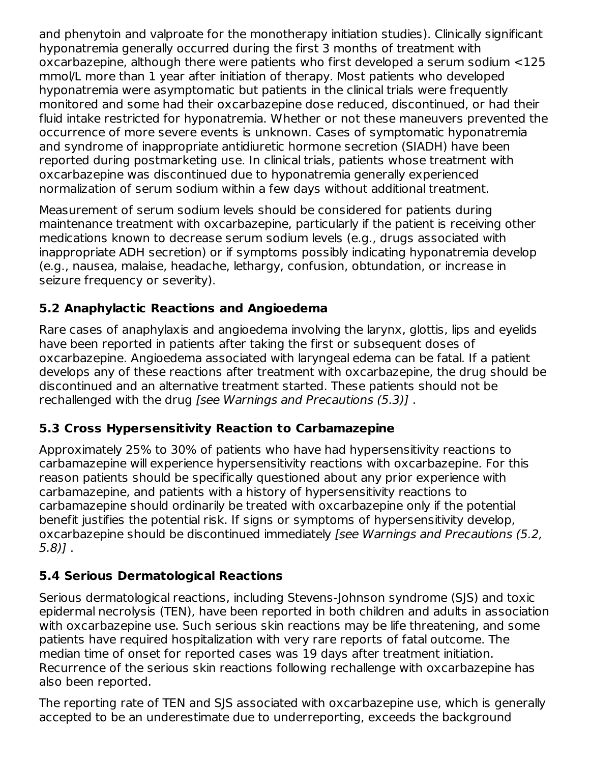and phenytoin and valproate for the monotherapy initiation studies). Clinically significant hyponatremia generally occurred during the first 3 months of treatment with oxcarbazepine, although there were patients who first developed a serum sodium <125 mmol/L more than 1 year after initiation of therapy. Most patients who developed hyponatremia were asymptomatic but patients in the clinical trials were frequently monitored and some had their oxcarbazepine dose reduced, discontinued, or had their fluid intake restricted for hyponatremia. Whether or not these maneuvers prevented the occurrence of more severe events is unknown. Cases of symptomatic hyponatremia and syndrome of inappropriate antidiuretic hormone secretion (SIADH) have been reported during postmarketing use. In clinical trials, patients whose treatment with oxcarbazepine was discontinued due to hyponatremia generally experienced normalization of serum sodium within a few days without additional treatment.

Measurement of serum sodium levels should be considered for patients during maintenance treatment with oxcarbazepine, particularly if the patient is receiving other medications known to decrease serum sodium levels (e.g., drugs associated with inappropriate ADH secretion) or if symptoms possibly indicating hyponatremia develop (e.g., nausea, malaise, headache, lethargy, confusion, obtundation, or increase in seizure frequency or severity).

### 5.2 Anaphylactic Reactions and Angioedema

Rare cases of anaphylaxis and angioedema involving the larynx, glottis, lips and eyelids have been reported in patients after taking the first or subsequent doses of oxcarbazepine. Angioedema associated with laryngeal edema can be fatal. If a patient develops any of these reactions after treatment with oxcarbazepine, the drug should be discontinued and an alternative treatment started. These patients should not be rechallenged with the drug *[see Warnings and Precautions (5.3)]* .

### 5.3 Cross Hypersensitivity Reaction to Carbamazepine

Approximately 25% to 30% of patients who have had hypersensitivity reactions to carbamazepine will experience hypersensitivity reactions with oxcarbazepine. For this reason patients should be specifically questioned about any prior experience with carbamazepine, and patients with a history of hypersensitivity reactions to carbamazepine should ordinarily be treated with oxcarbazepine only if the potential benefit justifies the potential risk. If signs or symptoms of hypersensitivity develop, oxcarbazepine should be discontinued immediately *[see Warnings and Precautions (5.2, 5.8)]* .

### 5.4 Serious Dermatological Reactions

Serious dermatological reactions, including Stevens-Johnson syndrome (SJS) and toxic epidermal necrolysis (TEN), have been reported in both children and adults in association with oxcarbazepine use. Such serious skin reactions may be life threatening, and some patients have required hospitalization with very rare reports of fatal outcome. The median time of onset for reported cases was 19 days after treatment initiation. Recurrence of the serious skin reactions following rechallenge with oxcarbazepine has also been reported.

The reporting rate of TEN and SJS associated with oxcarbazepine use, which is generally accepted to be an underestimate due to underreporting, exceeds the background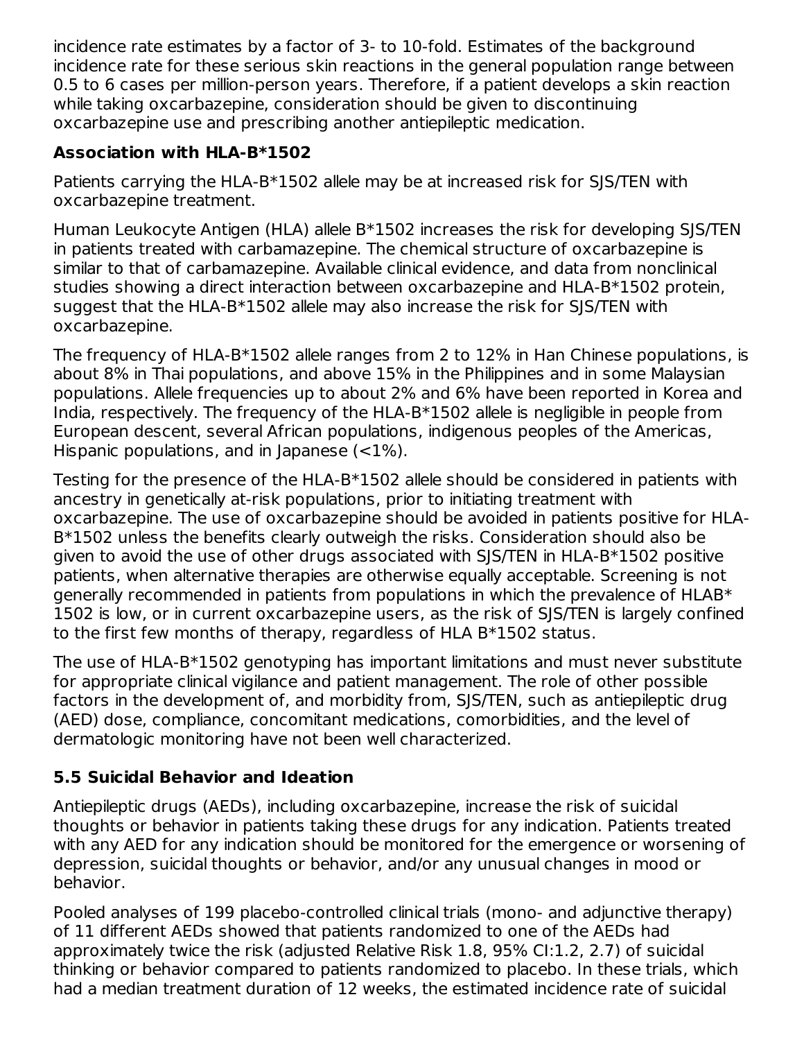incidence rate estimates by a factor of 3- to 10-fold. Estimates of the background incidence rate for these serious skin reactions in the general population range between 0.5 to 6 cases per million-person years. Therefore, if a patient develops a skin reaction while taking oxcarbazepine, consideration should be given to discontinuing oxcarbazepine use and prescribing another antiepileptic medication.

**Association with HLA-B*1502**

Patients carrying the HLA-B*1502 allele may be at increased risk for SJS/TEN with oxcarbazepine treatment.

Human Leukocyte Antigen (HLA) allele B*1502 increases the risk for developing SJS/TEN in patients treated with carbamazepine. The chemical structure of oxcarbazepine is similar to that of carbamazepine. Available clinical evidence, and data from nonclinical studies showing a direct interaction between oxcarbazepine and HLA-B*1502 protein, suggest that the HLA-B*1502 allele may also increase the risk for SJS/TEN with oxcarbazepine.

The frequency of HLA-B*1502 allele ranges from 2 to 12% in Han Chinese populations, is about 8% in Thai populations, and above 15% in the Philippines and in some Malaysian populations. Allele frequencies up to about 2% and 6% have been reported in Korea and India, respectively. The frequency of the HLA-B*1502 allele is negligible in people from European descent, several African populations, indigenous peoples of the Americas, Hispanic populations, and in Japanese (<1%).

Testing for the presence of the HLA-B*1502 allele should be considered in patients with ancestry in genetically at-risk populations, prior to initiating treatment with oxcarbazepine. The use of oxcarbazepine should be avoided in patients positive for HLA-B*1502 unless the benefits clearly outweigh the risks. Consideration should also be given to avoid the use of other drugs associated with SJS/TEN in HLA-B*1502 positive patients, when alternative therapies are otherwise equally acceptable. Screening is not generally recommended in patients from populations in which the prevalence of HLAB* 1502 is low, or in current oxcarbazepine users, as the risk of SJS/TEN is largely confined to the first few months of therapy, regardless of HLA B*1502 status.

The use of HLA-B*1502 genotyping has important limitations and must never substitute for appropriate clinical vigilance and patient management. The role of other possible factors in the development of, and morbidity from, SJS/TEN, such as antiepileptic drug (AED) dose, compliance, concomitant medications, comorbidities, and the level of dermatologic monitoring have not been well characterized.

## 5.5 Suicidal Behavior and Ideation

Antiepileptic drugs (AEDs), including oxcarbazepine, increase the risk of suicidal thoughts or behavior in patients taking these drugs for any indication. Patients treated with any AED for any indication should be monitored for the emergence or worsening of depression, suicidal thoughts or behavior, and/or any unusual changes in mood or behavior.

Pooled analyses of 199 placebo-controlled clinical trials (mono- and adjunctive therapy) of 11 different AEDs showed that patients randomized to one of the AEDs had approximately twice the risk (adjusted Relative Risk 1.8, 95% CI:1.2, 2.7) of suicidal thinking or behavior compared to patients randomized to placebo. In these trials, which had a median treatment duration of 12 weeks, the estimated incidence rate of suicidal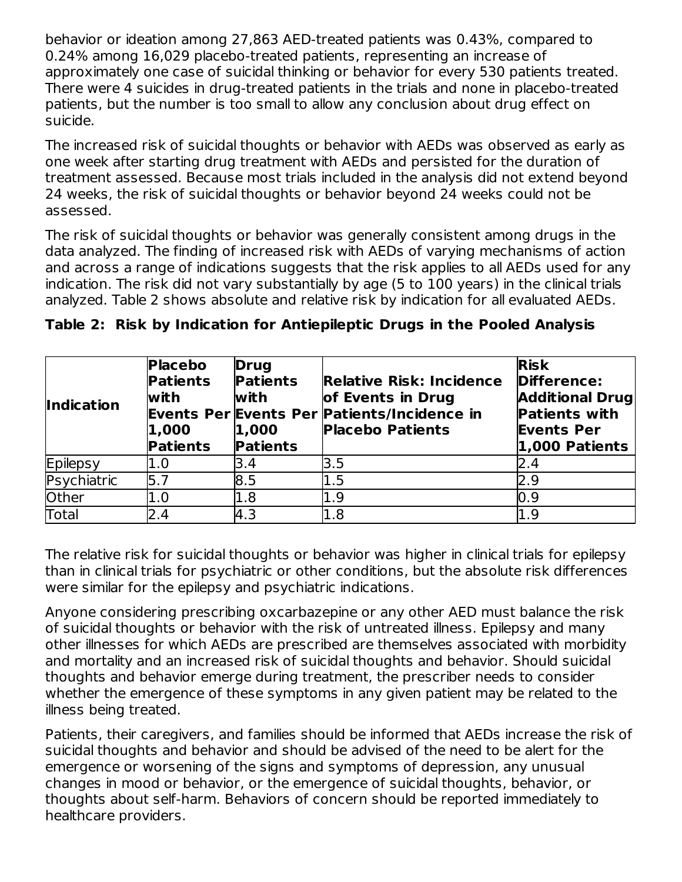behavior or ideation among 27,863 AED-treated patients was 0.43%, compared to 0.24% among 16,029 placebo-treated patients, representing an increase of approximately one case of suicidal thinking or behavior for every 530 patients treated. There were 4 suicides in drug-treated patients in the trials and none in placebo-treated patients, but the number is too small to allow any conclusion about drug effect on suicide.

The increased risk of suicidal thoughts or behavior with AEDs was observed as early as one week after starting drug treatment with AEDs and persisted for the duration of treatment assessed. Because most trials included in the analysis did not extend beyond 24 weeks, the risk of suicidal thoughts or behavior beyond 24 weeks could not be assessed.

The risk of suicidal thoughts or behavior was generally consistent among drugs in the data analyzed. The finding of increased risk with AEDs of varying mechanisms of action and across a range of indications suggests that the risk applies to all AEDs used for any indication. The risk did not vary substantially by age (5 to 100 years) in the clinical trials analyzed. Table 2 shows absolute and relative risk by indication for all evaluated AEDs.

**Table 2: Risk by Indication for Antiepileptic Drugs in the Pooled Analysis**

| Indication | Placebo Patients with Events Per 1,000 Patients | Drug Patients with Events Per 1,000 Patients | Relative Risk: Incidence of Events in Drug Patients/Incidence in Placebo Patients | Risk Difference: Additional Drug Patients with Events Per 1,000 Patients |
|---|---|---|---|---|
| Epilepsy | 1.0 | 3.4 | 3.5 | 2.4 |
| Psychiatric | 5.7 | 8.5 | 1.5 | 2.9 |
| Other | 1.0 | 1.8 | 1.9 | 0.9 |
| Total | 2.4 | 4.3 | 1.8 | 1.9 |

The relative risk for suicidal thoughts or behavior was higher in clinical trials for epilepsy than in clinical trials for psychiatric or other conditions, but the absolute risk differences were similar for the epilepsy and psychiatric indications.

Anyone considering prescribing oxcarbazepine or any other AED must balance the risk of suicidal thoughts or behavior with the risk of untreated illness. Epilepsy and many other illnesses for which AEDs are prescribed are themselves associated with morbidity and mortality and an increased risk of suicidal thoughts and behavior. Should suicidal thoughts and behavior emerge during treatment, the prescriber needs to consider whether the emergence of these symptoms in any given patient may be related to the illness being treated.

Patients, their caregivers, and families should be informed that AEDs increase the risk of suicidal thoughts and behavior and should be advised of the need to be alert for the emergence or worsening of the signs and symptoms of depression, any unusual changes in mood or behavior, or the emergence of suicidal thoughts, behavior, or thoughts about self-harm. Behaviors of concern should be reported immediately to healthcare providers.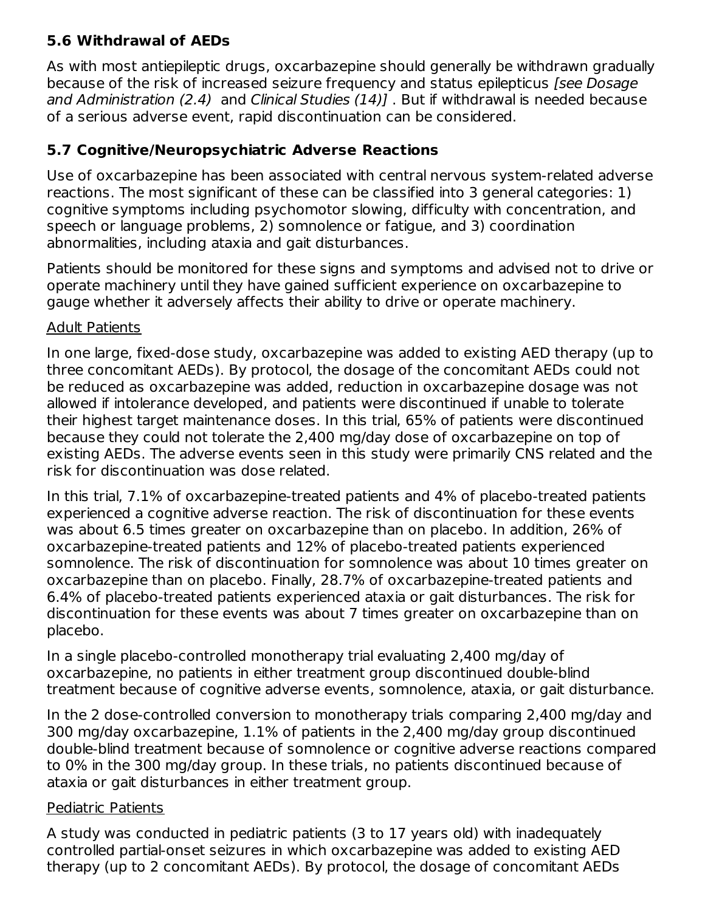### 5.6 Withdrawal of AEDs

As with most antiepileptic drugs, oxcarbazepine should generally be withdrawn gradually because of the risk of increased seizure frequency and status epilepticus *[see Dosage and Administration (2.4)* and *Clinical Studies (14)]* . But if withdrawal is needed because of a serious adverse event, rapid discontinuation can be considered.

### 5.7 Cognitive/Neuropsychiatric Adverse Reactions

Use of oxcarbazepine has been associated with central nervous system-related adverse reactions. The most significant of these can be classified into 3 general categories: 1) cognitive symptoms including psychomotor slowing, difficulty with concentration, and speech or language problems, 2) somnolence or fatigue, and 3) coordination abnormalities, including ataxia and gait disturbances.

Patients should be monitored for these signs and symptoms and advised not to drive or operate machinery until they have gained sufficient experience on oxcarbazepine to gauge whether it adversely affects their ability to drive or operate machinery.

Adult Patients

In one large, fixed-dose study, oxcarbazepine was added to existing AED therapy (up to three concomitant AEDs). By protocol, the dosage of the concomitant AEDs could not be reduced as oxcarbazepine was added, reduction in oxcarbazepine dosage was not allowed if intolerance developed, and patients were discontinued if unable to tolerate their highest target maintenance doses. In this trial, 65% of patients were discontinued because they could not tolerate the 2,400 mg/day dose of oxcarbazepine on top of existing AEDs. The adverse events seen in this study were primarily CNS related and the risk for discontinuation was dose related.

In this trial, 7.1% of oxcarbazepine-treated patients and 4% of placebo-treated patients experienced a cognitive adverse reaction. The risk of discontinuation for these events was about 6.5 times greater on oxcarbazepine than on placebo. In addition, 26% of oxcarbazepine-treated patients and 12% of placebo-treated patients experienced somnolence. The risk of discontinuation for somnolence was about 10 times greater on oxcarbazepine than on placebo. Finally, 28.7% of oxcarbazepine-treated patients and 6.4% of placebo-treated patients experienced ataxia or gait disturbances. The risk for discontinuation for these events was about 7 times greater on oxcarbazepine than on placebo.

In a single placebo-controlled monotherapy trial evaluating 2,400 mg/day of oxcarbazepine, no patients in either treatment group discontinued double-blind treatment because of cognitive adverse events, somnolence, ataxia, or gait disturbance.

In the 2 dose-controlled conversion to monotherapy trials comparing 2,400 mg/day and 300 mg/day oxcarbazepine, 1.1% of patients in the 2,400 mg/day group discontinued double-blind treatment because of somnolence or cognitive adverse reactions compared to 0% in the 300 mg/day group. In these trials, no patients discontinued because of ataxia or gait disturbances in either treatment group.

Pediatric Patients

A study was conducted in pediatric patients (3 to 17 years old) with inadequately controlled partial-onset seizures in which oxcarbazepine was added to existing AED therapy (up to 2 concomitant AEDs). By protocol, the dosage of concomitant AEDs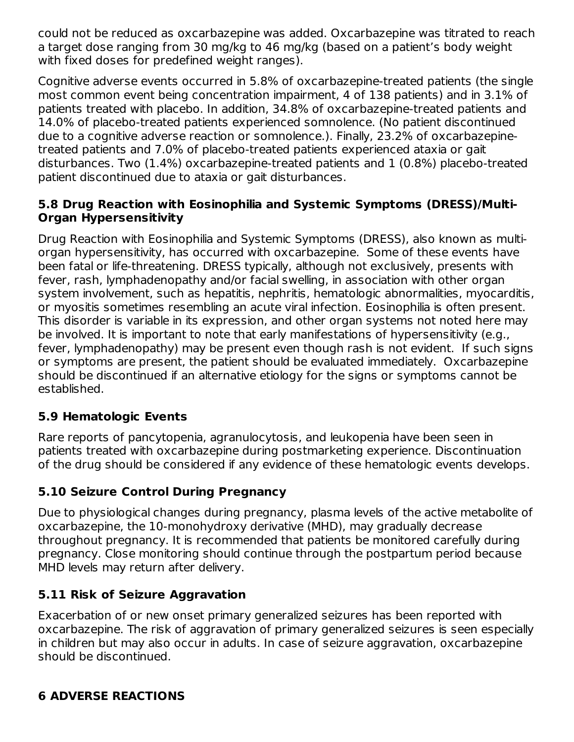could not be reduced as oxcarbazepine was added. Oxcarbazepine was titrated to reach a target dose ranging from 30 mg/kg to 46 mg/kg (based on a patient's body weight with fixed doses for predefined weight ranges).

Cognitive adverse events occurred in 5.8% of oxcarbazepine-treated patients (the single most common event being concentration impairment, 4 of 138 patients) and in 3.1% of patients treated with placebo. In addition, 34.8% of oxcarbazepine-treated patients and 14.0% of placebo-treated patients experienced somnolence. (No patient discontinued due to a cognitive adverse reaction or somnolence.). Finally, 23.2% of oxcarbazepine-treated patients and 7.0% of placebo-treated patients experienced ataxia or gait disturbances. Two (1.4%) oxcarbazepine-treated patients and 1 (0.8%) placebo-treated patient discontinued due to ataxia or gait disturbances.

### 5.8 Drug Reaction with Eosinophilia and Systemic Symptoms (DRESS)/Multi-Organ Hypersensitivity

Drug Reaction with Eosinophilia and Systemic Symptoms (DRESS), also known as multi-organ hypersensitivity, has occurred with oxcarbazepine. Some of these events have been fatal or life-threatening. DRESS typically, although not exclusively, presents with fever, rash, lymphadenopathy and/or facial swelling, in association with other organ system involvement, such as hepatitis, nephritis, hematologic abnormalities, myocarditis, or myositis sometimes resembling an acute viral infection. Eosinophilia is often present. This disorder is variable in its expression, and other organ systems not noted here may be involved. It is important to note that early manifestations of hypersensitivity (e.g., fever, lymphadenopathy) may be present even though rash is not evident. If such signs or symptoms are present, the patient should be evaluated immediately. Oxcarbazepine should be discontinued if an alternative etiology for the signs or symptoms cannot be established.

### 5.9 Hematologic Events

Rare reports of pancytopenia, agranulocytosis, and leukopenia have been seen in patients treated with oxcarbazepine during postmarketing experience. Discontinuation of the drug should be considered if any evidence of these hematologic events develops.

### 5.10 Seizure Control During Pregnancy

Due to physiological changes during pregnancy, plasma levels of the active metabolite of oxcarbazepine, the 10-monohydroxy derivative (MHD), may gradually decrease throughout pregnancy. It is recommended that patients be monitored carefully during pregnancy. Close monitoring should continue through the postpartum period because MHD levels may return after delivery.

### 5.11 Risk of Seizure Aggravation

Exacerbation of or new onset primary generalized seizures has been reported with oxcarbazepine. The risk of aggravation of primary generalized seizures is seen especially in children but may also occur in adults. In case of seizure aggravation, oxcarbazepine should be discontinued.

## 6 ADVERSE REACTIONS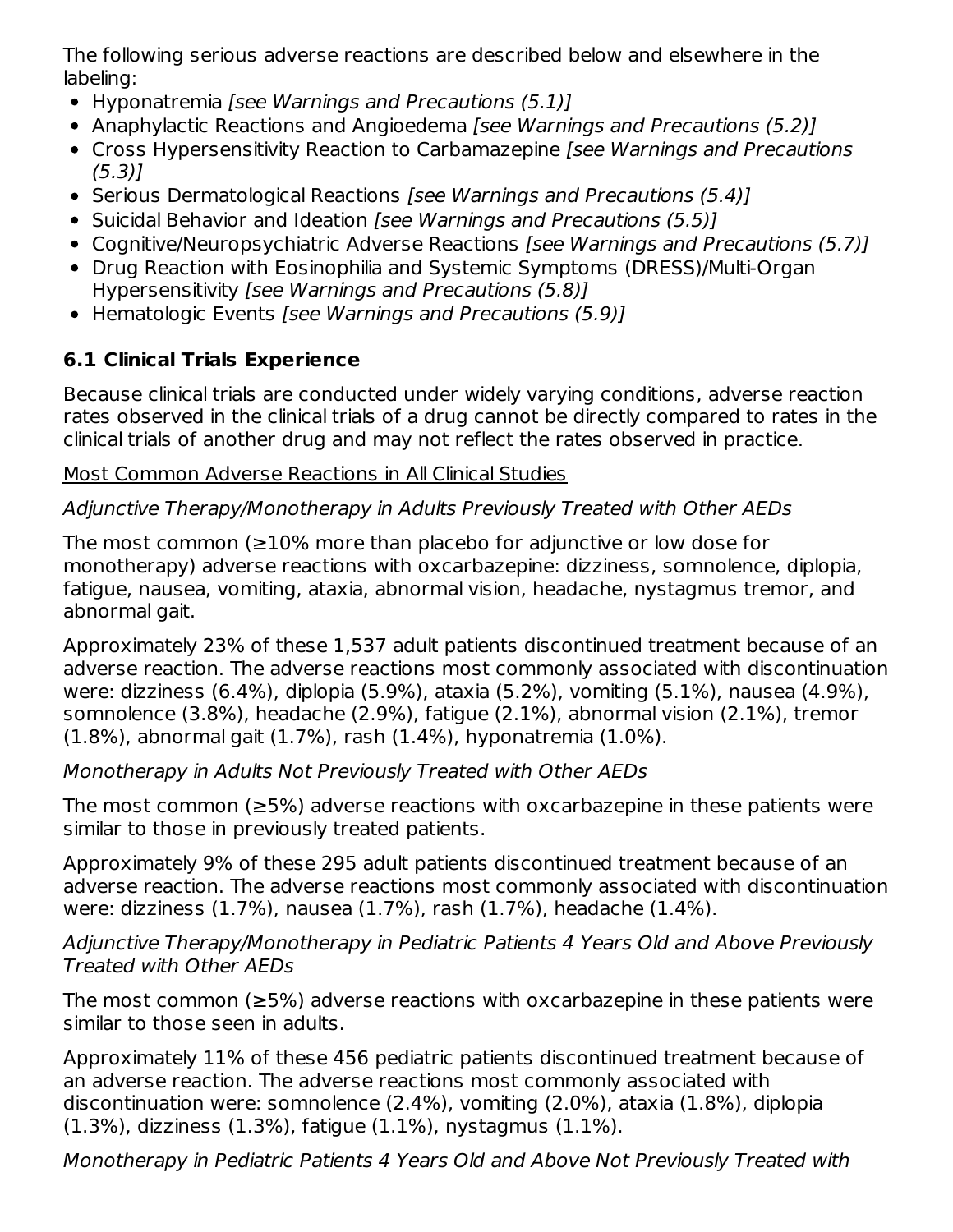The following serious adverse reactions are described below and elsewhere in the labeling:

- Hyponatremia *[see Warnings and Precautions (5.1)]*
- Anaphylactic Reactions and Angioedema *[see Warnings and Precautions (5.2)]*
- Cross Hypersensitivity Reaction to Carbamazepine *[see Warnings and Precautions (5.3)]*
- Serious Dermatological Reactions *[see Warnings and Precautions (5.4)]*
- Suicidal Behavior and Ideation *[see Warnings and Precautions (5.5)]*
- Cognitive/Neuropsychiatric Adverse Reactions *[see Warnings and Precautions (5.7)]*
- Drug Reaction with Eosinophilia and Systemic Symptoms (DRESS)/Multi-Organ Hypersensitivity *[see Warnings and Precautions (5.8)]*
- Hematologic Events *[see Warnings and Precautions (5.9)]*

## 6.1 Clinical Trials Experience

Because clinical trials are conducted under widely varying conditions, adverse reaction rates observed in the clinical trials of a drug cannot be directly compared to rates in the clinical trials of another drug and may not reflect the rates observed in practice.

Most Common Adverse Reactions in All Clinical Studies

*Adjunctive Therapy/Monotherapy in Adults Previously Treated with Other AEDs*

The most common (≥10% more than placebo for adjunctive or low dose for monotherapy) adverse reactions with oxcarbazepine: dizziness, somnolence, diplopia, fatigue, nausea, vomiting, ataxia, abnormal vision, headache, nystagmus tremor, and abnormal gait.

Approximately 23% of these 1,537 adult patients discontinued treatment because of an adverse reaction. The adverse reactions most commonly associated with discontinuation were: dizziness (6.4%), diplopia (5.9%), ataxia (5.2%), vomiting (5.1%), nausea (4.9%), somnolence (3.8%), headache (2.9%), fatigue (2.1%), abnormal vision (2.1%), tremor (1.8%), abnormal gait (1.7%), rash (1.4%), hyponatremia (1.0%).

*Monotherapy in Adults Not Previously Treated with Other AEDs*

The most common (≥5%) adverse reactions with oxcarbazepine in these patients were similar to those in previously treated patients.

Approximately 9% of these 295 adult patients discontinued treatment because of an adverse reaction. The adverse reactions most commonly associated with discontinuation were: dizziness (1.7%), nausea (1.7%), rash (1.7%), headache (1.4%).

*Adjunctive Therapy/Monotherapy in Pediatric Patients 4 Years Old and Above Previously Treated with Other AEDs*

The most common (≥5%) adverse reactions with oxcarbazepine in these patients were similar to those seen in adults.

Approximately 11% of these 456 pediatric patients discontinued treatment because of an adverse reaction. The adverse reactions most commonly associated with discontinuation were: somnolence (2.4%), vomiting (2.0%), ataxia (1.8%), diplopia (1.3%), dizziness (1.3%), fatigue (1.1%), nystagmus (1.1%).

*Monotherapy in Pediatric Patients 4 Years Old and Above Not Previously Treated with*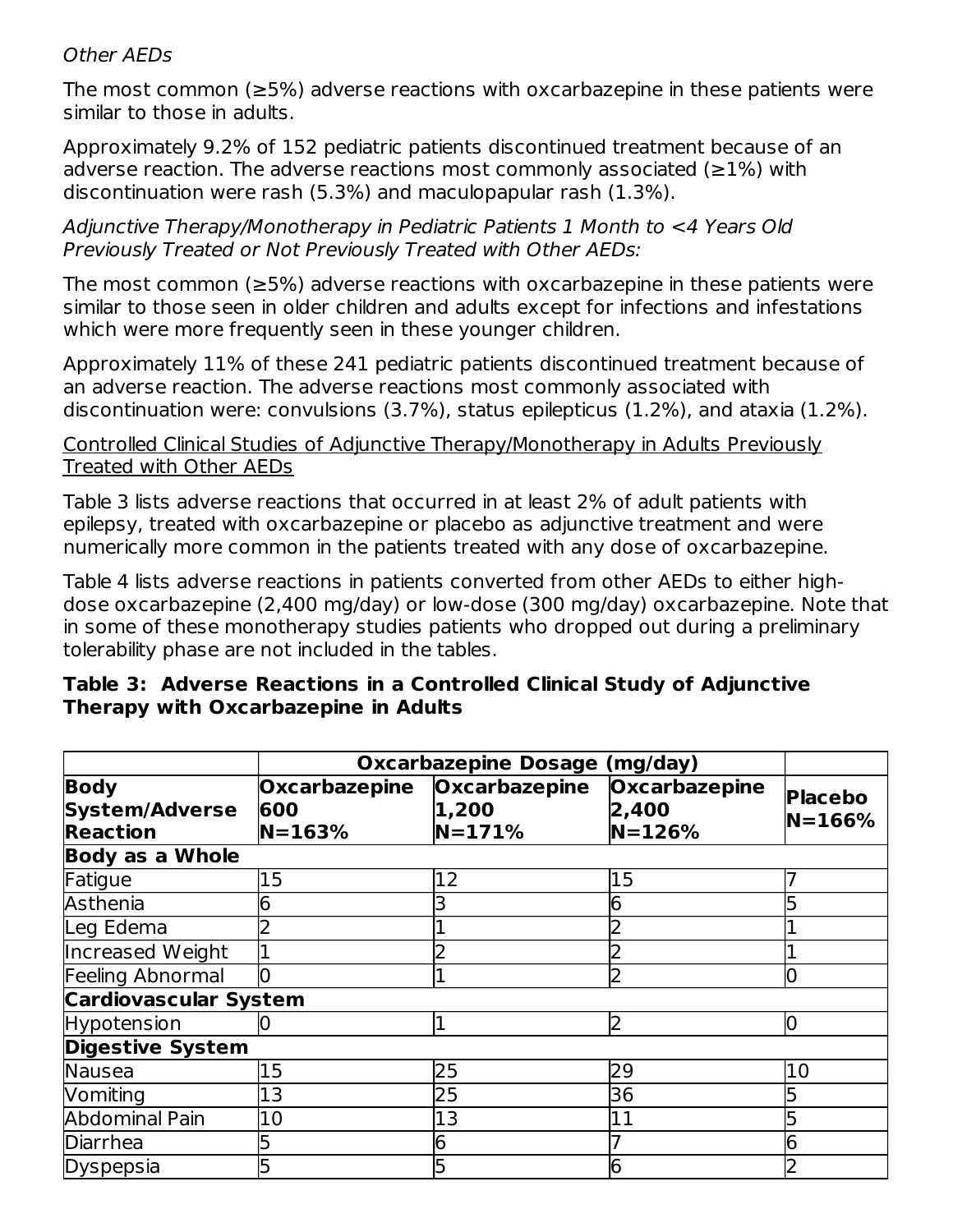*Other AEDs*

The most common (≥5%) adverse reactions with oxcarbazepine in these patients were similar to those in adults.

Approximately 9.2% of 152 pediatric patients discontinued treatment because of an adverse reaction. The adverse reactions most commonly associated (≥1%) with discontinuation were rash (5.3%) and maculopapular rash (1.3%).

*Adjunctive Therapy/Monotherapy in Pediatric Patients 1 Month to <4 Years Old Previously Treated or Not Previously Treated with Other AEDs:*

The most common (≥5%) adverse reactions with oxcarbazepine in these patients were similar to those seen in older children and adults except for infections and infestations which were more frequently seen in these younger children.

Approximately 11% of these 241 pediatric patients discontinued treatment because of an adverse reaction. The adverse reactions most commonly associated with discontinuation were: convulsions (3.7%), status epilepticus (1.2%), and ataxia (1.2%).

Controlled Clinical Studies of Adjunctive Therapy/Monotherapy in Adults Previously Treated with Other AEDs

Table 3 lists adverse reactions that occurred in at least 2% of adult patients with epilepsy, treated with oxcarbazepine or placebo as adjunctive treatment and were numerically more common in the patients treated with any dose of oxcarbazepine.

Table 4 lists adverse reactions in patients converted from other AEDs to either high-dose oxcarbazepine (2,400 mg/day) or low-dose (300 mg/day) oxcarbazepine. Note that in some of these monotherapy studies patients who dropped out during a preliminary tolerability phase are not included in the tables.

**Table 3: Adverse Reactions in a Controlled Clinical Study of Adjunctive Therapy with Oxcarbazepine in Adults**

| | **Oxcarbazepine Dosage (mg/day)** | | | |
|---|---|---|---|---|
| **Body System/Adverse Reaction** | **Oxcarbazepine 600 N=163%** | **Oxcarbazepine 1,200 N=171%** | **Oxcarbazepine 2,400 N=126%** | **Placebo N=166%** |
| **Body as a Whole** | | | | |
| Fatigue | 15 | 12 | 15 | 7 |
| Asthenia | 6 | 3 | 6 | 5 |
| Leg Edema | 2 | 1 | 2 | 1 |
| Increased Weight | 1 | 2 | 2 | 1 |
| Feeling Abnormal | 0 | 1 | 2 | 0 |
| **Cardiovascular System** | | | | |
| Hypotension | 0 | 1 | 2 | 0 |
| **Digestive System** | | | | |
| Nausea | 15 | 25 | 29 | 10 |
| Vomiting | 13 | 25 | 36 | 5 |
| Abdominal Pain | 10 | 13 | 11 | 5 |
| Diarrhea | 5 | 6 | 7 | 6 |
| Dyspepsia | 5 | 5 | 6 | 2 |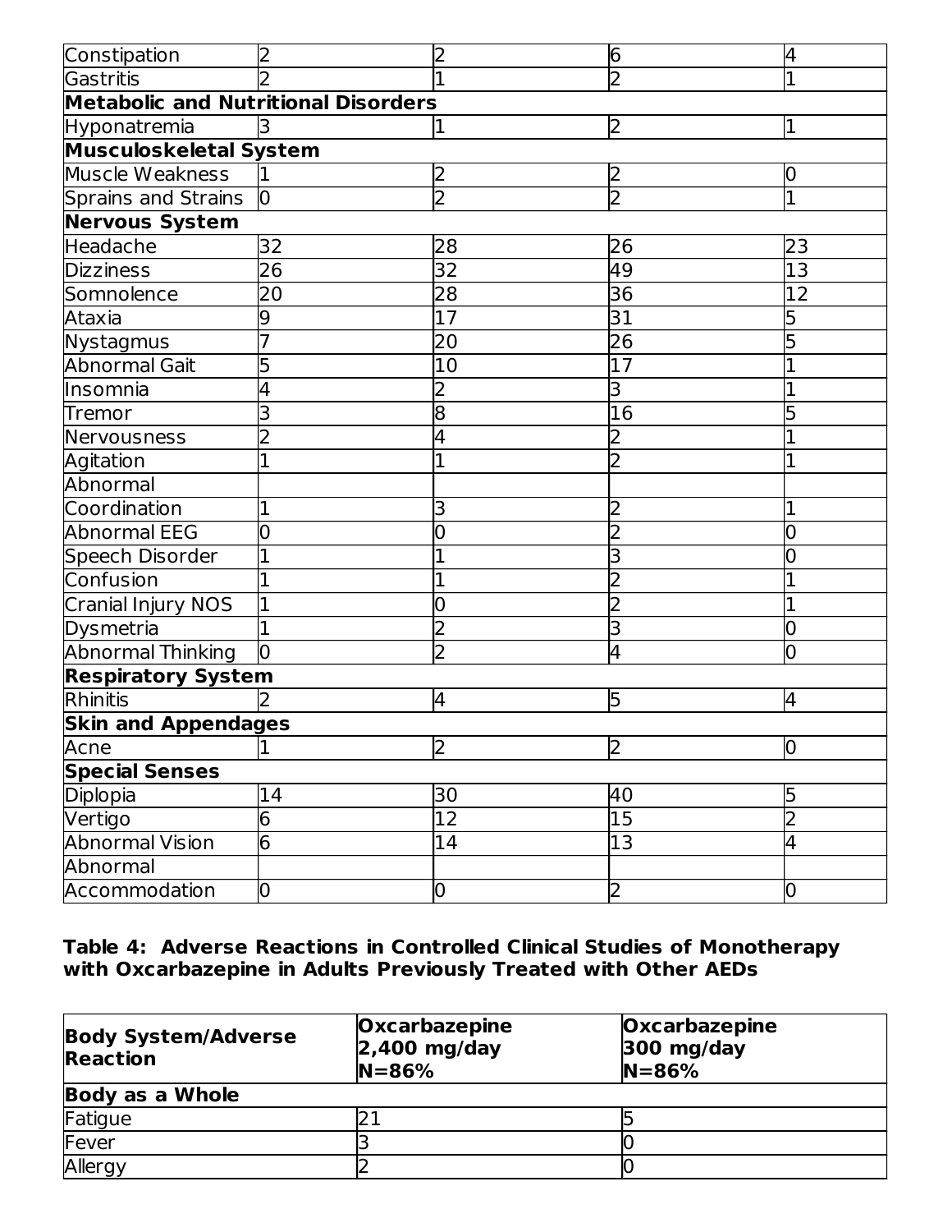| | | | | |
|---|---|---|---|---|
| Constipation | 2 | 2 | 6 | 4 |
| Gastritis | 2 | 1 | 2 | 1 |
| **Metabolic and Nutritional Disorders** | | | | |
| Hyponatremia | 3 | 1 | 2 | 1 |
| **Musculoskeletal System** | | | | |
| Muscle Weakness | 1 | 2 | 2 | 0 |
| Sprains and Strains | 0 | 2 | 2 | 1 |
| **Nervous System** | | | | |
| Headache | 32 | 28 | 26 | 23 |
| Dizziness | 26 | 32 | 49 | 13 |
| Somnolence | 20 | 28 | 36 | 12 |
| Ataxia | 9 | 17 | 31 | 5 |
| Nystagmus | 7 | 20 | 26 | 5 |
| Abnormal Gait | 5 | 10 | 17 | 1 |
| Insomnia | 4 | 2 | 3 | 1 |
| Tremor | 3 | 8 | 16 | 5 |
| Nervousness | 2 | 4 | 2 | 1 |
| Agitation | 1 | 1 | 2 | 1 |
| Abnormal Coordination | 1 | 3 | 2 | 1 |
| Abnormal EEG | 0 | 0 | 2 | 0 |
| Speech Disorder | 1 | 1 | 3 | 0 |
| Confusion | 1 | 1 | 2 | 1 |
| Cranial Injury NOS | 1 | 0 | 2 | 1 |
| Dysmetria | 1 | 2 | 3 | 0 |
| Abnormal Thinking | 0 | 2 | 4 | 0 |
| **Respiratory System** | | | | |
| Rhinitis | 2 | 4 | 5 | 4 |
| **Skin and Appendages** | | | | |
| Acne | 1 | 2 | 2 | 0 |
| **Special Senses** | | | | |
| Diplopia | 14 | 30 | 40 | 5 |
| Vertigo | 6 | 12 | 15 | 2 |
| Abnormal Vision | 6 | 14 | 13 | 4 |
| Abnormal Accommodation | 0 | 0 | 2 | 0 |

**Table 4: Adverse Reactions in Controlled Clinical Studies of Monotherapy with Oxcarbazepine in Adults Previously Treated with Other AEDs**

| Body System/Adverse Reaction | Oxcarbazepine 2,400 mg/day N=86% | Oxcarbazepine 300 mg/day N=86% |
|---|---|---|
| **Body as a Whole** | | |
| Fatigue | 21 | 5 |
| Fever | 3 | 0 |
| Allergy | 2 | 0 |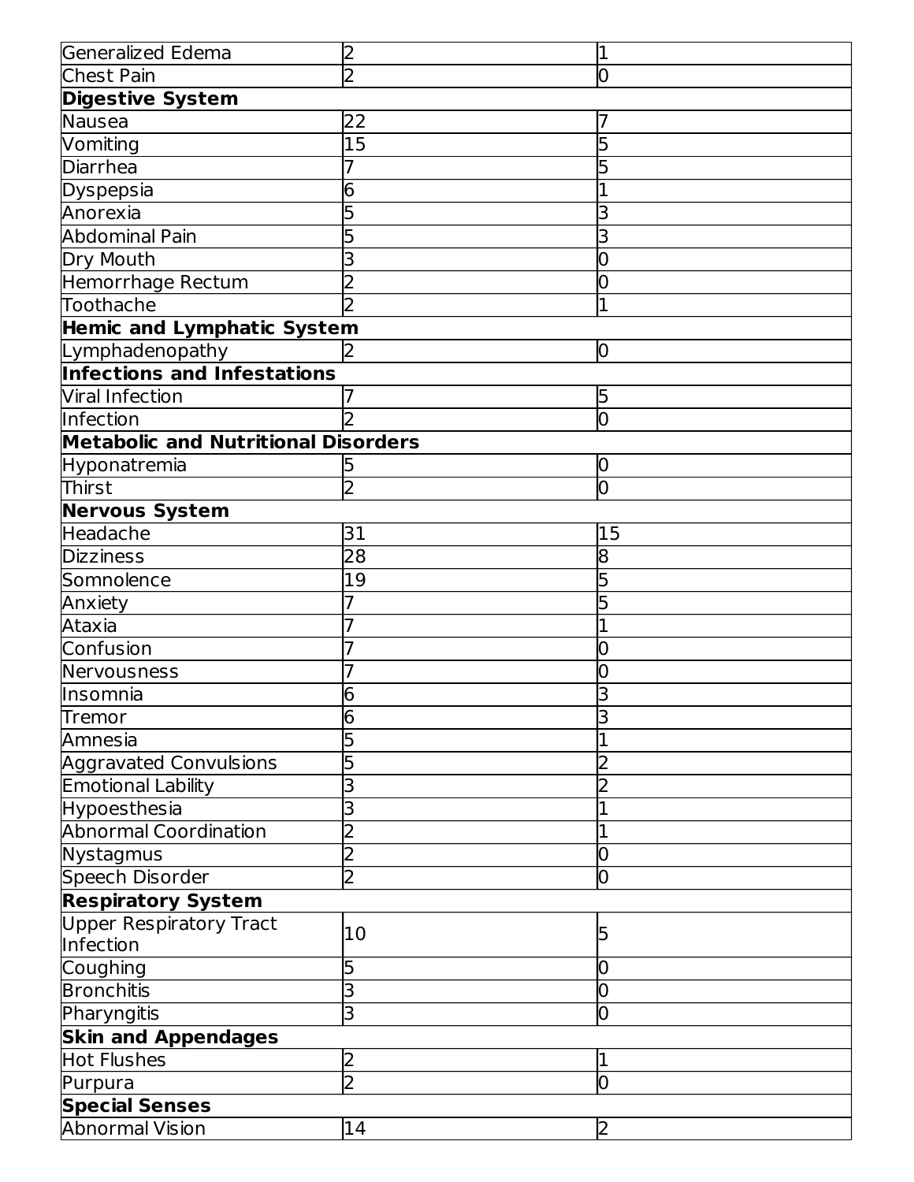| | | |
|---|---|---|
| Generalized Edema | 2 | 1 |
| Chest Pain | 2 | 0 |
| **Digestive System** | | |
| Nausea | 22 | 7 |
| Vomiting | 15 | 5 |
| Diarrhea | 7 | 5 |
| Dyspepsia | 6 | 1 |
| Anorexia | 5 | 3 |
| Abdominal Pain | 5 | 3 |
| Dry Mouth | 3 | 0 |
| Hemorrhage Rectum | 2 | 0 |
| Toothache | 2 | 1 |
| **Hemic and Lymphatic System** | | |
| Lymphadenopathy | 2 | 0 |
| **Infections and Infestations** | | |
| Viral Infection | 7 | 5 |
| Infection | 2 | 0 |
| **Metabolic and Nutritional Disorders** | | |
| Hyponatremia | 5 | 0 |
| Thirst | 2 | 0 |
| **Nervous System** | | |
| Headache | 31 | 15 |
| Dizziness | 28 | 8 |
| Somnolence | 19 | 5 |
| Anxiety | 7 | 5 |
| Ataxia | 7 | 1 |
| Confusion | 7 | 0 |
| Nervousness | 7 | 0 |
| Insomnia | 6 | 3 |
| Tremor | 6 | 3 |
| Amnesia | 5 | 1 |
| Aggravated Convulsions | 5 | 2 |
| Emotional Lability | 3 | 2 |
| Hypoesthesia | 3 | 1 |
| Abnormal Coordination | 2 | 1 |
| Nystagmus | 2 | 0 |
| Speech Disorder | 2 | 0 |
| **Respiratory System** | | |
| Upper Respiratory Tract Infection | 10 | 5 |
| Coughing | 5 | 0 |
| Bronchitis | 3 | 0 |
| Pharyngitis | 3 | 0 |
| **Skin and Appendages** | | |
| Hot Flushes | 2 | 1 |
| Purpura | 2 | 0 |
| **Special Senses** | | |
| Abnormal Vision | 14 | 2 |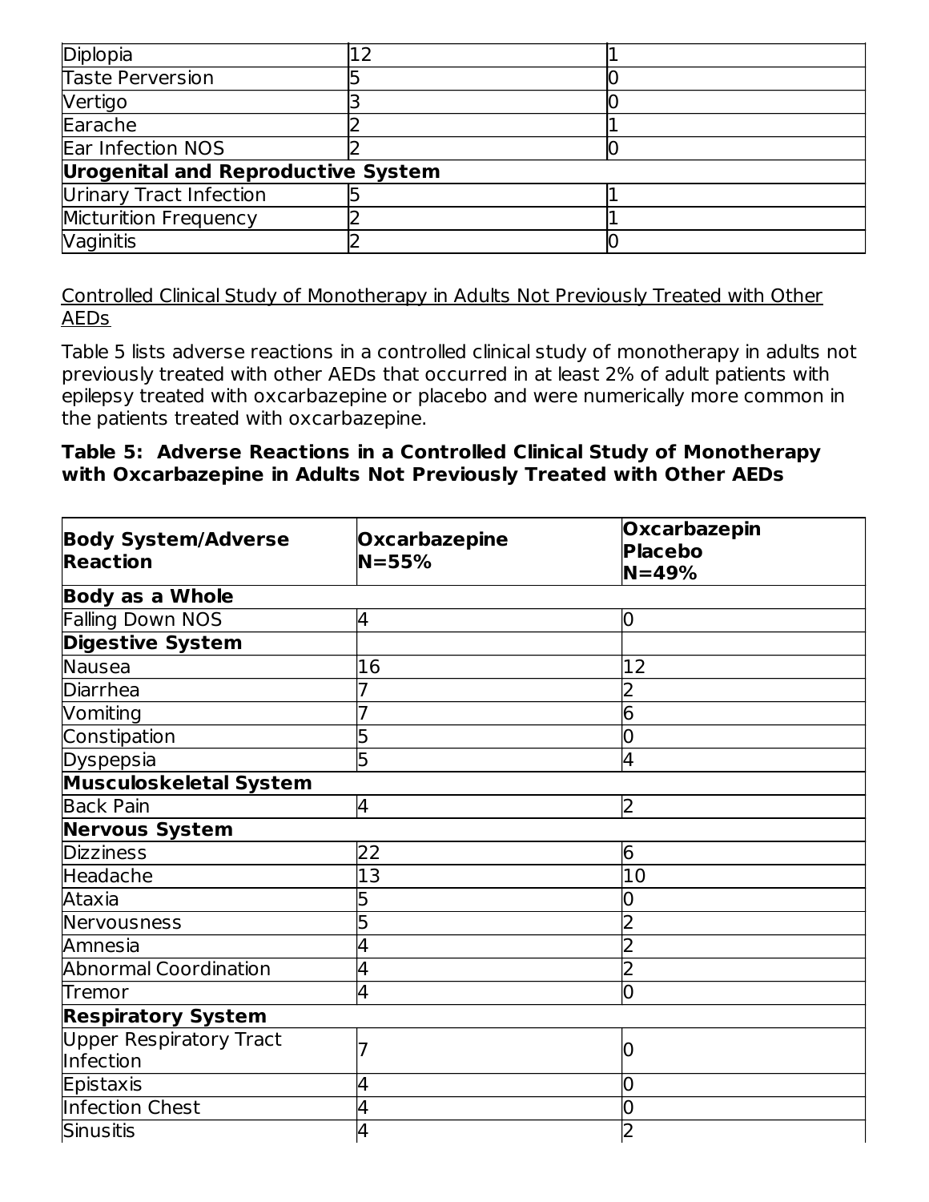| | | |
|---|---|---|
| Diplopia | 12 | 1 |
| Taste Perversion | 5 | 0 |
| Vertigo | 3 | 0 |
| Earache | 2 | 1 |
| Ear Infection NOS | 2 | 0 |
| **Urogenital and Reproductive System** | | |
| Urinary Tract Infection | 5 | 1 |
| Micturition Frequency | 2 | 1 |
| Vaginitis | 2 | 0 |

Controlled Clinical Study of Monotherapy in Adults Not Previously Treated with Other AEDs

Table 5 lists adverse reactions in a controlled clinical study of monotherapy in adults not previously treated with other AEDs that occurred in at least 2% of adult patients with epilepsy treated with oxcarbazepine or placebo and were numerically more common in the patients treated with oxcarbazepine.

**Table 5: Adverse Reactions in a Controlled Clinical Study of Monotherapy with Oxcarbazepine in Adults Not Previously Treated with Other AEDs**

| Body System/Adverse Reaction | Oxcarbazepine N=55% | Oxcarbazepin Placebo N=49% |
|---|---|---|
| **Body as a Whole** | | |
| Falling Down NOS | 4 | 0 |
| **Digestive System** | | |
| Nausea | 16 | 12 |
| Diarrhea | 7 | 2 |
| Vomiting | 7 | 6 |
| Constipation | 5 | 0 |
| Dyspepsia | 5 | 4 |
| **Musculoskeletal System** | | |
| Back Pain | 4 | 2 |
| **Nervous System** | | |
| Dizziness | 22 | 6 |
| Headache | 13 | 10 |
| Ataxia | 5 | 0 |
| Nervousness | 5 | 2 |
| Amnesia | 4 | 2 |
| Abnormal Coordination | 4 | 2 |
| Tremor | 4 | 0 |
| **Respiratory System** | | |
| Upper Respiratory Tract Infection | 7 | 0 |
| Epistaxis | 4 | 0 |
| Infection Chest | 4 | 0 |
| Sinusitis | 4 | 2 |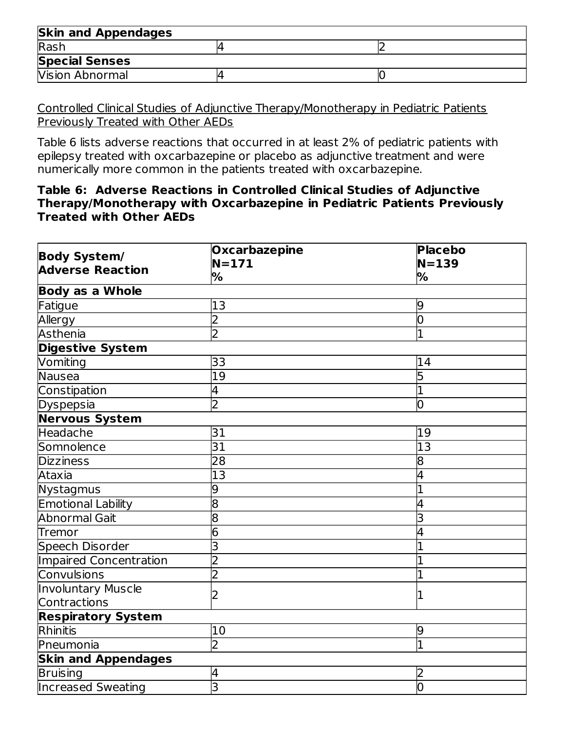| Skin and Appendages | | |
|---|---|---|
| Rash | 4 | 2 |
| **Special Senses** | | |
| Vision Abnormal | 4 | 0 |

Controlled Clinical Studies of Adjunctive Therapy/Monotherapy in Pediatric Patients Previously Treated with Other AEDs

Table 6 lists adverse reactions that occurred in at least 2% of pediatric patients with epilepsy treated with oxcarbazepine or placebo as adjunctive treatment and were numerically more common in the patients treated with oxcarbazepine.

**Table 6: Adverse Reactions in Controlled Clinical Studies of Adjunctive Therapy/Monotherapy with Oxcarbazepine in Pediatric Patients Previously Treated with Other AEDs**

| Body System/ Adverse Reaction | Oxcarbazepine N=171 % | Placebo N=139 % |
|---|---|---|
| **Body as a Whole** | | |
| Fatigue | 13 | 9 |
| Allergy | 2 | 0 |
| Asthenia | 2 | 1 |
| **Digestive System** | | |
| Vomiting | 33 | 14 |
| Nausea | 19 | 5 |
| Constipation | 4 | 1 |
| Dyspepsia | 2 | 0 |
| **Nervous System** | | |
| Headache | 31 | 19 |
| Somnolence | 31 | 13 |
| Dizziness | 28 | 8 |
| Ataxia | 13 | 4 |
| Nystagmus | 9 | 1 |
| Emotional Lability | 8 | 4 |
| Abnormal Gait | 8 | 3 |
| Tremor | 6 | 4 |
| Speech Disorder | 3 | 1 |
| Impaired Concentration | 2 | 1 |
| Convulsions | 2 | 1 |
| Involuntary Muscle Contractions | 2 | 1 |
| **Respiratory System** | | |
| Rhinitis | 10 | 9 |
| Pneumonia | 2 | 1 |
| **Skin and Appendages** | | |
| Bruising | 4 | 2 |
| Increased Sweating | 3 | 0 |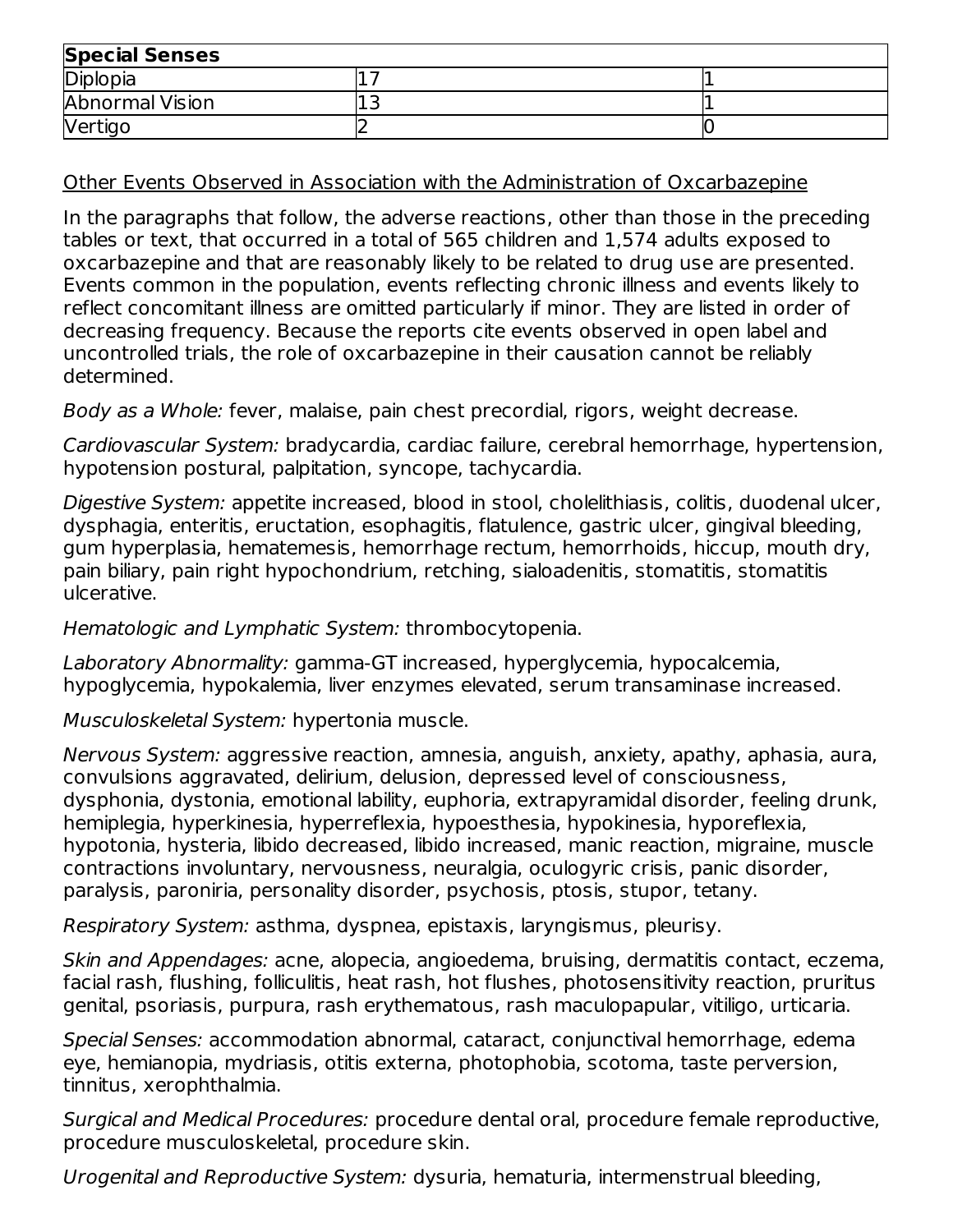| Special Senses | | |
|---|---|---|
| Diplopia | 17 | 1 |
| Abnormal Vision | 13 | 1 |
| Vertigo | 2 | 0 |

Other Events Observed in Association with the Administration of Oxcarbazepine

In the paragraphs that follow, the adverse reactions, other than those in the preceding tables or text, that occurred in a total of 565 children and 1,574 adults exposed to oxcarbazepine and that are reasonably likely to be related to drug use are presented. Events common in the population, events reflecting chronic illness and events likely to reflect concomitant illness are omitted particularly if minor. They are listed in order of decreasing frequency. Because the reports cite events observed in open label and uncontrolled trials, the role of oxcarbazepine in their causation cannot be reliably determined.

*Body as a Whole:* fever, malaise, pain chest precordial, rigors, weight decrease.

*Cardiovascular System:* bradycardia, cardiac failure, cerebral hemorrhage, hypertension, hypotension postural, palpitation, syncope, tachycardia.

*Digestive System:* appetite increased, blood in stool, cholelithiasis, colitis, duodenal ulcer, dysphagia, enteritis, eructation, esophagitis, flatulence, gastric ulcer, gingival bleeding, gum hyperplasia, hematemesis, hemorrhage rectum, hemorrhoids, hiccup, mouth dry, pain biliary, pain right hypochondrium, retching, sialoadenitis, stomatitis, stomatitis ulcerative.

*Hematologic and Lymphatic System:* thrombocytopenia.

*Laboratory Abnormality:* gamma-GT increased, hyperglycemia, hypocalcemia, hypoglycemia, hypokalemia, liver enzymes elevated, serum transaminase increased.

*Musculoskeletal System:* hypertonia muscle.

*Nervous System:* aggressive reaction, amnesia, anguish, anxiety, apathy, aphasia, aura, convulsions aggravated, delirium, delusion, depressed level of consciousness, dysphonia, dystonia, emotional lability, euphoria, extrapyramidal disorder, feeling drunk, hemiplegia, hyperkinesia, hyperreflexia, hypoesthesia, hypokinesia, hyporeflexia, hypotonia, hysteria, libido decreased, libido increased, manic reaction, migraine, muscle contractions involuntary, nervousness, neuralgia, oculogyric crisis, panic disorder, paralysis, paroniria, personality disorder, psychosis, ptosis, stupor, tetany.

*Respiratory System:* asthma, dyspnea, epistaxis, laryngismus, pleurisy.

*Skin and Appendages:* acne, alopecia, angioedema, bruising, dermatitis contact, eczema, facial rash, flushing, folliculitis, heat rash, hot flushes, photosensitivity reaction, pruritus genital, psoriasis, purpura, rash erythematous, rash maculopapular, vitiligo, urticaria.

*Special Senses:* accommodation abnormal, cataract, conjunctival hemorrhage, edema eye, hemianopia, mydriasis, otitis externa, photophobia, scotoma, taste perversion, tinnitus, xerophthalmia.

*Surgical and Medical Procedures:* procedure dental oral, procedure female reproductive, procedure musculoskeletal, procedure skin.

*Urogenital and Reproductive System:* dysuria, hematuria, intermenstrual bleeding,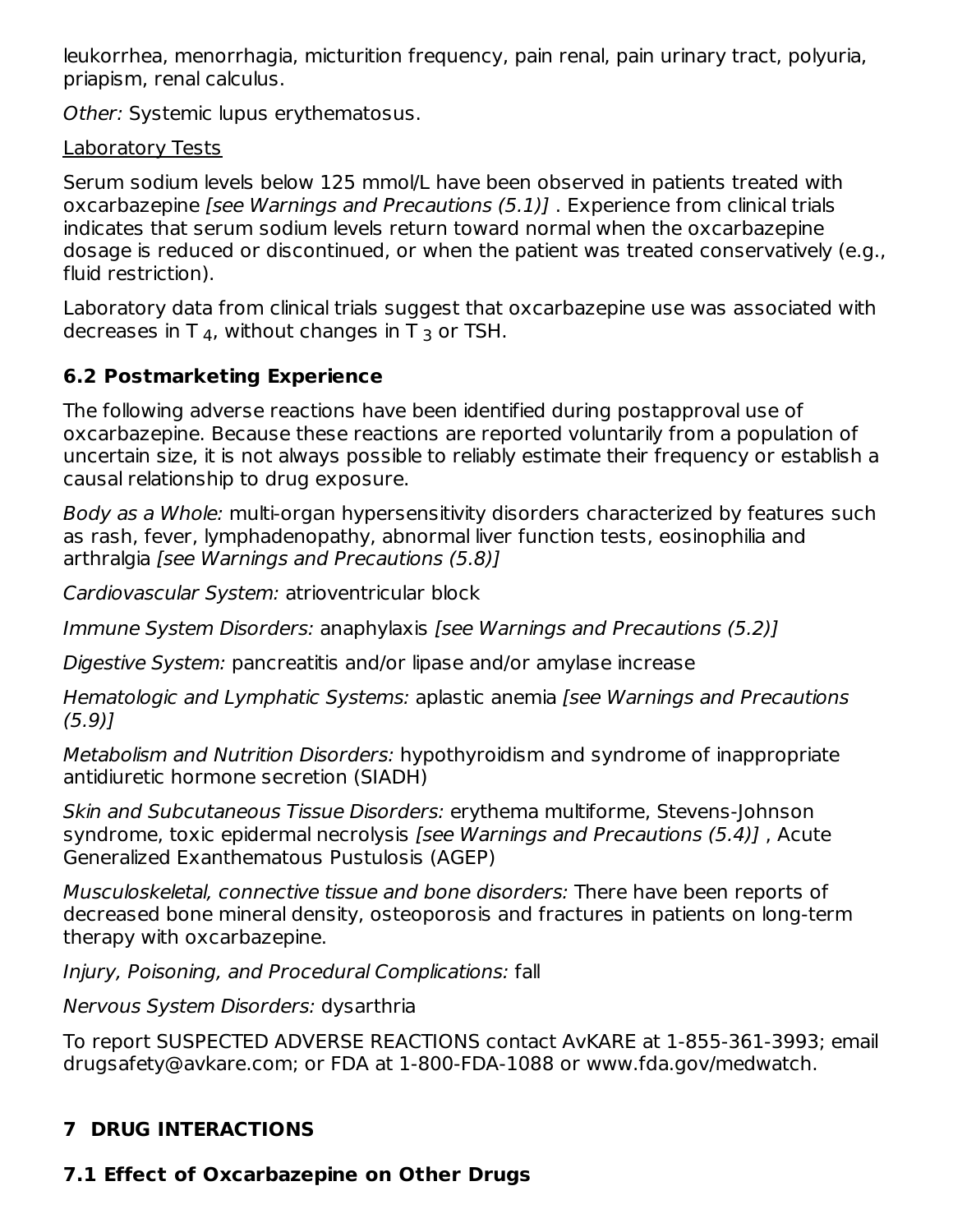leukorrhea, menorrhagia, micturition frequency, pain renal, pain urinary tract, polyuria, priapism, renal calculus.

*Other:* Systemic lupus erythematosus.

Laboratory Tests

Serum sodium levels below 125 mmol/L have been observed in patients treated with oxcarbazepine *[see Warnings and Precautions (5.1)]* . Experience from clinical trials indicates that serum sodium levels return toward normal when the oxcarbazepine dosage is reduced or discontinued, or when the patient was treated conservatively (e.g., fluid restriction).

Laboratory data from clinical trials suggest that oxcarbazepine use was associated with decreases in $T_4$, without changes in $T_3$ or TSH.

### 6.2 Postmarketing Experience

The following adverse reactions have been identified during postapproval use of oxcarbazepine. Because these reactions are reported voluntarily from a population of uncertain size, it is not always possible to reliably estimate their frequency or establish a causal relationship to drug exposure.

*Body as a Whole:* multi-organ hypersensitivity disorders characterized by features such as rash, fever, lymphadenopathy, abnormal liver function tests, eosinophilia and arthralgia *[see Warnings and Precautions (5.8)]*

*Cardiovascular System:* atrioventricular block

*Immune System Disorders:* anaphylaxis *[see Warnings and Precautions (5.2)]*

*Digestive System:* pancreatitis and/or lipase and/or amylase increase

*Hematologic and Lymphatic Systems:* aplastic anemia *[see Warnings and Precautions (5.9)]*

*Metabolism and Nutrition Disorders:* hypothyroidism and syndrome of inappropriate antidiuretic hormone secretion (SIADH)

*Skin and Subcutaneous Tissue Disorders:* erythema multiforme, Stevens-Johnson syndrome, toxic epidermal necrolysis *[see Warnings and Precautions (5.4)]* , Acute Generalized Exanthematous Pustulosis (AGEP)

*Musculoskeletal, connective tissue and bone disorders:* There have been reports of decreased bone mineral density, osteoporosis and fractures in patients on long-term therapy with oxcarbazepine.

*Injury, Poisoning, and Procedural Complications:* fall

*Nervous System Disorders:* dysarthria

To report SUSPECTED ADVERSE REACTIONS contact AvKARE at 1-855-361-3993; email drugsafety@avkare.com; or FDA at 1-800-FDA-1088 or www.fda.gov/medwatch.

## 7 DRUG INTERACTIONS

### 7.1 Effect of Oxcarbazepine on Other Drugs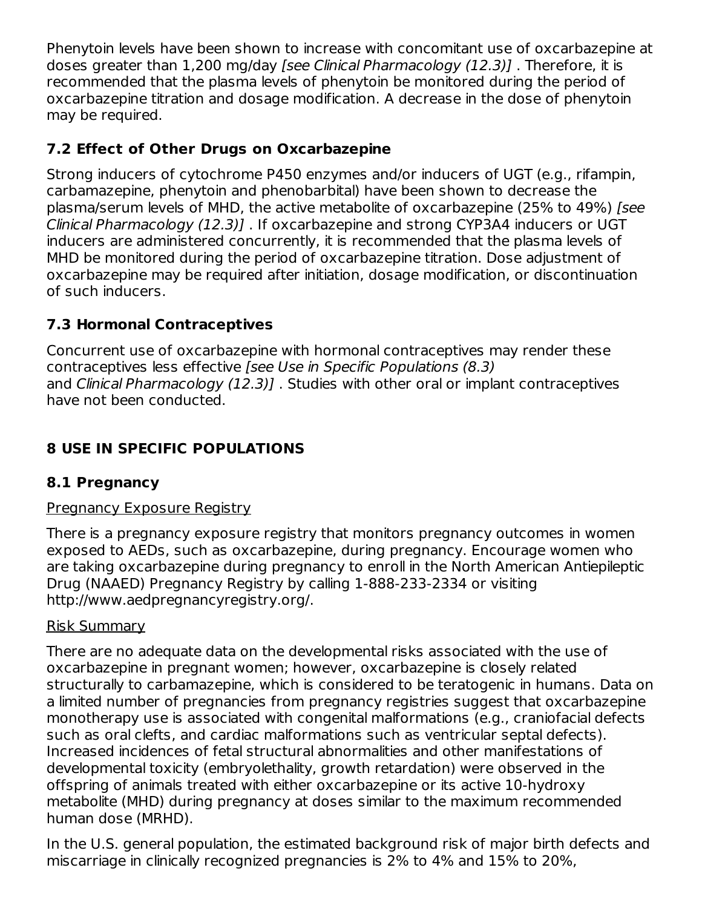Phenytoin levels have been shown to increase with concomitant use of oxcarbazepine at doses greater than 1,200 mg/day *[see Clinical Pharmacology (12.3)]* . Therefore, it is recommended that the plasma levels of phenytoin be monitored during the period of oxcarbazepine titration and dosage modification. A decrease in the dose of phenytoin may be required.

### 7.2 Effect of Other Drugs on Oxcarbazepine

Strong inducers of cytochrome P450 enzymes and/or inducers of UGT (e.g., rifampin, carbamazepine, phenytoin and phenobarbital) have been shown to decrease the plasma/serum levels of MHD, the active metabolite of oxcarbazepine (25% to 49%) *[see Clinical Pharmacology (12.3)]* . If oxcarbazepine and strong CYP3A4 inducers or UGT inducers are administered concurrently, it is recommended that the plasma levels of MHD be monitored during the period of oxcarbazepine titration. Dose adjustment of oxcarbazepine may be required after initiation, dosage modification, or discontinuation of such inducers.

### 7.3 Hormonal Contraceptives

Concurrent use of oxcarbazepine with hormonal contraceptives may render these contraceptives less effective *[see Use in Specific Populations (8.3)* and *Clinical Pharmacology (12.3)]* . Studies with other oral or implant contraceptives have not been conducted.

## 8 USE IN SPECIFIC POPULATIONS

### 8.1 Pregnancy

Pregnancy Exposure Registry

There is a pregnancy exposure registry that monitors pregnancy outcomes in women exposed to AEDs, such as oxcarbazepine, during pregnancy. Encourage women who are taking oxcarbazepine during pregnancy to enroll in the North American Antiepileptic Drug (NAAED) Pregnancy Registry by calling 1-888-233-2334 or visiting http://www.aedpregnancyregistry.org/.

Risk Summary

There are no adequate data on the developmental risks associated with the use of oxcarbazepine in pregnant women; however, oxcarbazepine is closely related structurally to carbamazepine, which is considered to be teratogenic in humans. Data on a limited number of pregnancies from pregnancy registries suggest that oxcarbazepine monotherapy use is associated with congenital malformations (e.g., craniofacial defects such as oral clefts, and cardiac malformations such as ventricular septal defects). Increased incidences of fetal structural abnormalities and other manifestations of developmental toxicity (embryolethality, growth retardation) were observed in the offspring of animals treated with either oxcarbazepine or its active 10-hydroxy metabolite (MHD) during pregnancy at doses similar to the maximum recommended human dose (MRHD).

In the U.S. general population, the estimated background risk of major birth defects and miscarriage in clinically recognized pregnancies is 2% to 4% and 15% to 20%,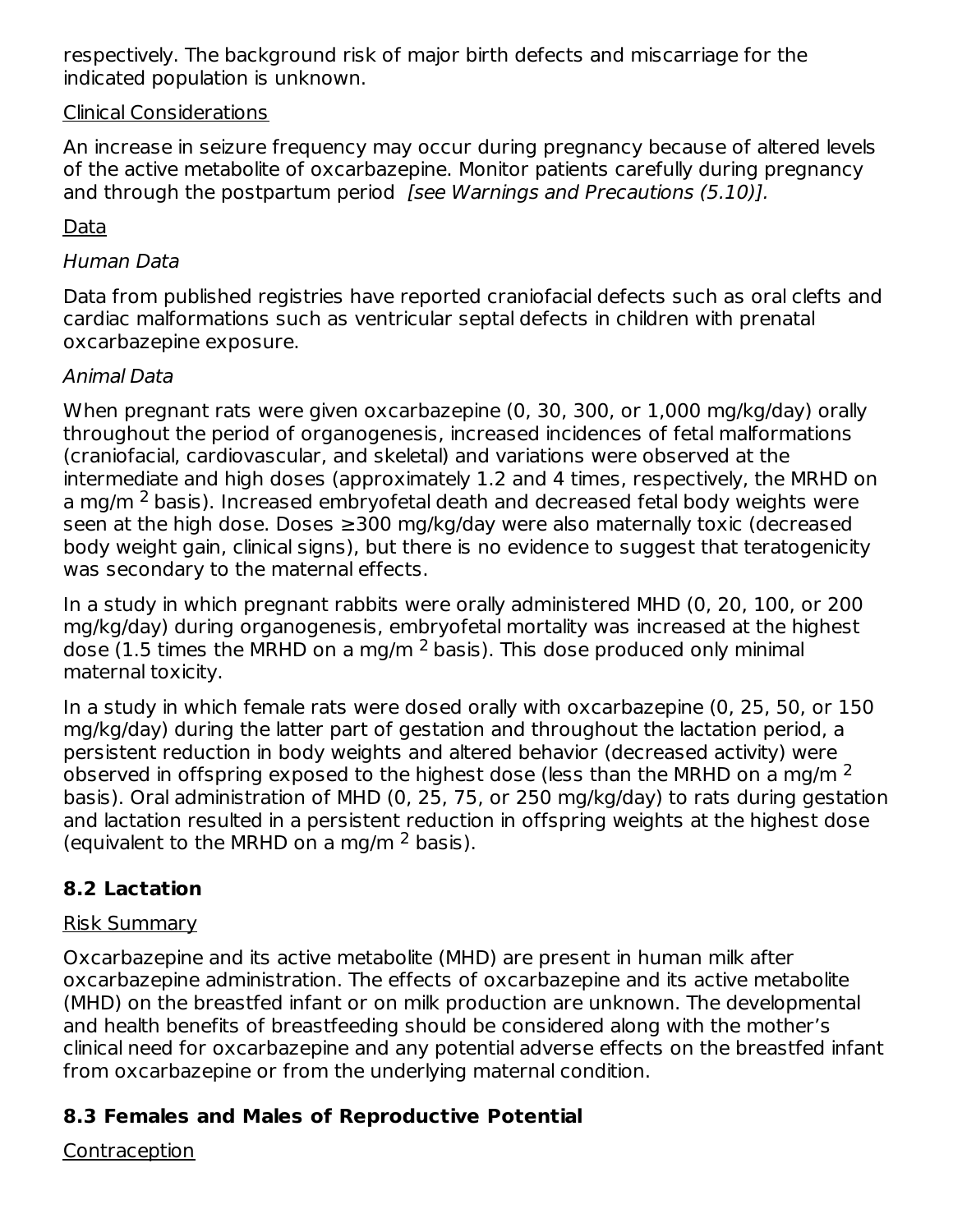respectively. The background risk of major birth defects and miscarriage for the indicated population is unknown.

Clinical Considerations

An increase in seizure frequency may occur during pregnancy because of altered levels of the active metabolite of oxcarbazepine. Monitor patients carefully during pregnancy and through the postpartum period *[see Warnings and Precautions (5.10)].*

Data

*Human Data*

Data from published registries have reported craniofacial defects such as oral clefts and cardiac malformations such as ventricular septal defects in children with prenatal oxcarbazepine exposure.

*Animal Data*

When pregnant rats were given oxcarbazepine (0, 30, 300, or 1,000 mg/kg/day) orally throughout the period of organogenesis, increased incidences of fetal malformations (craniofacial, cardiovascular, and skeletal) and variations were observed at the intermediate and high doses (approximately 1.2 and 4 times, respectively, the MRHD on a mg/m $^2$ basis). Increased embryofetal death and decreased fetal body weights were seen at the high dose. Doses ≥300 mg/kg/day were also maternally toxic (decreased body weight gain, clinical signs), but there is no evidence to suggest that teratogenicity was secondary to the maternal effects.

In a study in which pregnant rabbits were orally administered MHD (0, 20, 100, or 200 mg/kg/day) during organogenesis, embryofetal mortality was increased at the highest dose (1.5 times the MRHD on a mg/m $^2$ basis). This dose produced only minimal maternal toxicity.

In a study in which female rats were dosed orally with oxcarbazepine (0, 25, 50, or 150 mg/kg/day) during the latter part of gestation and throughout the lactation period, a persistent reduction in body weights and altered behavior (decreased activity) were observed in offspring exposed to the highest dose (less than the MRHD on a mg/m $^2$ basis). Oral administration of MHD (0, 25, 75, or 250 mg/kg/day) to rats during gestation and lactation resulted in a persistent reduction in offspring weights at the highest dose (equivalent to the MRHD on a mg/m $^2$ basis).

## 8.2 Lactation

Risk Summary

Oxcarbazepine and its active metabolite (MHD) are present in human milk after oxcarbazepine administration. The effects of oxcarbazepine and its active metabolite (MHD) on the breastfed infant or on milk production are unknown. The developmental and health benefits of breastfeeding should be considered along with the mother's clinical need for oxcarbazepine and any potential adverse effects on the breastfed infant from oxcarbazepine or from the underlying maternal condition.

## 8.3 Females and Males of Reproductive Potential

Contraception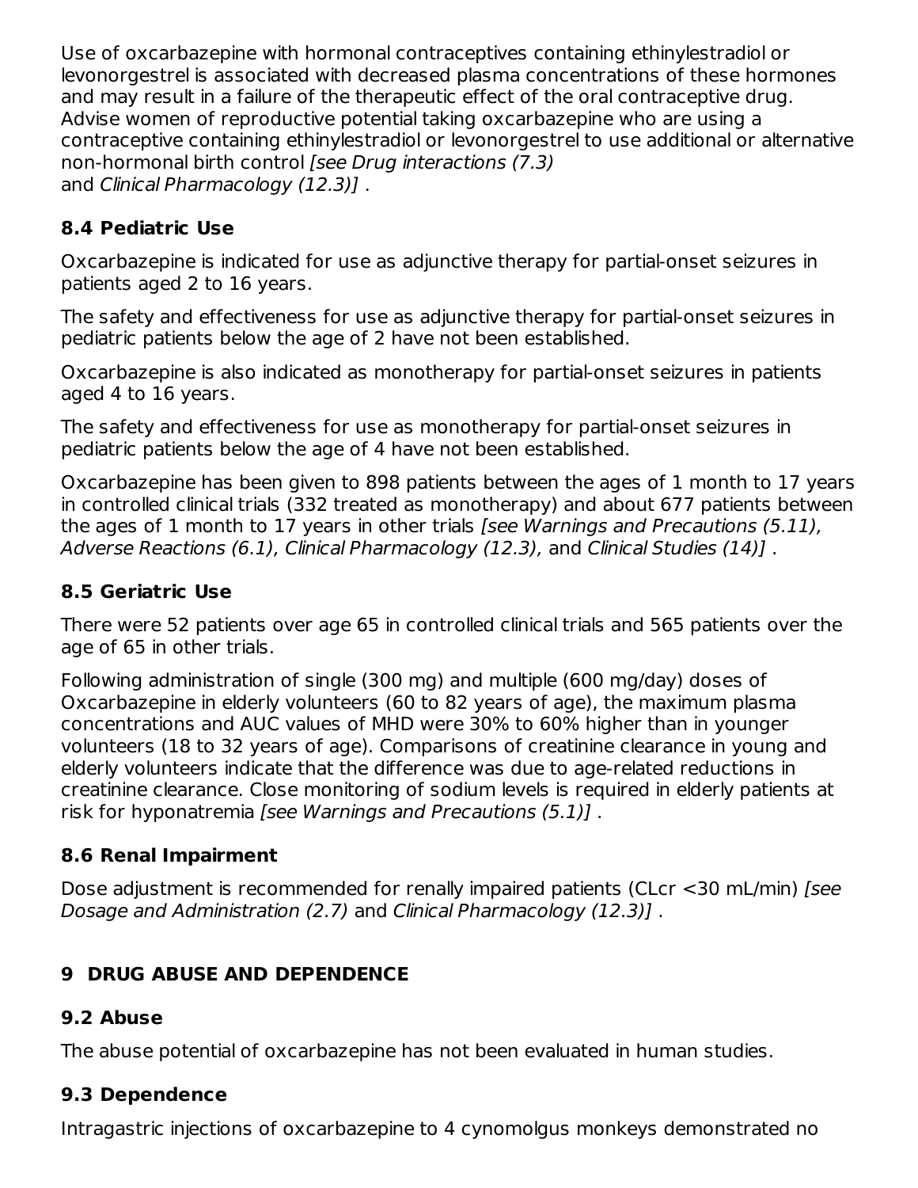Use of oxcarbazepine with hormonal contraceptives containing ethinylestradiol or levonorgestrel is associated with decreased plasma concentrations of these hormones and may result in a failure of the therapeutic effect of the oral contraceptive drug. Advise women of reproductive potential taking oxcarbazepine who are using a contraceptive containing ethinylestradiol or levonorgestrel to use additional or alternative non-hormonal birth control *[see Drug interactions (7.3)* and *Clinical Pharmacology (12.3)]* .

### 8.4 Pediatric Use

Oxcarbazepine is indicated for use as adjunctive therapy for partial-onset seizures in patients aged 2 to 16 years.

The safety and effectiveness for use as adjunctive therapy for partial-onset seizures in pediatric patients below the age of 2 have not been established.

Oxcarbazepine is also indicated as monotherapy for partial-onset seizures in patients aged 4 to 16 years.

The safety and effectiveness for use as monotherapy for partial-onset seizures in pediatric patients below the age of 4 have not been established.

Oxcarbazepine has been given to 898 patients between the ages of 1 month to 17 years in controlled clinical trials (332 treated as monotherapy) and about 677 patients between the ages of 1 month to 17 years in other trials *[see Warnings and Precautions (5.11), Adverse Reactions (6.1), Clinical Pharmacology (12.3),* and *Clinical Studies (14)]* .

### 8.5 Geriatric Use

There were 52 patients over age 65 in controlled clinical trials and 565 patients over the age of 65 in other trials.

Following administration of single (300 mg) and multiple (600 mg/day) doses of Oxcarbazepine in elderly volunteers (60 to 82 years of age), the maximum plasma concentrations and AUC values of MHD were 30% to 60% higher than in younger volunteers (18 to 32 years of age). Comparisons of creatinine clearance in young and elderly volunteers indicate that the difference was due to age-related reductions in creatinine clearance. Close monitoring of sodium levels is required in elderly patients at risk for hyponatremia *[see Warnings and Precautions (5.1)]* .

### 8.6 Renal Impairment

Dose adjustment is recommended for renally impaired patients (CLcr <30 mL/min) *[see Dosage and Administration (2.7)* and *Clinical Pharmacology (12.3)]* .

## 9 DRUG ABUSE AND DEPENDENCE

### 9.2 Abuse

The abuse potential of oxcarbazepine has not been evaluated in human studies.

### 9.3 Dependence

Intragastric injections of oxcarbazepine to 4 cynomolgus monkeys demonstrated no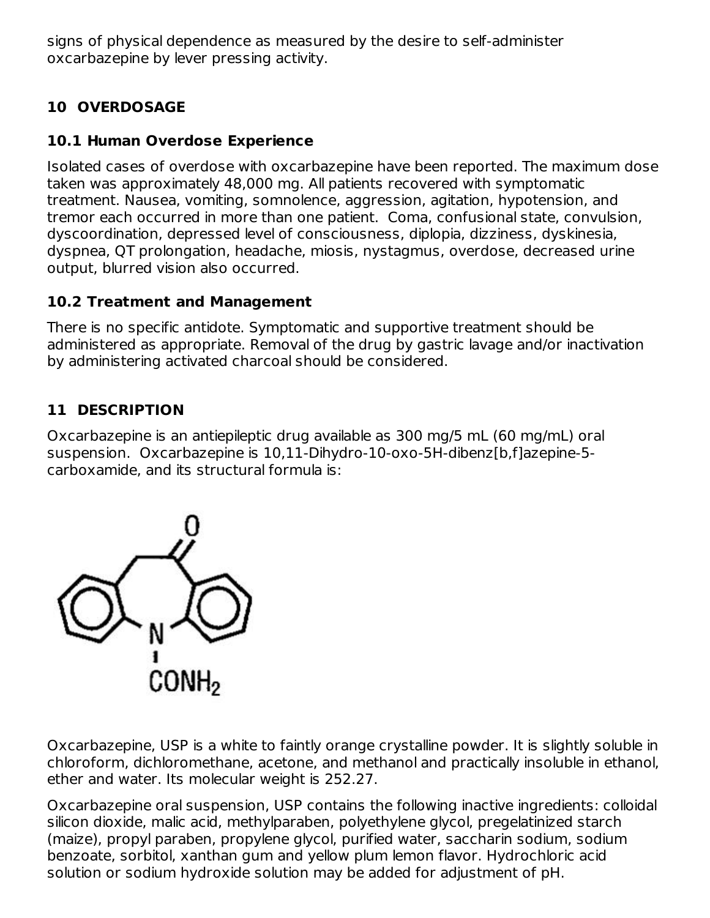signs of physical dependence as measured by the desire to self-administer oxcarbazepine by lever pressing activity.

## 10 OVERDOSAGE

### 10.1 Human Overdose Experience

Isolated cases of overdose with oxcarbazepine have been reported. The maximum dose taken was approximately 48,000 mg. All patients recovered with symptomatic treatment. Nausea, vomiting, somnolence, aggression, agitation, hypotension, and tremor each occurred in more than one patient. Coma, confusional state, convulsion, dyscoordination, depressed level of consciousness, diplopia, dizziness, dyskinesia, dyspnea, QT prolongation, headache, miosis, nystagmus, overdose, decreased urine output, blurred vision also occurred.

### 10.2 Treatment and Management

There is no specific antidote. Symptomatic and supportive treatment should be administered as appropriate. Removal of the drug by gastric lavage and/or inactivation by administering activated charcoal should be considered.

## 11 DESCRIPTION

Oxcarbazepine is an antiepileptic drug available as 300 mg/5 mL (60 mg/mL) oral suspension. Oxcarbazepine is 10,11-Dihydro-10-oxo-5H-dibenz[b,f]azepine-5-carboxamide, and its structural formula is:

Oxcarbazepine, USP is a white to faintly orange crystalline powder. It is slightly soluble in chloroform, dichloromethane, acetone, and methanol and practically insoluble in ethanol, ether and water. Its molecular weight is 252.27.

Oxcarbazepine oral suspension, USP contains the following inactive ingredients: colloidal silicon dioxide, malic acid, methylparaben, polyethylene glycol, pregelatinized starch (maize), propyl paraben, propylene glycol, purified water, saccharin sodium, sodium benzoate, sorbitol, xanthan gum and yellow plum lemon flavor. Hydrochloric acid solution or sodium hydroxide solution may be added for adjustment of pH.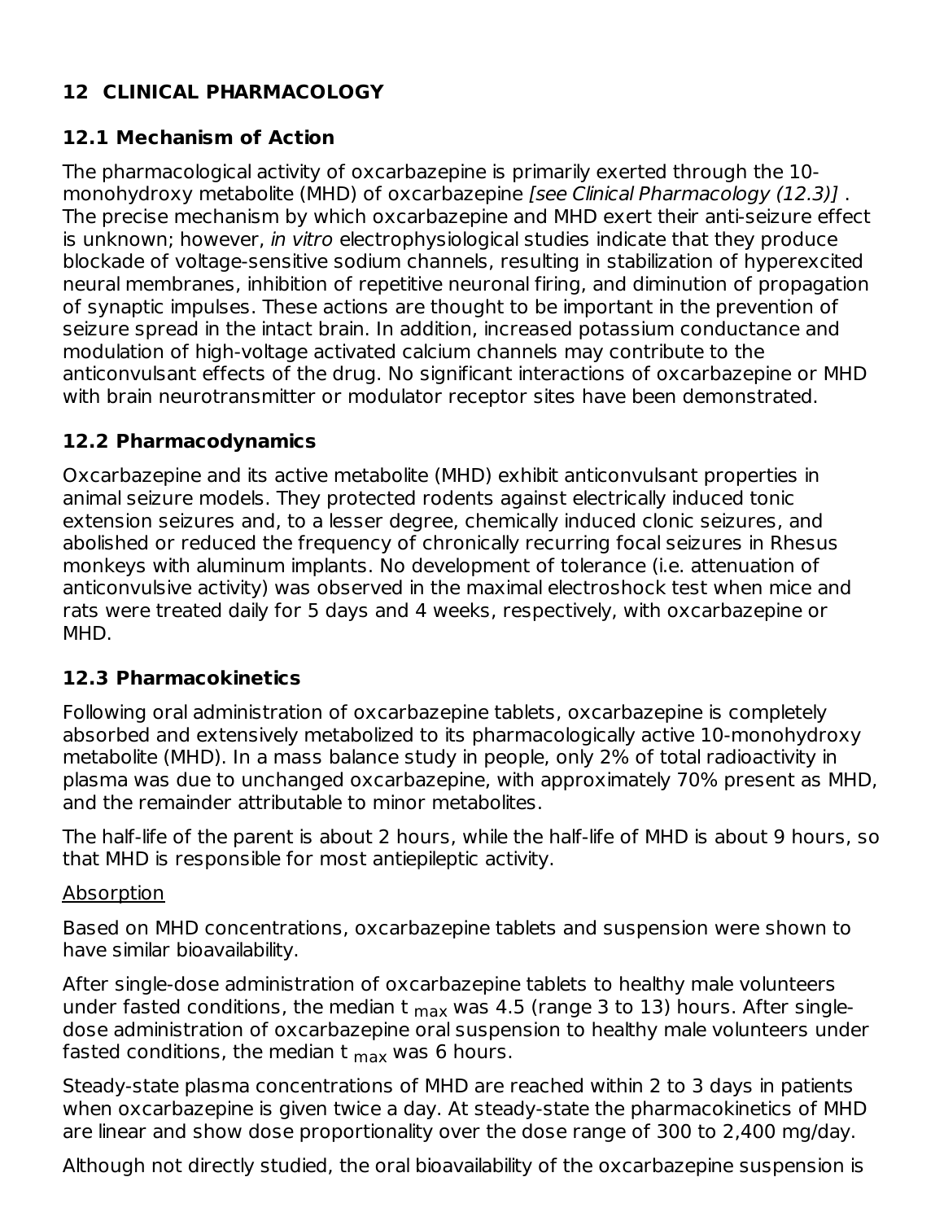## 12 CLINICAL PHARMACOLOGY

### 12.1 Mechanism of Action

The pharmacological activity of oxcarbazepine is primarily exerted through the 10-monohydroxy metabolite (MHD) of oxcarbazepine *[see Clinical Pharmacology (12.3)]* . The precise mechanism by which oxcarbazepine and MHD exert their anti-seizure effect is unknown; however, *in vitro* electrophysiological studies indicate that they produce blockade of voltage-sensitive sodium channels, resulting in stabilization of hyperexcited neural membranes, inhibition of repetitive neuronal firing, and diminution of propagation of synaptic impulses. These actions are thought to be important in the prevention of seizure spread in the intact brain. In addition, increased potassium conductance and modulation of high-voltage activated calcium channels may contribute to the anticonvulsant effects of the drug. No significant interactions of oxcarbazepine or MHD with brain neurotransmitter or modulator receptor sites have been demonstrated.

### 12.2 Pharmacodynamics

Oxcarbazepine and its active metabolite (MHD) exhibit anticonvulsant properties in animal seizure models. They protected rodents against electrically induced tonic extension seizures and, to a lesser degree, chemically induced clonic seizures, and abolished or reduced the frequency of chronically recurring focal seizures in Rhesus monkeys with aluminum implants. No development of tolerance (i.e. attenuation of anticonvulsive activity) was observed in the maximal electroshock test when mice and rats were treated daily for 5 days and 4 weeks, respectively, with oxcarbazepine or MHD.

### 12.3 Pharmacokinetics

Following oral administration of oxcarbazepine tablets, oxcarbazepine is completely absorbed and extensively metabolized to its pharmacologically active 10-monohydroxy metabolite (MHD). In a mass balance study in people, only 2% of total radioactivity in plasma was due to unchanged oxcarbazepine, with approximately 70% present as MHD, and the remainder attributable to minor metabolites.

The half-life of the parent is about 2 hours, while the half-life of MHD is about 9 hours, so that MHD is responsible for most antiepileptic activity.

Absorption

Based on MHD concentrations, oxcarbazepine tablets and suspension were shown to have similar bioavailability.

After single-dose administration of oxcarbazepine tablets to healthy male volunteers under fasted conditions, the median $t_{max}$ was 4.5 (range 3 to 13) hours. After single-dose administration of oxcarbazepine oral suspension to healthy male volunteers under fasted conditions, the median $t_{max}$ was 6 hours.

Steady-state plasma concentrations of MHD are reached within 2 to 3 days in patients when oxcarbazepine is given twice a day. At steady-state the pharmacokinetics of MHD are linear and show dose proportionality over the dose range of 300 to 2,400 mg/day.

Although not directly studied, the oral bioavailability of the oxcarbazepine suspension is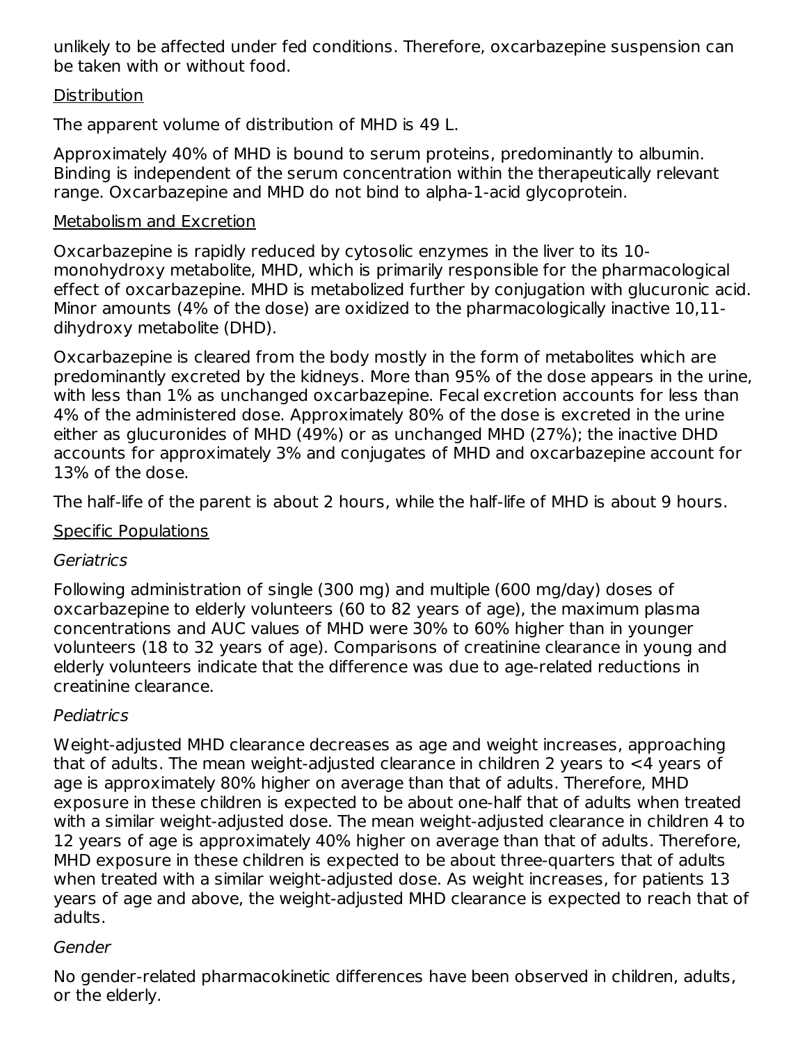unlikely to be affected under fed conditions. Therefore, oxcarbazepine suspension can be taken with or without food.

Distribution

The apparent volume of distribution of MHD is 49 L.

Approximately 40% of MHD is bound to serum proteins, predominantly to albumin. Binding is independent of the serum concentration within the therapeutically relevant range. Oxcarbazepine and MHD do not bind to alpha-1-acid glycoprotein.

Metabolism and Excretion

Oxcarbazepine is rapidly reduced by cytosolic enzymes in the liver to its 10-monohydroxy metabolite, MHD, which is primarily responsible for the pharmacological effect of oxcarbazepine. MHD is metabolized further by conjugation with glucuronic acid. Minor amounts (4% of the dose) are oxidized to the pharmacologically inactive 10,11-dihydroxy metabolite (DHD).

Oxcarbazepine is cleared from the body mostly in the form of metabolites which are predominantly excreted by the kidneys. More than 95% of the dose appears in the urine, with less than 1% as unchanged oxcarbazepine. Fecal excretion accounts for less than 4% of the administered dose. Approximately 80% of the dose is excreted in the urine either as glucuronides of MHD (49%) or as unchanged MHD (27%); the inactive DHD accounts for approximately 3% and conjugates of MHD and oxcarbazepine account for 13% of the dose.

The half-life of the parent is about 2 hours, while the half-life of MHD is about 9 hours.

Specific Populations

*Geriatrics*

Following administration of single (300 mg) and multiple (600 mg/day) doses of oxcarbazepine to elderly volunteers (60 to 82 years of age), the maximum plasma concentrations and AUC values of MHD were 30% to 60% higher than in younger volunteers (18 to 32 years of age). Comparisons of creatinine clearance in young and elderly volunteers indicate that the difference was due to age-related reductions in creatinine clearance.

*Pediatrics*

Weight-adjusted MHD clearance decreases as age and weight increases, approaching that of adults. The mean weight-adjusted clearance in children 2 years to <4 years of age is approximately 80% higher on average than that of adults. Therefore, MHD exposure in these children is expected to be about one-half that of adults when treated with a similar weight-adjusted dose. The mean weight-adjusted clearance in children 4 to 12 years of age is approximately 40% higher on average than that of adults. Therefore, MHD exposure in these children is expected to be about three-quarters that of adults when treated with a similar weight-adjusted dose. As weight increases, for patients 13 years of age and above, the weight-adjusted MHD clearance is expected to reach that of adults.

*Gender*

No gender-related pharmacokinetic differences have been observed in children, adults, or the elderly.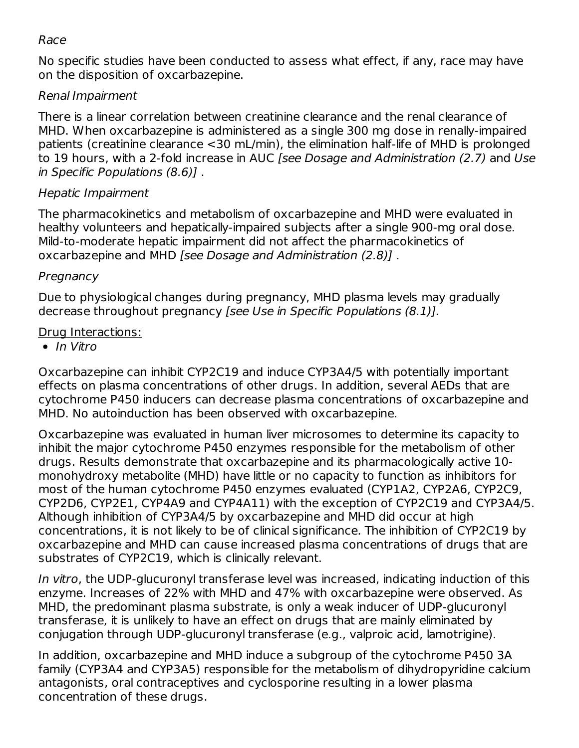*Race*

No specific studies have been conducted to assess what effect, if any, race may have on the disposition of oxcarbazepine.

*Renal Impairment*

There is a linear correlation between creatinine clearance and the renal clearance of MHD. When oxcarbazepine is administered as a single 300 mg dose in renally-impaired patients (creatinine clearance <30 mL/min), the elimination half-life of MHD is prolonged to 19 hours, with a 2-fold increase in AUC *[see Dosage and Administration (2.7)* and *Use in Specific Populations (8.6)]* .

*Hepatic Impairment*

The pharmacokinetics and metabolism of oxcarbazepine and MHD were evaluated in healthy volunteers and hepatically-impaired subjects after a single 900-mg oral dose. Mild-to-moderate hepatic impairment did not affect the pharmacokinetics of oxcarbazepine and MHD *[see Dosage and Administration (2.8)]* .

*Pregnancy*

Due to physiological changes during pregnancy, MHD plasma levels may gradually decrease throughout pregnancy *[see Use in Specific Populations (8.1)].*

Drug Interactions:

- *In Vitro*

Oxcarbazepine can inhibit CYP2C19 and induce CYP3A4/5 with potentially important effects on plasma concentrations of other drugs. In addition, several AEDs that are cytochrome P450 inducers can decrease plasma concentrations of oxcarbazepine and MHD. No autoinduction has been observed with oxcarbazepine.

Oxcarbazepine was evaluated in human liver microsomes to determine its capacity to inhibit the major cytochrome P450 enzymes responsible for the metabolism of other drugs. Results demonstrate that oxcarbazepine and its pharmacologically active 10-monohydroxy metabolite (MHD) have little or no capacity to function as inhibitors for most of the human cytochrome P450 enzymes evaluated (CYP1A2, CYP2A6, CYP2C9, CYP2D6, CYP2E1, CYP4A9 and CYP4A11) with the exception of CYP2C19 and CYP3A4/5. Although inhibition of CYP3A4/5 by oxcarbazepine and MHD did occur at high concentrations, it is not likely to be of clinical significance. The inhibition of CYP2C19 by oxcarbazepine and MHD can cause increased plasma concentrations of drugs that are substrates of CYP2C19, which is clinically relevant.

*In vitro*, the UDP-glucuronyl transferase level was increased, indicating induction of this enzyme. Increases of 22% with MHD and 47% with oxcarbazepine were observed. As MHD, the predominant plasma substrate, is only a weak inducer of UDP-glucuronyl transferase, it is unlikely to have an effect on drugs that are mainly eliminated by conjugation through UDP-glucuronyl transferase (e.g., valproic acid, lamotrigine).

In addition, oxcarbazepine and MHD induce a subgroup of the cytochrome P450 3A family (CYP3A4 and CYP3A5) responsible for the metabolism of dihydropyridine calcium antagonists, oral contraceptives and cyclosporine resulting in a lower plasma concentration of these drugs.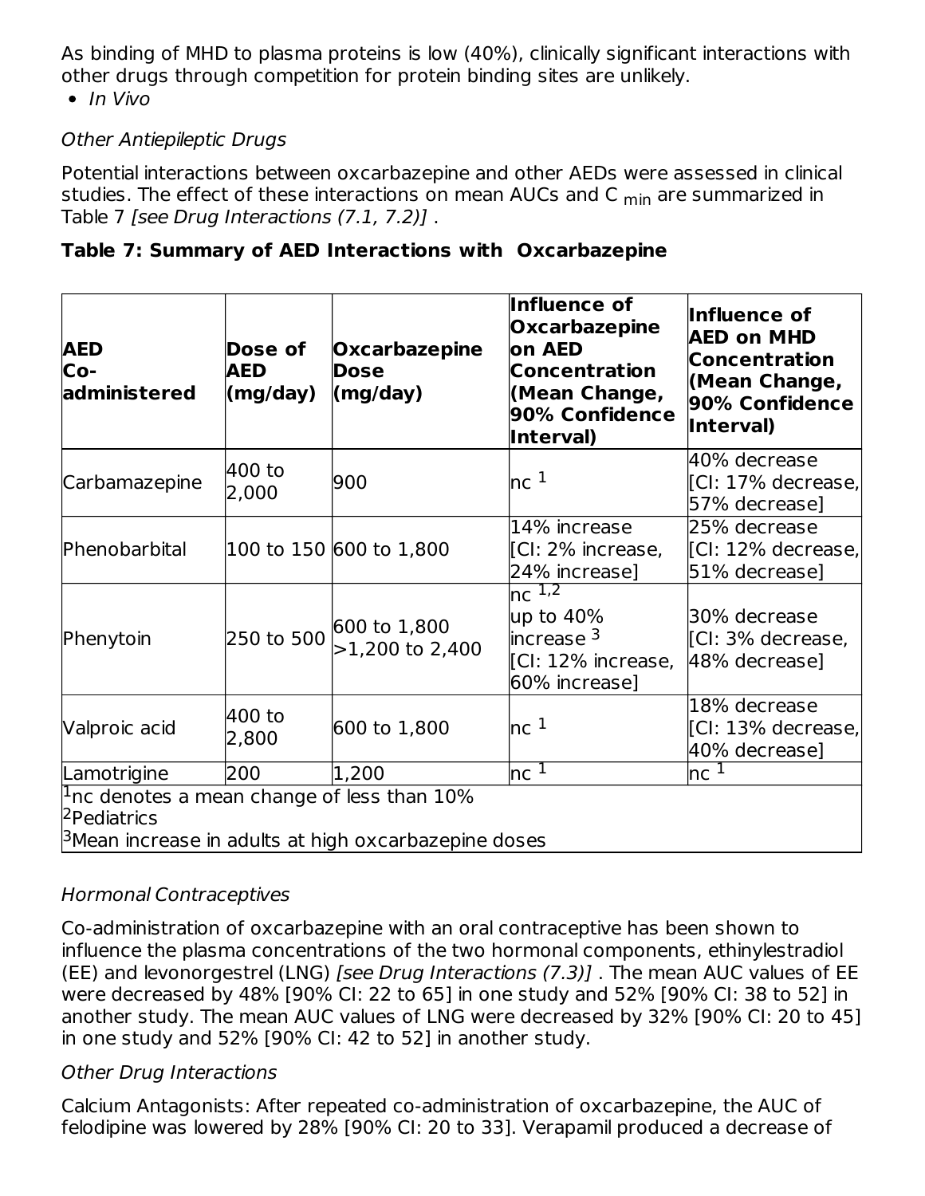As binding of MHD to plasma proteins is low (40%), clinically significant interactions with other drugs through competition for protein binding sites are unlikely.

- *In Vivo*

*Other Antiepileptic Drugs*

Potential interactions between oxcarbazepine and other AEDs were assessed in clinical studies. The effect of these interactions on mean AUCs and $C_{min}$ are summarized in Table 7 *[see Drug Interactions (7.1, 7.2)]* .

**Table 7: Summary of AED Interactions with Oxcarbazepine**

| AED Co-administered | Dose of AED (mg/day) | Oxcarbazepine Dose (mg/day) | Influence of Oxcarbazepine on AED Concentration (Mean Change, 90% Confidence Interval) | Influence of AED on MHD Concentration (Mean Change, 90% Confidence Interval) |
|---|---|---|---|---|
| Carbamazepine | 400 to 2,000 | 900 | nc [1] | 40% decrease [CI: 17% decrease, 57% decrease] |
| Phenobarbital | 100 to 150 | 600 to 1,800 | 14% increase [CI: 2% increase, 24% increase] | 25% decrease [CI: 12% decrease, 51% decrease] |
| Phenytoin | 250 to 500 | 600 to 1,800 >1,200 to 2,400 | nc [1,2] up to 40% increase [3] [CI: 12% increase, 60% increase] | 30% decrease [CI: 3% decrease, 48% decrease] |
| Valproic acid | 400 to 2,800 | 600 to 1,800 | nc [1] | 18% decrease [CI: 13% decrease, 40% decrease] |
| Lamotrigine | 200 | 1,200 | nc [1] | nc [1] |

[1]nc denotes a mean change of less than 10%
[2]Pediatrics
[3]Mean increase in adults at high oxcarbazepine doses

*Hormonal Contraceptives*

Co-administration of oxcarbazepine with an oral contraceptive has been shown to influence the plasma concentrations of the two hormonal components, ethinylestradiol (EE) and levonorgestrel (LNG) *[see Drug Interactions (7.3)]* . The mean AUC values of EE were decreased by 48% [90% CI: 22 to 65] in one study and 52% [90% CI: 38 to 52] in another study. The mean AUC values of LNG were decreased by 32% [90% CI: 20 to 45] in one study and 52% [90% CI: 42 to 52] in another study.

*Other Drug Interactions*

Calcium Antagonists: After repeated co-administration of oxcarbazepine, the AUC of felodipine was lowered by 28% [90% CI: 20 to 33]. Verapamil produced a decrease of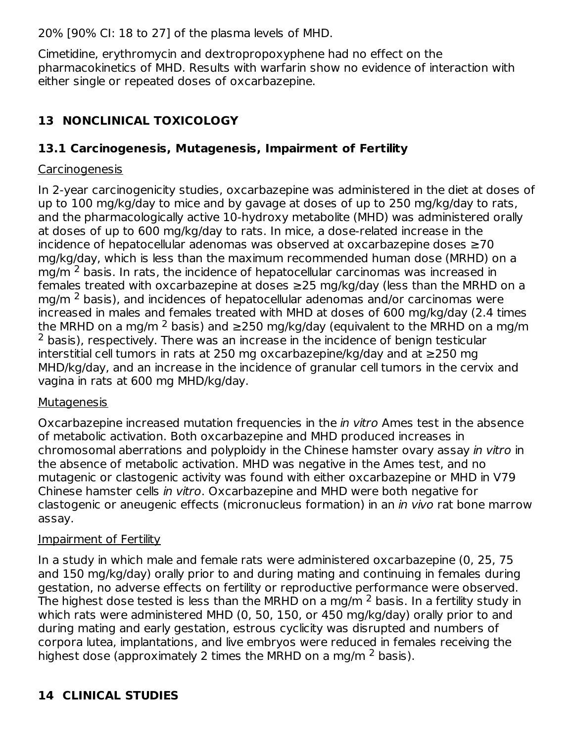20% [90% CI: 18 to 27] of the plasma levels of MHD.

Cimetidine, erythromycin and dextropropoxyphene had no effect on the pharmacokinetics of MHD. Results with warfarin show no evidence of interaction with either single or repeated doses of oxcarbazepine.

## 13 NONCLINICAL TOXICOLOGY

### 13.1 Carcinogenesis, Mutagenesis, Impairment of Fertility

Carcinogenesis

In 2-year carcinogenicity studies, oxcarbazepine was administered in the diet at doses of up to 100 mg/kg/day to mice and by gavage at doses of up to 250 mg/kg/day to rats, and the pharmacologically active 10-hydroxy metabolite (MHD) was administered orally at doses of up to 600 mg/kg/day to rats. In mice, a dose-related increase in the incidence of hepatocellular adenomas was observed at oxcarbazepine doses ≥70 mg/kg/day, which is less than the maximum recommended human dose (MRHD) on a mg/m $^2$ basis. In rats, the incidence of hepatocellular carcinomas was increased in females treated with oxcarbazepine at doses ≥25 mg/kg/day (less than the MRHD on a mg/m $^2$ basis), and incidences of hepatocellular adenomas and/or carcinomas were increased in males and females treated with MHD at doses of 600 mg/kg/day (2.4 times the MRHD on a mg/m $^2$ basis) and ≥250 mg/kg/day (equivalent to the MRHD on a mg/m $^2$ basis), respectively. There was an increase in the incidence of benign testicular interstitial cell tumors in rats at 250 mg oxcarbazepine/kg/day and at ≥250 mg MHD/kg/day, and an increase in the incidence of granular cell tumors in the cervix and vagina in rats at 600 mg MHD/kg/day.

Mutagenesis

Oxcarbazepine increased mutation frequencies in the *in vitro* Ames test in the absence of metabolic activation. Both oxcarbazepine and MHD produced increases in chromosomal aberrations and polyploidy in the Chinese hamster ovary assay *in vitro* in the absence of metabolic activation. MHD was negative in the Ames test, and no mutagenic or clastogenic activity was found with either oxcarbazepine or MHD in V79 Chinese hamster cells *in vitro*. Oxcarbazepine and MHD were both negative for clastogenic or aneugenic effects (micronucleus formation) in an *in vivo* rat bone marrow assay.

Impairment of Fertility

In a study in which male and female rats were administered oxcarbazepine (0, 25, 75 and 150 mg/kg/day) orally prior to and during mating and continuing in females during gestation, no adverse effects on fertility or reproductive performance were observed. The highest dose tested is less than the MRHD on a mg/m $^2$ basis. In a fertility study in which rats were administered MHD (0, 50, 150, or 450 mg/kg/day) orally prior to and during mating and early gestation, estrous cyclicity was disrupted and numbers of corpora lutea, implantations, and live embryos were reduced in females receiving the highest dose (approximately 2 times the MRHD on a mg/m $^2$ basis).

## 14 CLINICAL STUDIES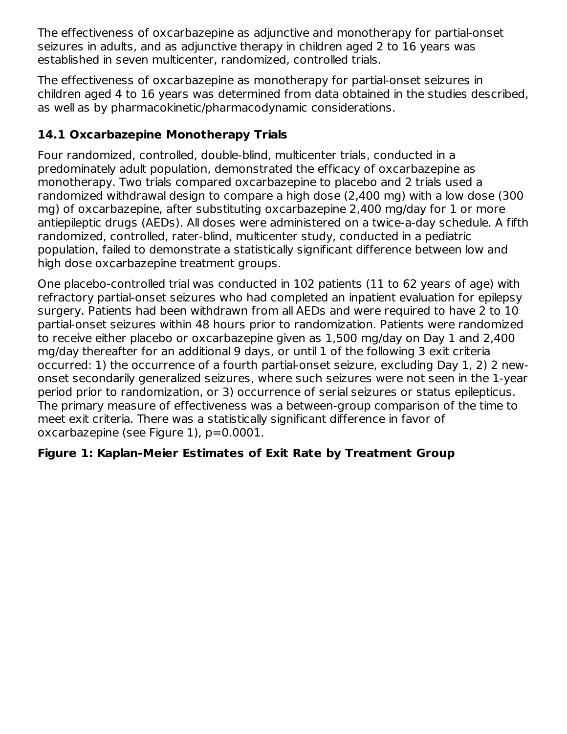The effectiveness of oxcarbazepine as adjunctive and monotherapy for partial-onset seizures in adults, and as adjunctive therapy in children aged 2 to 16 years was established in seven multicenter, randomized, controlled trials.

The effectiveness of oxcarbazepine as monotherapy for partial-onset seizures in children aged 4 to 16 years was determined from data obtained in the studies described, as well as by pharmacokinetic/pharmacodynamic considerations.

### 14.1 Oxcarbazepine Monotherapy Trials

Four randomized, controlled, double-blind, multicenter trials, conducted in a predominately adult population, demonstrated the efficacy of oxcarbazepine as monotherapy. Two trials compared oxcarbazepine to placebo and 2 trials used a randomized withdrawal design to compare a high dose (2,400 mg) with a low dose (300 mg) of oxcarbazepine, after substituting oxcarbazepine 2,400 mg/day for 1 or more antiepileptic drugs (AEDs). All doses were administered on a twice-a-day schedule. A fifth randomized, controlled, rater-blind, multicenter study, conducted in a pediatric population, failed to demonstrate a statistically significant difference between low and high dose oxcarbazepine treatment groups.

One placebo-controlled trial was conducted in 102 patients (11 to 62 years of age) with refractory partial-onset seizures who had completed an inpatient evaluation for epilepsy surgery. Patients had been withdrawn from all AEDs and were required to have 2 to 10 partial-onset seizures within 48 hours prior to randomization. Patients were randomized to receive either placebo or oxcarbazepine given as 1,500 mg/day on Day 1 and 2,400 mg/day thereafter for an additional 9 days, or until 1 of the following 3 exit criteria occurred: 1) the occurrence of a fourth partial-onset seizure, excluding Day 1, 2) 2 new-onset secondarily generalized seizures, where such seizures were not seen in the 1-year period prior to randomization, or 3) occurrence of serial seizures or status epilepticus. The primary measure of effectiveness was a between-group comparison of the time to meet exit criteria. There was a statistically significant difference in favor of oxcarbazepine (see Figure 1), $p=0.0001$.

**Figure 1: Kaplan-Meier Estimates of Exit Rate by Treatment Group**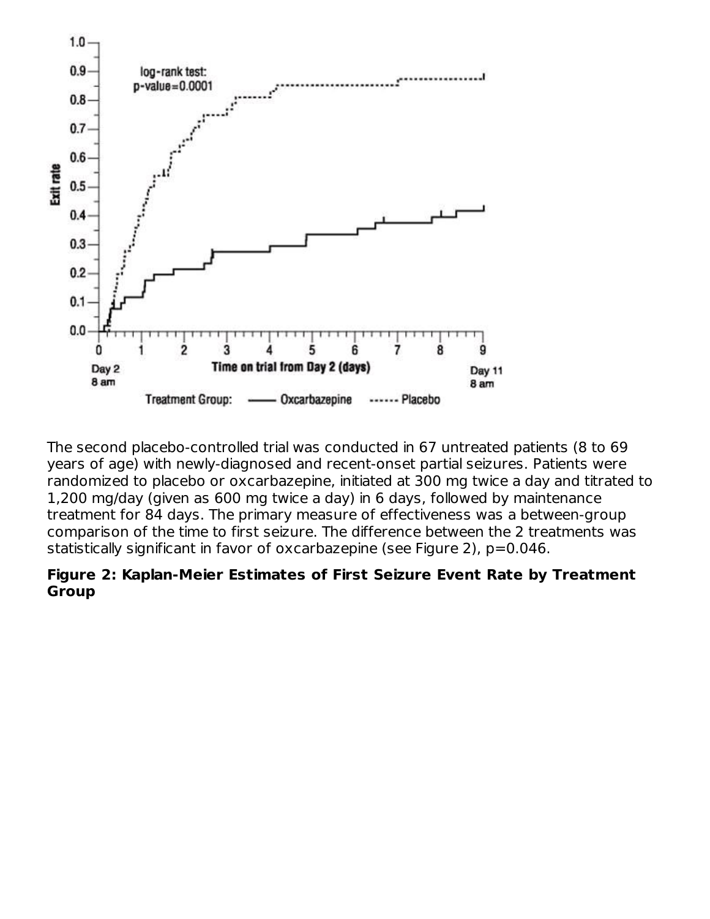The second placebo-controlled trial was conducted in 67 untreated patients (8 to 69 years of age) with newly-diagnosed and recent-onset partial seizures. Patients were randomized to placebo or oxcarbazepine, initiated at 300 mg twice a day and titrated to 1,200 mg/day (given as 600 mg twice a day) in 6 days, followed by maintenance treatment for 84 days. The primary measure of effectiveness was a between-group comparison of the time to first seizure. The difference between the 2 treatments was statistically significant in favor of oxcarbazepine (see Figure 2), p=0.046.

**Figure 2: Kaplan-Meier Estimates of First Seizure Event Rate by Treatment Group**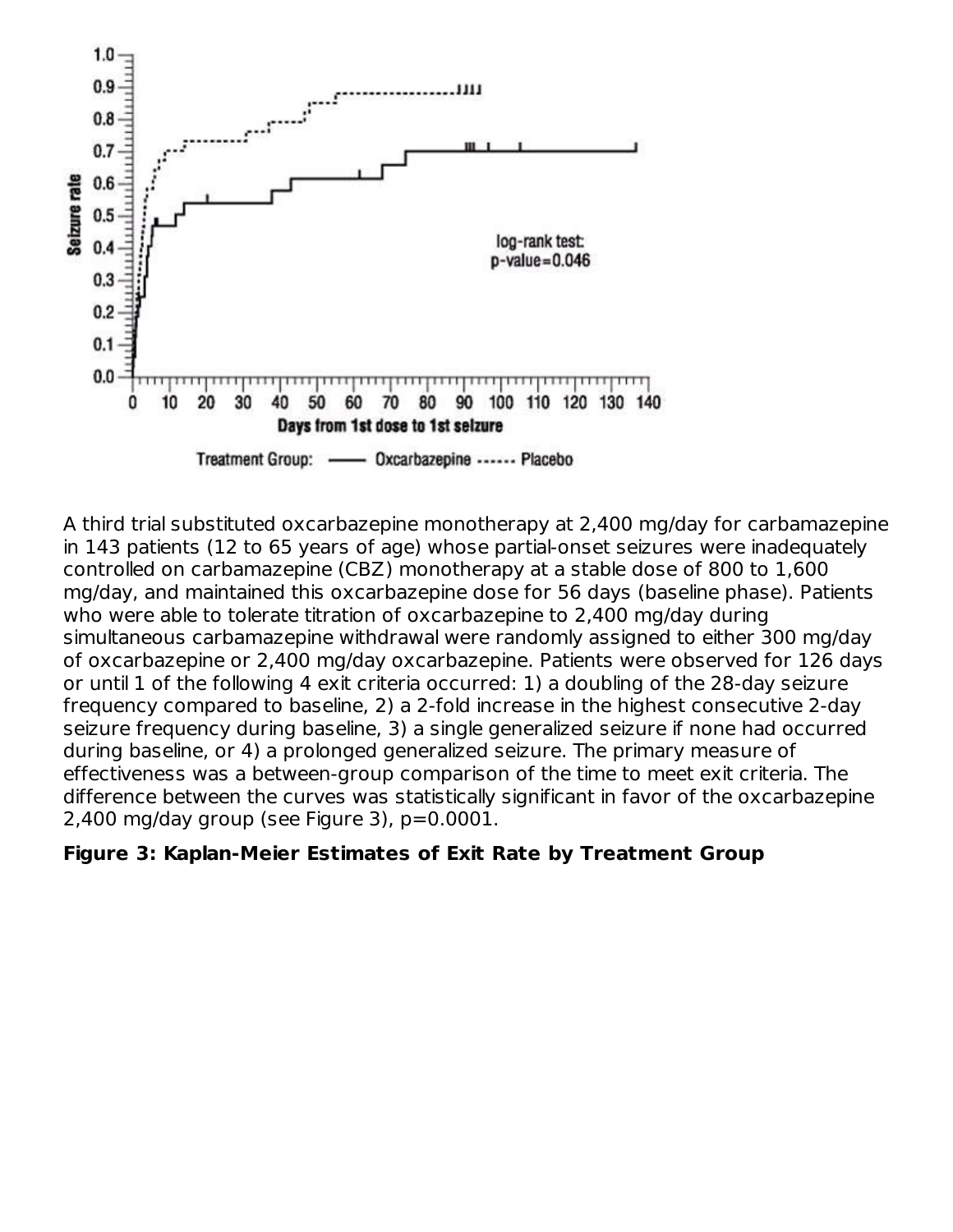A third trial substituted oxcarbazepine monotherapy at 2,400 mg/day for carbamazepine in 143 patients (12 to 65 years of age) whose partial-onset seizures were inadequately controlled on carbamazepine (CBZ) monotherapy at a stable dose of 800 to 1,600 mg/day, and maintained this oxcarbazepine dose for 56 days (baseline phase). Patients who were able to tolerate titration of oxcarbazepine to 2,400 mg/day during simultaneous carbamazepine withdrawal were randomly assigned to either 300 mg/day of oxcarbazepine or 2,400 mg/day oxcarbazepine. Patients were observed for 126 days or until 1 of the following 4 exit criteria occurred: 1) a doubling of the 28-day seizure frequency compared to baseline, 2) a 2-fold increase in the highest consecutive 2-day seizure frequency during baseline, 3) a single generalized seizure if none had occurred during baseline, or 4) a prolonged generalized seizure. The primary measure of effectiveness was a between-group comparison of the time to meet exit criteria. The difference between the curves was statistically significant in favor of the oxcarbazepine 2,400 mg/day group (see Figure 3), p=0.0001.

**Figure 3: Kaplan-Meier Estimates of Exit Rate by Treatment Group**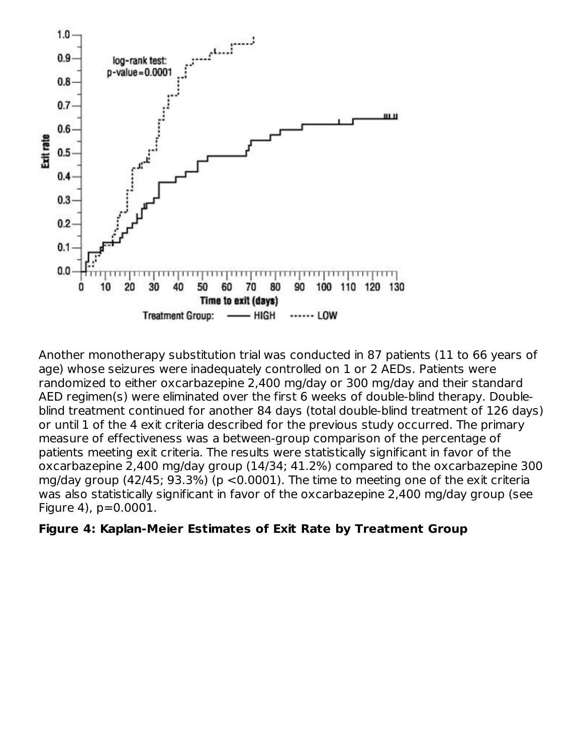Another monotherapy substitution trial was conducted in 87 patients (11 to 66 years of age) whose seizures were inadequately controlled on 1 or 2 AEDs. Patients were randomized to either oxcarbazepine 2,400 mg/day or 300 mg/day and their standard AED regimen(s) were eliminated over the first 6 weeks of double-blind therapy. Double-blind treatment continued for another 84 days (total double-blind treatment of 126 days) or until 1 of the 4 exit criteria described for the previous study occurred. The primary measure of effectiveness was a between-group comparison of the percentage of patients meeting exit criteria. The results were statistically significant in favor of the oxcarbazepine 2,400 mg/day group (14/34; 41.2%) compared to the oxcarbazepine 300 mg/day group (42/45; 93.3%) ($p < 0.0001$). The time to meeting one of the exit criteria was also statistically significant in favor of the oxcarbazepine 2,400 mg/day group (see Figure 4), $p = 0.0001$.

**Figure 4: Kaplan-Meier Estimates of Exit Rate by Treatment Group**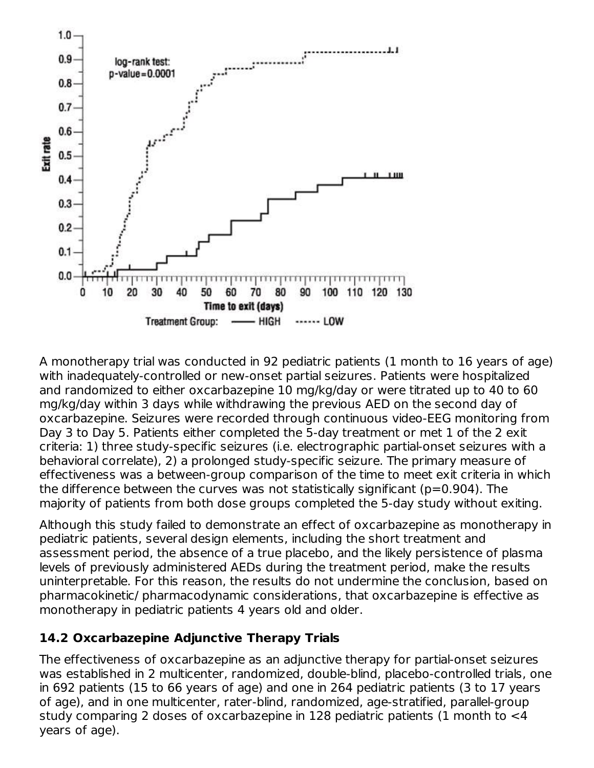A monotherapy trial was conducted in 92 pediatric patients (1 month to 16 years of age) with inadequately-controlled or new-onset partial seizures. Patients were hospitalized and randomized to either oxcarbazepine 10 mg/kg/day or were titrated up to 40 to 60 mg/kg/day within 3 days while withdrawing the previous AED on the second day of oxcarbazepine. Seizures were recorded through continuous video-EEG monitoring from Day 3 to Day 5. Patients either completed the 5-day treatment or met 1 of the 2 exit criteria: 1) three study-specific seizures (i.e. electrographic partial-onset seizures with a behavioral correlate), 2) a prolonged study-specific seizure. The primary measure of effectiveness was a between-group comparison of the time to meet exit criteria in which the difference between the curves was not statistically significant (p=0.904). The majority of patients from both dose groups completed the 5-day study without exiting.

Although this study failed to demonstrate an effect of oxcarbazepine as monotherapy in pediatric patients, several design elements, including the short treatment and assessment period, the absence of a true placebo, and the likely persistence of plasma levels of previously administered AEDs during the treatment period, make the results uninterpretable. For this reason, the results do not undermine the conclusion, based on pharmacokinetic/ pharmacodynamic considerations, that oxcarbazepine is effective as monotherapy in pediatric patients 4 years old and older.

### 14.2 Oxcarbazepine Adjunctive Therapy Trials

The effectiveness of oxcarbazepine as an adjunctive therapy for partial-onset seizures was established in 2 multicenter, randomized, double-blind, placebo-controlled trials, one in 692 patients (15 to 66 years of age) and one in 264 pediatric patients (3 to 17 years of age), and in one multicenter, rater-blind, randomized, age-stratified, parallel-group study comparing 2 doses of oxcarbazepine in 128 pediatric patients (1 month to <4 years of age).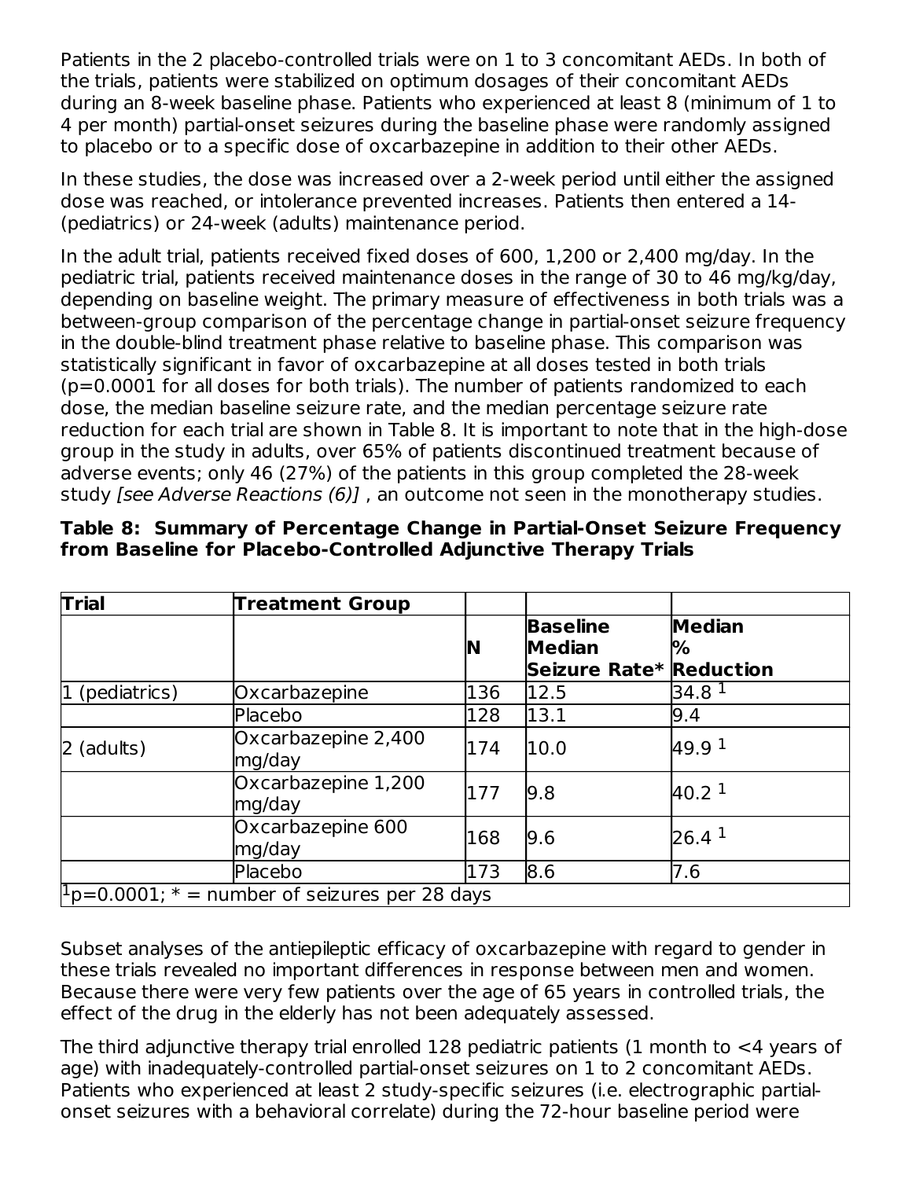Patients in the 2 placebo-controlled trials were on 1 to 3 concomitant AEDs. In both of the trials, patients were stabilized on optimum dosages of their concomitant AEDs during an 8-week baseline phase. Patients who experienced at least 8 (minimum of 1 to 4 per month) partial-onset seizures during the baseline phase were randomly assigned to placebo or to a specific dose of oxcarbazepine in addition to their other AEDs.

In these studies, the dose was increased over a 2-week period until either the assigned dose was reached, or intolerance prevented increases. Patients then entered a 14- (pediatrics) or 24-week (adults) maintenance period.

In the adult trial, patients received fixed doses of 600, 1,200 or 2,400 mg/day. In the pediatric trial, patients received maintenance doses in the range of 30 to 46 mg/kg/day, depending on baseline weight. The primary measure of effectiveness in both trials was a between-group comparison of the percentage change in partial-onset seizure frequency in the double-blind treatment phase relative to baseline phase. This comparison was statistically significant in favor of oxcarbazepine at all doses tested in both trials (p=0.0001 for all doses for both trials). The number of patients randomized to each dose, the median baseline seizure rate, and the median percentage seizure rate reduction for each trial are shown in Table 8. It is important to note that in the high-dose group in the study in adults, over 65% of patients discontinued treatment because of adverse events; only 46 (27%) of the patients in this group completed the 28-week study *[see Adverse Reactions (6)]* , an outcome not seen in the monotherapy studies.

**Table 8: Summary of Percentage Change in Partial-Onset Seizure Frequency from Baseline for Placebo-Controlled Adjunctive Therapy Trials**

| **Trial** | **Treatment Group** | **N** | **Baseline Median Seizure Rate*** | **Median % Reduction** |
|---|---|---|---|---|
| 1 (pediatrics) | Oxcarbazepine | 136 | 12.5 | 34.8 [1] |
| | Placebo | 128 | 13.1 | 9.4 |
| 2 (adults) | Oxcarbazepine 2,400 mg/day | 174 | 10.0 | 49.9 [1] |
| | Oxcarbazepine 1,200 mg/day | 177 | 9.8 | 40.2 [1] |
| | Oxcarbazepine 600 mg/day | 168 | 9.6 | 26.4 [1] |
| | Placebo | 173 | 8.6 | 7.6 |

[1]p=0.0001; * = number of seizures per 28 days

Subset analyses of the antiepileptic efficacy of oxcarbazepine with regard to gender in these trials revealed no important differences in response between men and women. Because there were very few patients over the age of 65 years in controlled trials, the effect of the drug in the elderly has not been adequately assessed.

The third adjunctive therapy trial enrolled 128 pediatric patients (1 month to <4 years of age) with inadequately-controlled partial-onset seizures on 1 to 2 concomitant AEDs. Patients who experienced at least 2 study-specific seizures (i.e. electrographic partial-onset seizures with a behavioral correlate) during the 72-hour baseline period were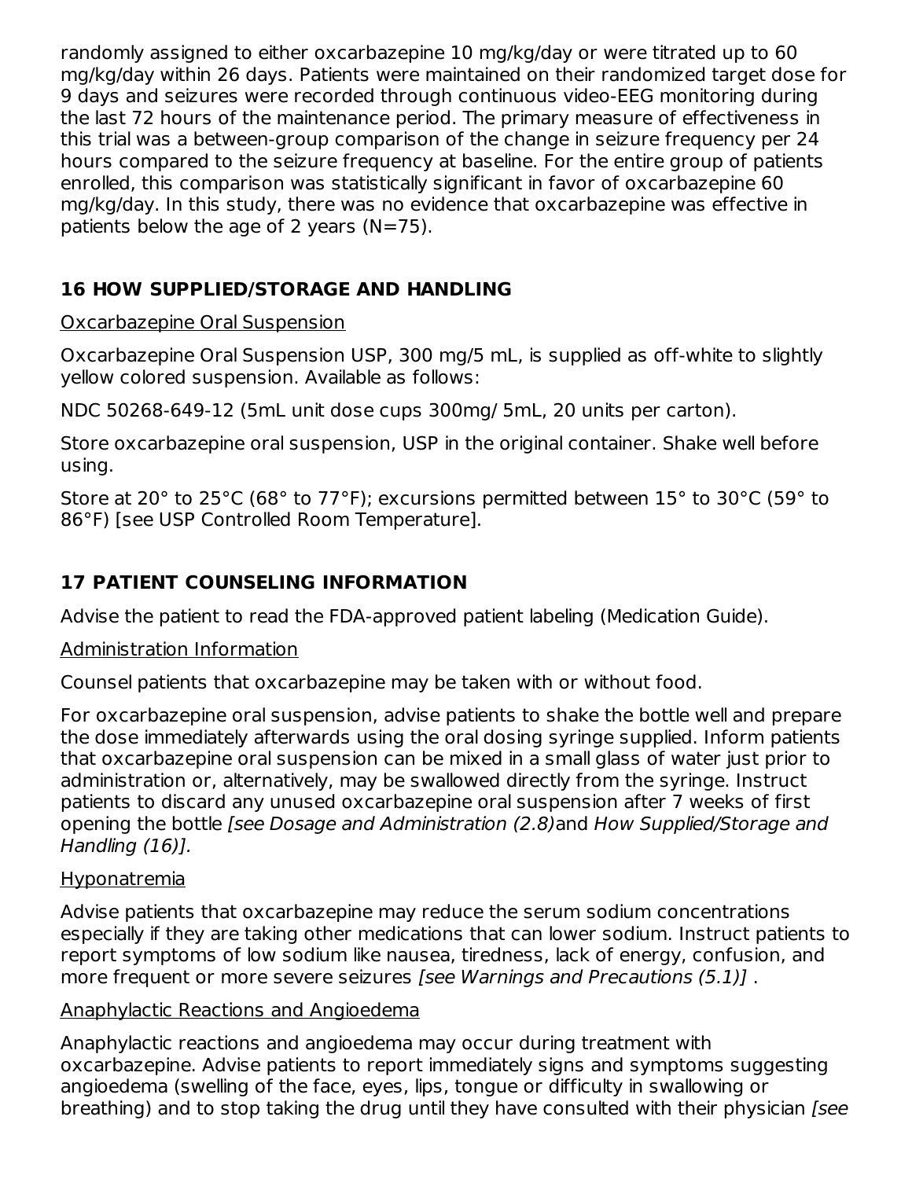randomly assigned to either oxcarbazepine 10 mg/kg/day or were titrated up to 60 mg/kg/day within 26 days. Patients were maintained on their randomized target dose for 9 days and seizures were recorded through continuous video-EEG monitoring during the last 72 hours of the maintenance period. The primary measure of effectiveness in this trial was a between-group comparison of the change in seizure frequency per 24 hours compared to the seizure frequency at baseline. For the entire group of patients enrolled, this comparison was statistically significant in favor of oxcarbazepine 60 mg/kg/day. In this study, there was no evidence that oxcarbazepine was effective in patients below the age of 2 years (N=75).

## 16 HOW SUPPLIED/STORAGE AND HANDLING

Oxcarbazepine Oral Suspension

Oxcarbazepine Oral Suspension USP, 300 mg/5 mL, is supplied as off-white to slightly yellow colored suspension. Available as follows:

NDC 50268-649-12 (5mL unit dose cups 300mg/ 5mL, 20 units per carton).

Store oxcarbazepine oral suspension, USP in the original container. Shake well before using.

Store at 20° to 25°C (68° to 77°F); excursions permitted between 15° to 30°C (59° to 86°F) [see USP Controlled Room Temperature].

## 17 PATIENT COUNSELING INFORMATION

Advise the patient to read the FDA-approved patient labeling (Medication Guide).

Administration Information

Counsel patients that oxcarbazepine may be taken with or without food.

For oxcarbazepine oral suspension, advise patients to shake the bottle well and prepare the dose immediately afterwards using the oral dosing syringe supplied. Inform patients that oxcarbazepine oral suspension can be mixed in a small glass of water just prior to administration or, alternatively, may be swallowed directly from the syringe. Instruct patients to discard any unused oxcarbazepine oral suspension after 7 weeks of first opening the bottle *[see Dosage and Administration (2.8)* and *How Supplied/Storage and Handling (16)].*

Hyponatremia

Advise patients that oxcarbazepine may reduce the serum sodium concentrations especially if they are taking other medications that can lower sodium. Instruct patients to report symptoms of low sodium like nausea, tiredness, lack of energy, confusion, and more frequent or more severe seizures *[see Warnings and Precautions (5.1)]* .

Anaphylactic Reactions and Angioedema

Anaphylactic reactions and angioedema may occur during treatment with oxcarbazepine. Advise patients to report immediately signs and symptoms suggesting angioedema (swelling of the face, eyes, lips, tongue or difficulty in swallowing or breathing) and to stop taking the drug until they have consulted with their physician *[see*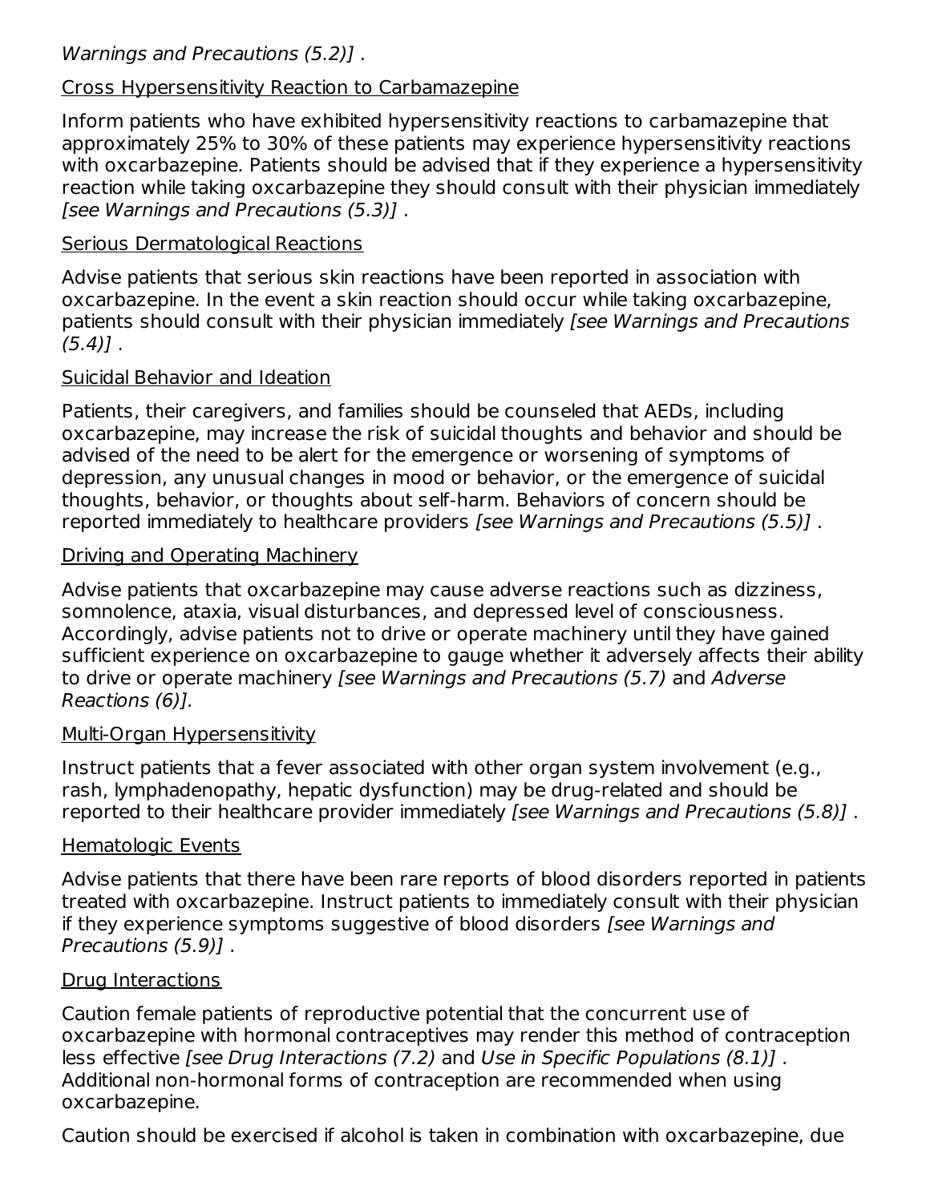*Warnings and Precautions (5.2)]* .

Cross Hypersensitivity Reaction to Carbamazepine

Inform patients who have exhibited hypersensitivity reactions to carbamazepine that approximately 25% to 30% of these patients may experience hypersensitivity reactions with oxcarbazepine. Patients should be advised that if they experience a hypersensitivity reaction while taking oxcarbazepine they should consult with their physician immediately *[see Warnings and Precautions (5.3)]* .

Serious Dermatological Reactions

Advise patients that serious skin reactions have been reported in association with oxcarbazepine. In the event a skin reaction should occur while taking oxcarbazepine, patients should consult with their physician immediately *[see Warnings and Precautions (5.4)]* .

Suicidal Behavior and Ideation

Patients, their caregivers, and families should be counseled that AEDs, including oxcarbazepine, may increase the risk of suicidal thoughts and behavior and should be advised of the need to be alert for the emergence or worsening of symptoms of depression, any unusual changes in mood or behavior, or the emergence of suicidal thoughts, behavior, or thoughts about self-harm. Behaviors of concern should be reported immediately to healthcare providers *[see Warnings and Precautions (5.5)]* .

Driving and Operating Machinery

Advise patients that oxcarbazepine may cause adverse reactions such as dizziness, somnolence, ataxia, visual disturbances, and depressed level of consciousness. Accordingly, advise patients not to drive or operate machinery until they have gained sufficient experience on oxcarbazepine to gauge whether it adversely affects their ability to drive or operate machinery *[see Warnings and Precautions (5.7)* and *Adverse Reactions (6)].*

Multi-Organ Hypersensitivity

Instruct patients that a fever associated with other organ system involvement (e.g., rash, lymphadenopathy, hepatic dysfunction) may be drug-related and should be reported to their healthcare provider immediately *[see Warnings and Precautions (5.8)]* .

Hematologic Events

Advise patients that there have been rare reports of blood disorders reported in patients treated with oxcarbazepine. Instruct patients to immediately consult with their physician if they experience symptoms suggestive of blood disorders *[see Warnings and Precautions (5.9)]* .

Drug Interactions

Caution female patients of reproductive potential that the concurrent use of oxcarbazepine with hormonal contraceptives may render this method of contraception less effective *[see Drug Interactions (7.2)* and *Use in Specific Populations (8.1)]* . Additional non-hormonal forms of contraception are recommended when using oxcarbazepine.

Caution should be exercised if alcohol is taken in combination with oxcarbazepine, due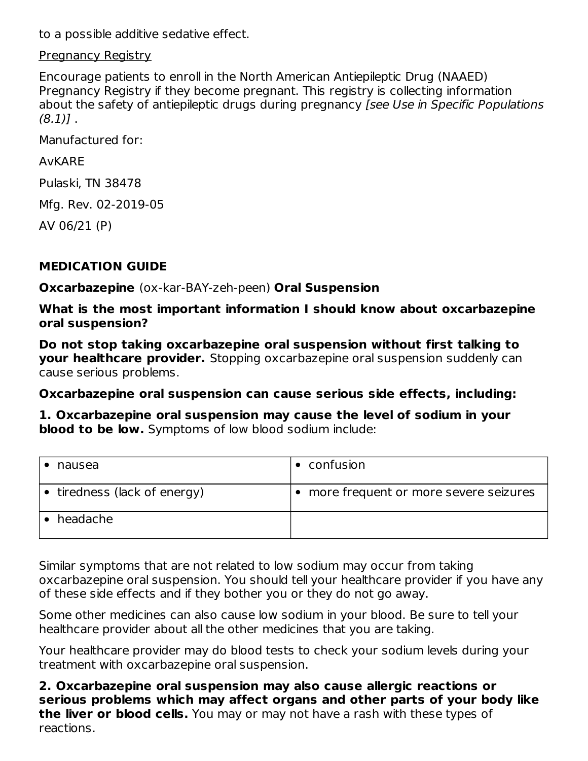to a possible additive sedative effect.

Pregnancy Registry

Encourage patients to enroll in the North American Antiepileptic Drug (NAAED) Pregnancy Registry if they become pregnant. This registry is collecting information about the safety of antiepileptic drugs during pregnancy *[see Use in Specific Populations (8.1)]* .

Manufactured for:

AvKARE

Pulaski, TN 38478

Mfg. Rev. 02-2019-05

AV 06/21 (P)

## MEDICATION GUIDE

**Oxcarbazepine** (ox-kar-BAY-zeh-peen) **Oral Suspension**

**What is the most important information I should know about oxcarbazepine oral suspension?**

**Do not stop taking oxcarbazepine oral suspension without first talking to your healthcare provider.** Stopping oxcarbazepine oral suspension suddenly can cause serious problems.

**Oxcarbazepine oral suspension can cause serious side effects, including:**

**1. Oxcarbazepine oral suspension may cause the level of sodium in your blood to be low.** Symptoms of low blood sodium include:

| | |
|---|---|
| • nausea | • confusion |
| • tiredness (lack of energy) | • more frequent or more severe seizures |
| • headache | |

Similar symptoms that are not related to low sodium may occur from taking oxcarbazepine oral suspension. You should tell your healthcare provider if you have any of these side effects and if they bother you or they do not go away.

Some other medicines can also cause low sodium in your blood. Be sure to tell your healthcare provider about all the other medicines that you are taking.

Your healthcare provider may do blood tests to check your sodium levels during your treatment with oxcarbazepine oral suspension.

**2. Oxcarbazepine oral suspension may also cause allergic reactions or serious problems which may affect organs and other parts of your body like the liver or blood cells.** You may or may not have a rash with these types of reactions.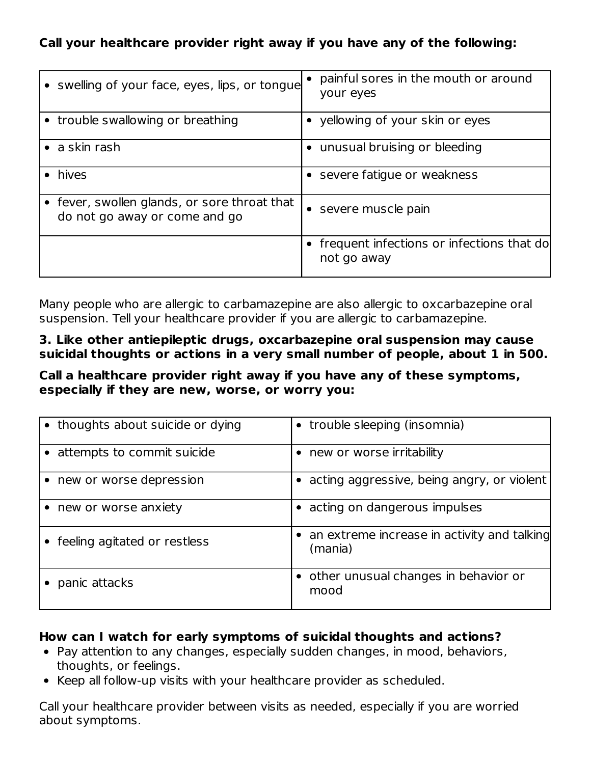**Call your healthcare provider right away if you have any of the following:**

| | |
|---|---|
| • swelling of your face, eyes, lips, or tongue | • painful sores in the mouth or around your eyes |
| • trouble swallowing or breathing | • yellowing of your skin or eyes |
| • a skin rash | • unusual bruising or bleeding |
| • hives | • severe fatigue or weakness |
| • fever, swollen glands, or sore throat that do not go away or come and go | • severe muscle pain |
| | • frequent infections or infections that do not go away |

Many people who are allergic to carbamazepine are also allergic to oxcarbazepine oral suspension. Tell your healthcare provider if you are allergic to carbamazepine.

**3. Like other antiepileptic drugs, oxcarbazepine oral suspension may cause suicidal thoughts or actions in a very small number of people, about 1 in 500.**

**Call a healthcare provider right away if you have any of these symptoms, especially if they are new, worse, or worry you:**

| | |
|---|---|
| • thoughts about suicide or dying | • trouble sleeping (insomnia) |
| • attempts to commit suicide | • new or worse irritability |
| • new or worse depression | • acting aggressive, being angry, or violent |
| • new or worse anxiety | • acting on dangerous impulses |
| • feeling agitated or restless | • an extreme increase in activity and talking (mania) |
| • panic attacks | • other unusual changes in behavior or mood |

**How can I watch for early symptoms of suicidal thoughts and actions?**

- Pay attention to any changes, especially sudden changes, in mood, behaviors, thoughts, or feelings.
- Keep all follow-up visits with your healthcare provider as scheduled.

Call your healthcare provider between visits as needed, especially if you are worried about symptoms.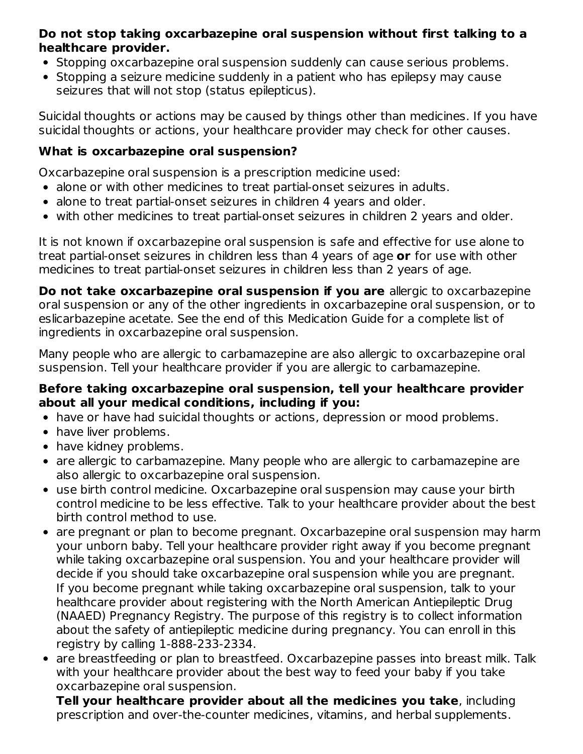**Do not stop taking oxcarbazepine oral suspension without first talking to a healthcare provider.**

- Stopping oxcarbazepine oral suspension suddenly can cause serious problems.
- Stopping a seizure medicine suddenly in a patient who has epilepsy may cause seizures that will not stop (status epilepticus).

Suicidal thoughts or actions may be caused by things other than medicines. If you have suicidal thoughts or actions, your healthcare provider may check for other causes.

**What is oxcarbazepine oral suspension?**

Oxcarbazepine oral suspension is a prescription medicine used:

- alone or with other medicines to treat partial-onset seizures in adults.
- alone to treat partial-onset seizures in children 4 years and older.
- with other medicines to treat partial-onset seizures in children 2 years and older.

It is not known if oxcarbazepine oral suspension is safe and effective for use alone to treat partial-onset seizures in children less than 4 years of age **or** for use with other medicines to treat partial-onset seizures in children less than 2 years of age.

**Do not take oxcarbazepine oral suspension if you are** allergic to oxcarbazepine oral suspension or any of the other ingredients in oxcarbazepine oral suspension, or to eslicarbazepine acetate. See the end of this Medication Guide for a complete list of ingredients in oxcarbazepine oral suspension.

Many people who are allergic to carbamazepine are also allergic to oxcarbazepine oral suspension. Tell your healthcare provider if you are allergic to carbamazepine.

**Before taking oxcarbazepine oral suspension, tell your healthcare provider about all your medical conditions, including if you:**

- have or have had suicidal thoughts or actions, depression or mood problems.
- have liver problems.
- have kidney problems.
- are allergic to carbamazepine. Many people who are allergic to carbamazepine are also allergic to oxcarbazepine oral suspension.
- use birth control medicine. Oxcarbazepine oral suspension may cause your birth control medicine to be less effective. Talk to your healthcare provider about the best birth control method to use.
- are pregnant or plan to become pregnant. Oxcarbazepine oral suspension may harm your unborn baby. Tell your healthcare provider right away if you become pregnant while taking oxcarbazepine oral suspension. You and your healthcare provider will decide if you should take oxcarbazepine oral suspension while you are pregnant. If you become pregnant while taking oxcarbazepine oral suspension, talk to your healthcare provider about registering with the North American Antiepileptic Drug (NAAED) Pregnancy Registry. The purpose of this registry is to collect information about the safety of antiepileptic medicine during pregnancy. You can enroll in this registry by calling 1-888-233-2334.
- are breastfeeding or plan to breastfeed. Oxcarbazepine passes into breast milk. Talk with your healthcare provider about the best way to feed your baby if you take oxcarbazepine oral suspension.

  **Tell your healthcare provider about all the medicines you take**, including prescription and over-the-counter medicines, vitamins, and herbal supplements.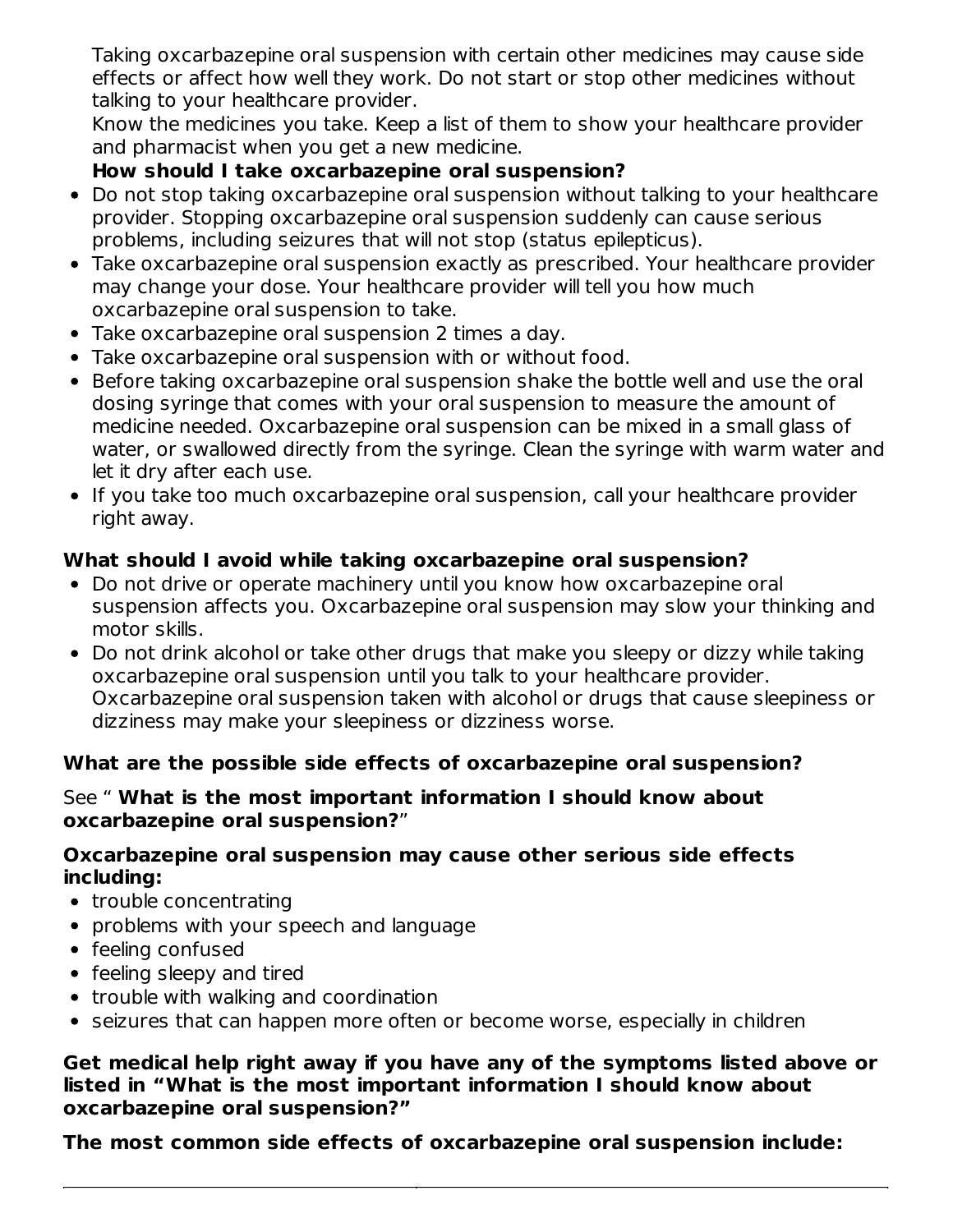Taking oxcarbazepine oral suspension with certain other medicines may cause side effects or affect how well they work. Do not start or stop other medicines without talking to your healthcare provider.

Know the medicines you take. Keep a list of them to show your healthcare provider and pharmacist when you get a new medicine.

**How should I take oxcarbazepine oral suspension?**

- Do not stop taking oxcarbazepine oral suspension without talking to your healthcare provider. Stopping oxcarbazepine oral suspension suddenly can cause serious problems, including seizures that will not stop (status epilepticus).
- Take oxcarbazepine oral suspension exactly as prescribed. Your healthcare provider may change your dose. Your healthcare provider will tell you how much oxcarbazepine oral suspension to take.
- Take oxcarbazepine oral suspension 2 times a day.
- Take oxcarbazepine oral suspension with or without food.
- Before taking oxcarbazepine oral suspension shake the bottle well and use the oral dosing syringe that comes with your oral suspension to measure the amount of medicine needed. Oxcarbazepine oral suspension can be mixed in a small glass of water, or swallowed directly from the syringe. Clean the syringe with warm water and let it dry after each use.
- If you take too much oxcarbazepine oral suspension, call your healthcare provider right away.

**What should I avoid while taking oxcarbazepine oral suspension?**

- Do not drive or operate machinery until you know how oxcarbazepine oral suspension affects you. Oxcarbazepine oral suspension may slow your thinking and motor skills.
- Do not drink alcohol or take other drugs that make you sleepy or dizzy while taking oxcarbazepine oral suspension until you talk to your healthcare provider. Oxcarbazepine oral suspension taken with alcohol or drugs that cause sleepiness or dizziness may make your sleepiness or dizziness worse.

**What are the possible side effects of oxcarbazepine oral suspension?**

See " **What is the most important information I should know about oxcarbazepine oral suspension?**"

**Oxcarbazepine oral suspension may cause other serious side effects including:**

- trouble concentrating
- problems with your speech and language
- feeling confused
- feeling sleepy and tired
- trouble with walking and coordination
- seizures that can happen more often or become worse, especially in children

**Get medical help right away if you have any of the symptoms listed above or listed in "What is the most important information I should know about oxcarbazepine oral suspension?"**

**The most common side effects of oxcarbazepine oral suspension include:**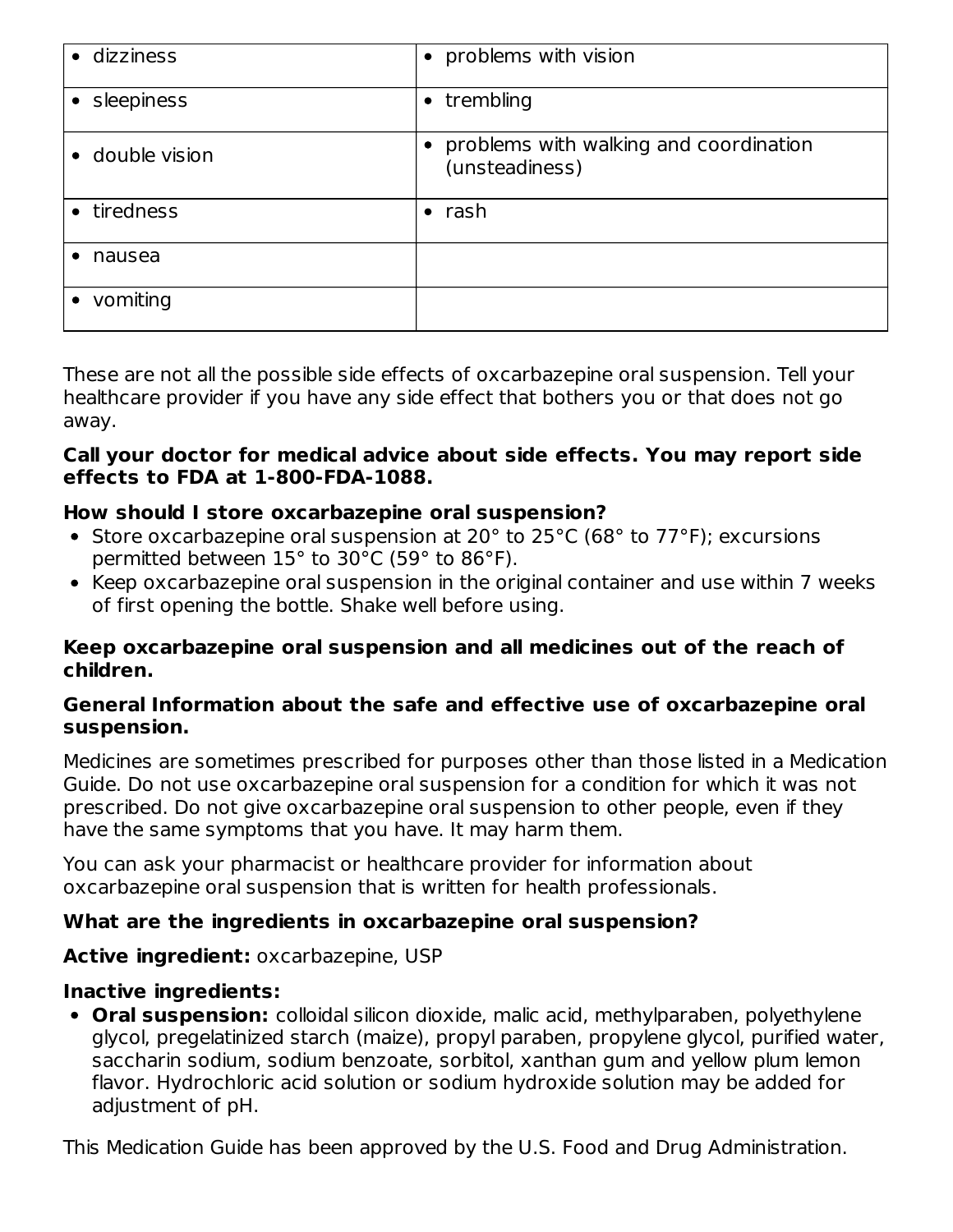| | |
|---|---|
| • dizziness | • problems with vision |
| • sleepiness | • trembling |
| • double vision | • problems with walking and coordination (unsteadiness) |
| • tiredness | • rash |
| • nausea | |
| • vomiting | |

These are not all the possible side effects of oxcarbazepine oral suspension. Tell your healthcare provider if you have any side effect that bothers you or that does not go away.

**Call your doctor for medical advice about side effects. You may report side effects to FDA at 1-800-FDA-1088.**

**How should I store oxcarbazepine oral suspension?**

- Store oxcarbazepine oral suspension at 20° to 25°C (68° to 77°F); excursions permitted between 15° to 30°C (59° to 86°F).
- Keep oxcarbazepine oral suspension in the original container and use within 7 weeks of first opening the bottle. Shake well before using.

**Keep oxcarbazepine oral suspension and all medicines out of the reach of children.**

**General Information about the safe and effective use of oxcarbazepine oral suspension.**

Medicines are sometimes prescribed for purposes other than those listed in a Medication Guide. Do not use oxcarbazepine oral suspension for a condition for which it was not prescribed. Do not give oxcarbazepine oral suspension to other people, even if they have the same symptoms that you have. It may harm them.

You can ask your pharmacist or healthcare provider for information about oxcarbazepine oral suspension that is written for health professionals.

**What are the ingredients in oxcarbazepine oral suspension?**

**Active ingredient:** oxcarbazepine, USP

**Inactive ingredients:**

- **Oral suspension:** colloidal silicon dioxide, malic acid, methylparaben, polyethylene glycol, pregelatinized starch (maize), propyl paraben, propylene glycol, purified water, saccharin sodium, sodium benzoate, sorbitol, xanthan gum and yellow plum lemon flavor. Hydrochloric acid solution or sodium hydroxide solution may be added for adjustment of pH.

This Medication Guide has been approved by the U.S. Food and Drug Administration.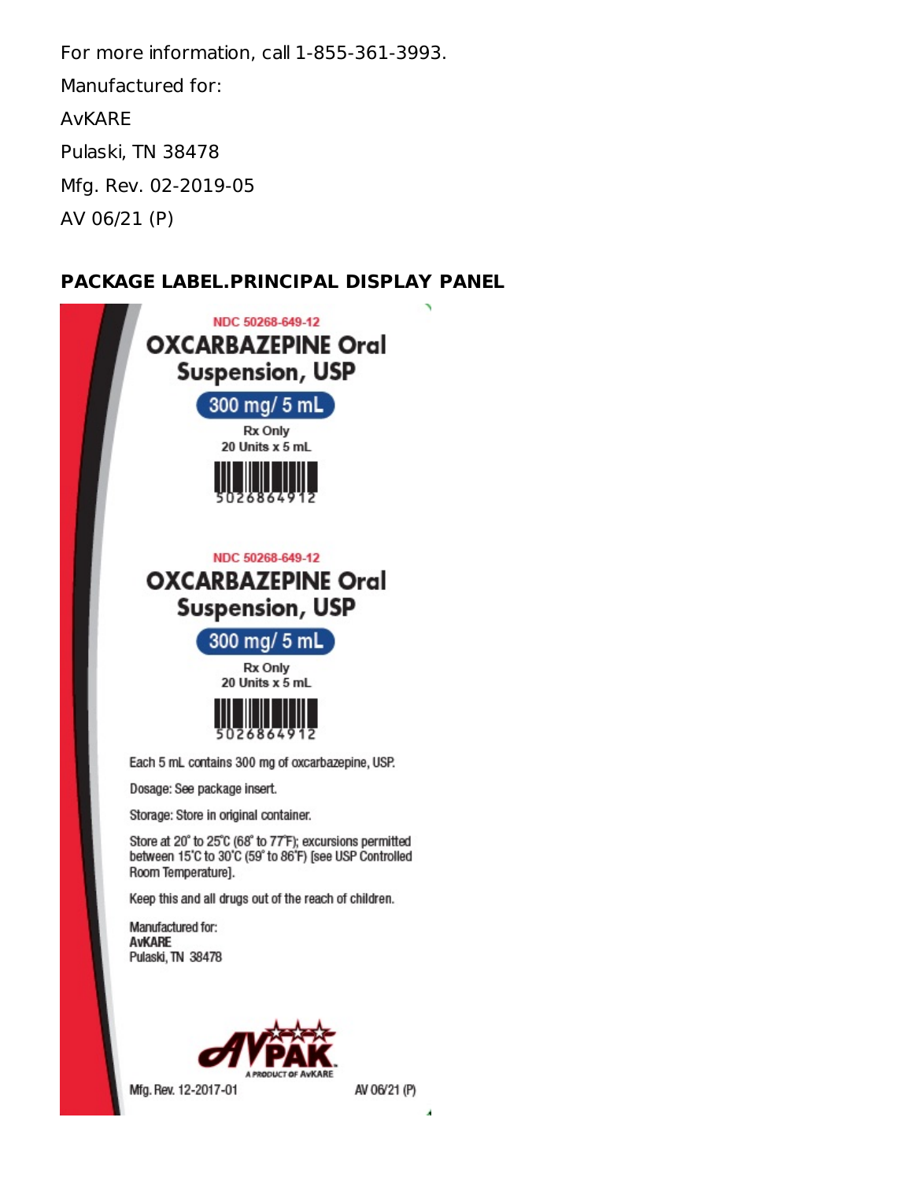For more information, call 1-855-361-3993.

Manufactured for:

AvKARE

Pulaski, TN 38478

Mfg. Rev. 02-2019-05

AV 06/21 (P)

## PACKAGE LABEL.PRINCIPAL DISPLAY PANEL

NDC 50268-649-12

**OXCARBAZEPINE Oral Suspension, USP**

**300 mg/ 5 mL**

Rx Only

20 Units x 5 mL

5026864912

NDC 50268-649-12

**OXCARBAZEPINE Oral Suspension, USP**

**300 mg/ 5 mL**

Rx Only

20 Units x 5 mL

5026864912

Each 5 mL contains 300 mg of oxcarbazepine, USP.

Dosage: See package insert.

Storage: Store in original container.

Store at 20° to 25°C (68° to 77°F); excursions permitted between 15°C to 30°C (59° to 86°F) [see USP Controlled Room Temperature].

Keep this and all drugs out of the reach of children.

Manufactured for:
**AvKARE**
Pulaski, TN 38478

AVPAK
A PRODUCT OF AvKARE

Mfg. Rev. 12-2017-01

AV 06/21 (P)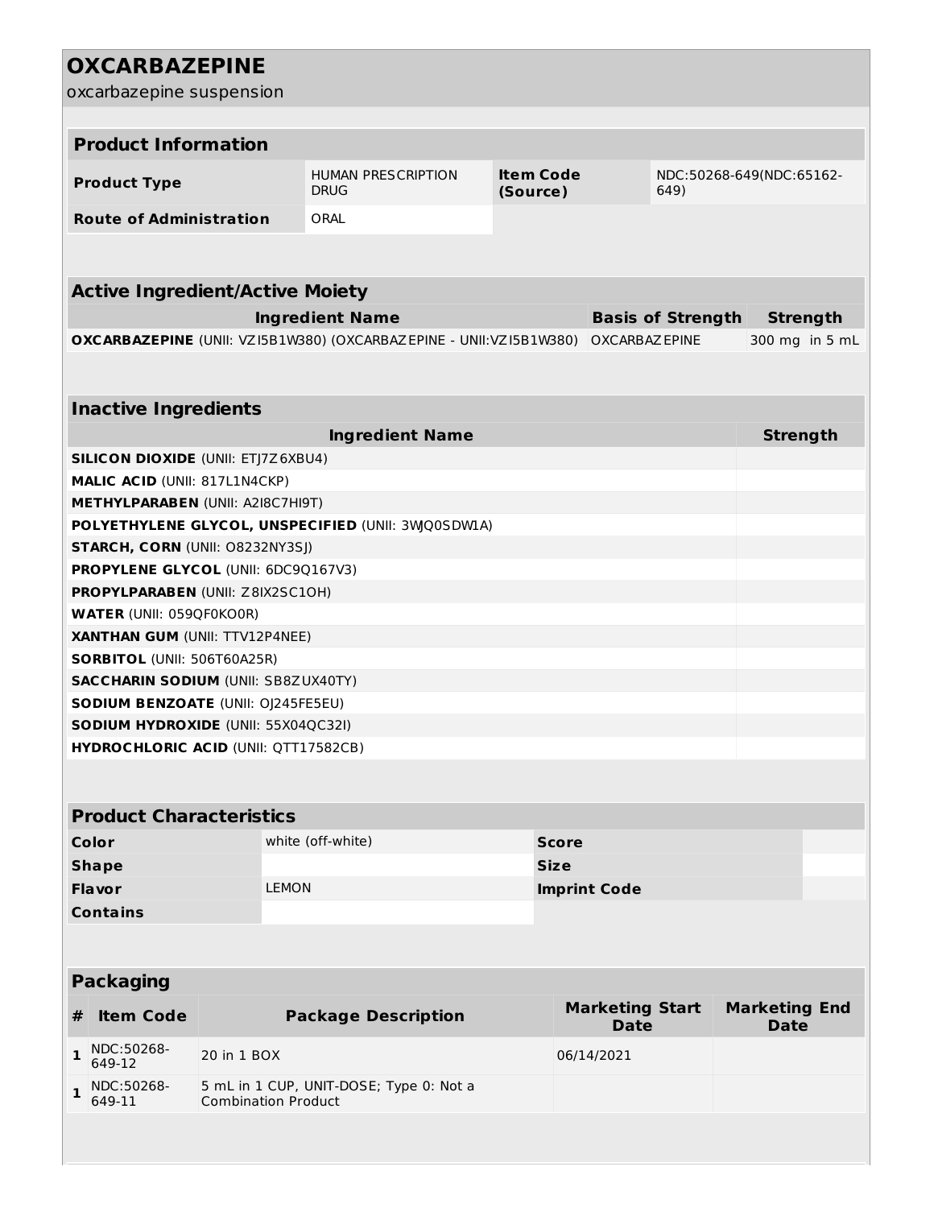# OXCARBAZEPINE

oxcarbazepine suspension

| Product Information | | | |
|---|---|---|---|
| **Product Type** | HUMAN PRESCRIPTION DRUG | **Item Code (Source)** | NDC:50268-649(NDC:65162-649) |
| **Route of Administration** | ORAL | | |

| Active Ingredient/Active Moiety | | |
|---|---|---|
| **Ingredient Name** | **Basis of Strength** | **Strength** |
| **OXCARBAZEPINE** (UNII: VZI5B1W380) (OXCARBAZEPINE - UNII:VZI5B1W380) | OXCARBAZEPINE | 300 mg in 5 mL |

| Inactive Ingredients | |
|---|---|
| **Ingredient Name** | **Strength** |
| **SILICON DIOXIDE** (UNII: ETJ7Z6XBU4) | |
| **MALIC ACID** (UNII: 817L1N4CKP) | |
| **METHYLPARABEN** (UNII: A2I8C7HI9T) | |
| **POLYETHYLENE GLYCOL, UNSPECIFIED** (UNII: 3WJQ0SDW1A) | |
| **STARCH, CORN** (UNII: O8232NY3SJ) | |
| **PROPYLENE GLYCOL** (UNII: 6DC9Q167V3) | |
| **PROPYLPARABEN** (UNII: Z8IX2SC1OH) | |
| **WATER** (UNII: 059QF0KO0R) | |
| **XANTHAN GUM** (UNII: TTV12P4NEE) | |
| **SORBITOL** (UNII: 506T60A25R) | |
| **SACCHARIN SODIUM** (UNII: SB8ZUX40TY) | |
| **SODIUM BENZOATE** (UNII: OJ245FE5EU) | |
| **SODIUM HYDROXIDE** (UNII: 55X04QC32I) | |
| **HYDROCHLORIC ACID** (UNII: QTT17582CB) | |

| Product Characteristics | | | |
|---|---|---|---|
| **Color** | white (off-white) | **Score** | |
| **Shape** | | **Size** | |
| **Flavor** | LEMON | **Imprint Code** | |
| **Contains** | | | |

| Packaging | | | | |
|---|---|---|---|---|
| **#** | **Item Code** | **Package Description** | **Marketing Start Date** | **Marketing End Date** |
| **1** | NDC:50268-649-12 | 20 in 1 BOX | 06/14/2021 | |
| **1** | NDC:50268-649-11 | 5 mL in 1 CUP, UNIT-DOSE; Type 0: Not a Combination Product | | |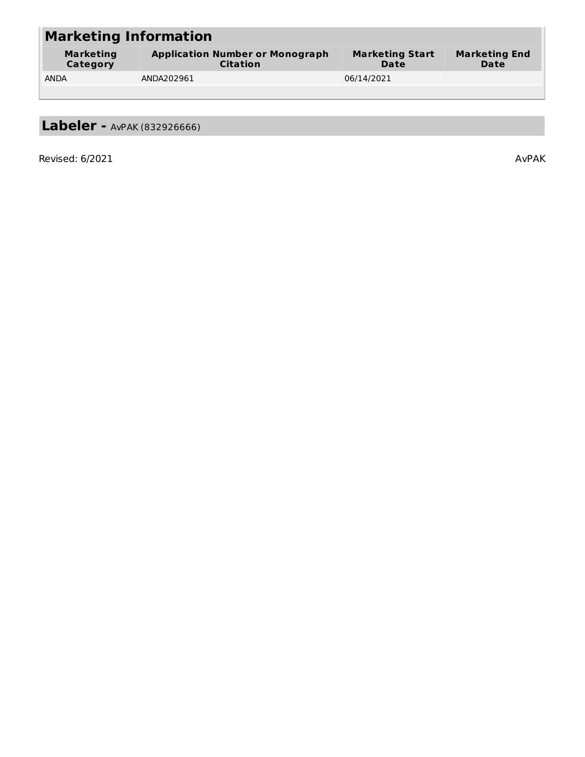## Marketing Information

| Marketing Category | Application Number or Monograph Citation | Marketing Start Date | Marketing End Date |
|---|---|---|---|
| ANDA | ANDA202961 | 06/14/2021 | |

## Labeler - AvPAK (832926666)

Revised: 6/2021

AvPAK